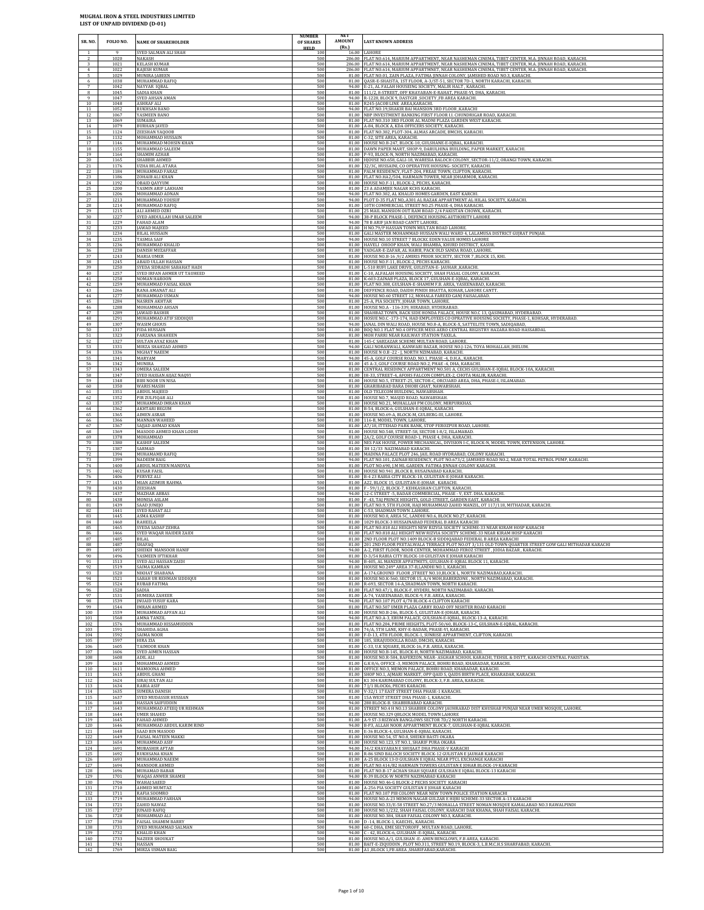**MUGHAL IRON & STEEL INDUSTRIES LIMITED**
**LIST OF UNPAID DIVIDEND (D-01)**

| SR. NO. | FOLIO NO. | NAME OF SHAREHOLDER | NUMBER OF SHARES HELD | NET AMOUNT (Rs.) | LAST KNOWN ADDRESS |
|---|---|---|---|---|---|
| 1 | 9 | SYED SALMAN ALI SHAH | 100 | 16.00 | LAHORE |
| 2 | 1020 | NAKASH | 500 | 206.00 | FLAT NO.614, MARIUM APPARTMENT, NEAR NASHEMAN CINEMA, TIBET CENTER, M.A. JINNAH ROAD, KARACHI. |
| 3 | 1021 | KELASH KUMAR | 500 | 206.00 | FLAT NO.614, MARIUM APPARTMENT, NEAR NASHEMAN CINEMA, TIBET CENTER, M.A. JINNAH ROAD, KARACHI. |
| 4 | 1022 | RAJESH KUMAR | 500 | 206.00 | FLAT NO.614, MARIUM APPARTMNET, NEAR NASHEMAN CINEMA, TIBET CENTER, M.A. JINNAH ROAD, KARACHI. |
| 5 | 1029 | MUNIRA JABEEN | 500 | 81.00 | FLAT NO.01, ZAIN PLAZA, FATIMA JINNAH COLONY, JAMSHED ROAD NO.3, KARACHI. |
| 6 | 1038 | MUHAMMAD RAFIQ | 500 | 81.00 | QASR-E-SHAISTA, 1ST FLOOR, A-3/ST-51, SECTOR 7D-1, NORTH KARACHI, KARACHI. |
| 7 | 1042 | NAYYAR IQBAL | 500 | 94.00 | E-21, AL FALAH HOUSEING SOCIETY, MALIR HALT , KARACHI. |
| 8 | 1045 | SADIA KHAN | 500 | 81.00 | 111/2, 8-STREET, OFF KHAYABAN-E-RAHAT, PHASE-VI, DHA, KARACHI. |
| 9 | 1047 | SYED AHSAN AMAN | 500 | 94.00 | R-1228, BLOCK 9, DASTGIR ,SOCIETY ,FB AREA KARACHI. |
| 10 | 1048 | ASHRAF ALI | 500 | 81.00 | R245-JACOB LINE AREA,KARACHI. |
| 11 | 1052 | RUKHSAN BANO | 500 | 94.00 | FLAT NO.19,SHAKIR BAI MANSION 3RD FLOOR ,KARACHI |
| 12 | 1067 | YASMEEN BANO | 500 | 81.00 | NBP INVESTMENT BANKING FIRST FLOOR I.I. CHUNDRIGAR ROAD, KARACHI. |
| 13 | 1069 | SUMAIRA | 500 | 81.00 | FLAT NO.310 3RD FLOOR AL MADNI PLAZA GARDEN WEST KARACHI. |
| 14 | 1079 | BURHAN JAVED | 500 | 81.00 | A-84, BLOCK A, KDA OFFICERS SOCIETY, KARACHI. |
| 15 | 1124 | ZEESHAN YAQOOB | 500 | 81.00 | FLAT NO.302, PLOT-304, ALMAS ARCADE, BMCHS, KARACHI. |
| 16 | 1132 | MOHAMMAD HUSSAIN | 500 | 81.00 | C-32, SITE AREA, KARACHI. |
| 17 | 1146 | MUHAMMAD MOHSIN KHAN | 500 | 81.00 | HOUSE NO.B-247, BLOCK-10, GULSHANE-E-IQBAL, KARACHI. |
| 18 | 1155 | MUHAMMAD SALEEM | 500 | 81.00 | DAWN PAPER MART, SHOP-9, DARULHINA BUILDING, PAPER MARKET, KARACHI. |
| 19 | 1164 | SHAMIM AZHAR | 500 | 81.00 | P-93, BLOCK-N, NORTH NAZIMABAD, KARACHI. |
| 20 | 1165 | SHABBIR AHMED | 500 | 81.00 | H|OUSE NO.658, GALI-18, WARESIA BALOCH COLONY, SECTOR-11/2, ORANGI TOWN, KARACHI. |
| 21 | 1176 | UZHA BILAL ATARA | 500 | 81.00 | 32/3C, HUSSAINI, CO OPERATIVE HOUSING- SOCIETY, KARACHI. |
| 22 | 1184 | MUHAMMAD FARAZ | 500 | 81.00 | PALM RESIDENCY, FLAT-204, FREAE TOWN, CLIFTON, KARACHI. |
| 23 | 1186 | ZOHAIB ALI KHAN | 500 | 81.00 | FLAT NO.HA2/504, HARMAIN TOWER, NEAR JOHARMOR, KARACHI. |
| 24 | 1192 | OBAID QAYYUM | 500 | 81.00 | HOUSE NO.F-11, BLOCK-2, PECHS, KARACHI. |
| 25 | 1200 | YASMIN ARIF LAKHANI | 500 | 81.00 | 23 A ADAMJEE NAGAR KCHS KARACHI. |
| 26 | 1206 | MOHAMMAD ADNAN | 500 | 94.00 | FLAT NO.302, AL KHALID HOMES GARDEN, EAST KARCHI. |
| 27 | 1213 | MUHAMMAD YOUSUF | 500 | 94.00 | PLOT D-35 FLAT NO..A301 AL RAZAK APPARTMENT AL HILAL SOCIETY, KARACHI. |
| 28 | 1214 | MUHAMMAD RAFIQ | 500 | 81.00 | 10TH COMMERCIAL STREET NO.25 PHASE-4, DHA KARACHI. |
| 29 | 1215 | ALI AHMED OZRI | 500 | 81.00 | 25 MAIL MANSION OUT RAM ROAD 2/4 PAKISTAN CHOWK, KARACHI. |
| 30 | 1227 | SYED ABDULLAH UMAR SALEEM | 500 | 94.00 | 38-P BLOCK PHASE-1, DEFENCE HOUSING AUTHORITY LAHORE |
| 31 | 1229 | FAHAD ALAM | 500 | 94.00 | 78 B ARIF JAN ROAD CANTT LAHORE. |
| 32 | 1233 | JAWAD MAJEED | 500 | 81.00 | H NO.79/P HASSAN TOWN MULTAN ROAD LAHORE. |
| 33 | 1234 | BILAL HUSSAIN | 500 | 81.00 | GALI MASTER MOHAMMAD HUSSAIN WALI WARD 4, LALAMUSA DISTRICT GUJRAT PUNJAB. |
| 34 | 1235 | TASMIA SAIF | 500 | 94.00 | HOUSE NO.10 STREET 7 BLOCKE EDEN VALUE HOMES LAHORE |
| 35 | 1236 | MUHAMMAD KHALID | 500 | 81.00 | HAVELI OHOOP KHAN, WALI BHAMBA, KHURD DISTRICT, KASUR. |
| 36 | 1238 | DANISH MUZAFFAR | 500 | 81.00 | YADGAR-E-ZAFAR, AL HABIB, PACK OLD SANDA ROAD, LAHORE. |
| 37 | 1243 | MARIA UMER | 500 | 81.00 | HOUSE NO.B-16 ,9/2 AMIRIS PRIOR SOCIETY, SECTOR 7 ,BLOCK 15, KHI. |
| 38 | 1245 | ABAID ULLAH HASSAN | 500 | 81.00 | HOUSE NO.F-11, BLOCK-2, PECHS KARACHI. |
| 39 | 1250 | SYEDA SIDRADH SABAHAT HADI | 500 | 81.00 | L-510 RUFI LAKE DRIVE, GULISTAN-E- JAUHAR ,KARACHI. |
| 40 | 1257 | SYED IRFAN AHMER UT TAUHEED | 500 | 81.00 | C-10, ALFALAH HOUSING SOCIETY, SHAH FIASAL COLONY, KARACHI. |
| 41 | 1258 | NOMAN HAROON | 500 | 81.00 | K-603-ZAINAB PLAZA, BLOCK 17, GULSHAN-E-IQBAL, KARACHI. |
| 42 | 1259 | MUHAMMAD FAISAL KHAN | 500 | 81.00 | FLAT NO.308, GULSHAN-E-SHAMIM F.B. AREA, YASEENABAD, KARACHI. |
| 43 | 1266 | RANA AMANAT ALI | 500 | 81.00 | DEFFENCE ROAD, DAIDH PINDI BHATTA, KOHAR, LAHORE CANTT. |
| 44 | 1277 | MUHAMMAD USMAN | 500 | 94.00 | HOUSE NO.60 STREET 12, MOHALA FAREED GANJ FAISALABAD. |
| 45 | 1284 | NASREN AKHTAR | 500 | 81.00 | 25-A, PIA SOCIETY, JOHAR TOWN, LAHORE. |
| 46 | 1288 | MOHAMMAD AHSAN | 500 | 81.00 | HOUSE NO.A - 116-339, HIRABAD, HYDERABAD. |
| 47 | 1289 | JAWAID BASHIR | 500 | 81.00 | SHAHBAZ TOWN, BACK SIDE HONDA PALACE, HOUSE NO.C 13, QASIMABAD, HYDERABAD. |
| 48 | 1291 | MUHAMMAD ATIF SIDDIQUI | 500 | 81.00 | HOSUE NO.C -173-174, HAD EMPLOYEES CO OPRATIVE HOUSING SOCIETY, PHASE-1, KOHSAR, HYDERABAD. |
| 49 | 1307 | WASIM GHOUS | 500 | 94.00 | JANAL DIN WALI ROAD, HOUSE NO.8-A, BLOCK-X, SATTELITE TOWN, SADIQABAD, |
| 50 | 1317 | FIDA HUSSAIN | 500 | 81.00 | BOQ NO.1 FLAT NO.4 OFFICER MESS AERO CENTRAL REGISTRY HAZARA ROAD HASSABDAL |
| 51 | 1323 | FARZANA SHAHEEN | 500 | 81.00 | MOH PARRI NEAR RAILWAY STATION TAXILA. |
| 52 | 1327 | SULTAN AYAZ KHAN | 500 | 81.00 | 145-C SABZAZAR SCHEME MULTAN ROAD, LAHORE. |
| 53 | 1331 | MIRZA SHAHZAD AHMED | 500 | 94.00 | GALI NORANWALI, KANWARI BAZAR, HOUSE NO.J-126, TOYA MOHALLAH, JHELUM. |
| 54 | 1336 | NIGHAT NAEEM | 500 | 81.00 | HOUSE N O.B -22 - J, NORTH NZIMABAD, KARACHI. |
| 55 | 1341 | MARYAM | 500 | 94.00 | 45-A, GOLF COURSE ROAD, NO.3, PHASE -4, D.H.A., KARACHI. |
| 56 | 1342 | MUNIRA | 500 | 81.00 | 45 A-3, GOLF COURSE ROAD NO.2, PHAE -4, DHA, KARACHI. |
| 57 | 1343 | OMERA SALEEM | 500 | 81.00 | CENTRAL RESIDINCY APPARTMENT NO.501 A, CECHS GULSHAN-E-IQBAL BLOCK-10A, KARACHI. |
| 58 | 1347 | SYED HASSAN AIJAZ NAQVI | 500 | 81.00 | IH-33, STREET-4, AFOHS FALCON COMPLEX-2, CHOTA MALIR, KARACHI. |
| 59 | 1348 | BIBI NOOR UN NISA | 500 | 81.00 | HOUSE NO.5, STREET-25, SECTOR-C, ORCUARD AREA, DHA, PHASE-I, ISLAMABAD. |
| 60 | 1350 | WARIS MASIH | 500 | 81.00 | GHARIBABAD BARA DHOBI GHAT, NAWABSHAH. |
| 61 | 1351 | ABDUL MAJEED | 500 | 81.00 | OLD TELECOM BUILDING, NAWABSHAH. |
| 62 | 1352 | PIR ZULFIQAR ALI | 500 | 81.00 | HOUSE NO.7, MASJID ROAD, NAWABSHAH. |
| 63 | 1357 | MUHAMMAD IMRAN KHAN | 500 | 81.00 | HOUSE NO.21, MUHALLAH PM COLONY, MIRPURKHAS. |
| 64 | 1362 | AKHTARI BEGUM | 500 | 81.00 | B-54, BLOCK-6, GULSHAN-E-IQBAL, KARACHI. |
| 65 | 1365 | AIMEN ASRAR | 500 | 81.00 | HOUSE NO.69-A, BLOCK-M, GULBERG-III, LAHORE. |
| 66 | 1366 | MANNAN WAHEED | 500 | 81.00 | 116-B, MODEL TOWN, LAHORE. |
| 67 | 1367 | SAJJAD AHMAD KHAN | 500 | 81.00 | A7/18, ITTEHAD PARK BANK, STOP FEROZPUR ROAD, LAHORE. |
| 68 | 1369 | MASOOD AHMED KHAN LODHI | 500 | 81.00 | HOUSE NO.548, STREET-58, SECTOR I-8/2, ISLAMABAD. |
| 69 | 1378 | MOHAMMAD | 500 | 81.00 | 2A/2, GOLF COURSE ROAD-1, PHASE 4, DHA, KARACHI. |
| 70 | 1380 | KASHIF SALEEM | 500 | 81.00 | NES PAK HOUSE, POWER MECHANICAL, DIVISION I-C, BLOCK-N, MODEL TOWN, EXTENSION, LAHORE. |
| 71 | 1387 | SARMAD | 500 | 81.00 | 3H 12/33 NAZIMABAD KARACHI. |
| 72 | 1394 | MUHAMAMD RAFIQ | 500 | 81.00 | MADINA PALACE PLOT 246, JAIL ROAD HYDRABAD, COLONY KARACHI. |
| 73 | 1399 | NADEEM BAIG | 500 | 94.00 | FLAT NO.101, ZAINAB RESIDENCY, PLOT NO.673/2, JAMSHED ROAD NO.2, NEAR TOTAL PETROL PUMP, KARACHI. |
| 74 | 1400 | ABDUL MATEEN MANDVIA | 500 | 81.00 | PLOT NO.690, J.M ML GARDEN, FATIMA JINNAH COLONY KARACHI. |
| 75 | 1402 | KUSAR FAISL | 500 | 81.00 | HOUSE NO.941 ,BLOCK B, HUSAINABAD KARACHI. |
| 76 | 1406 | PERVEZ ALI | 500 | 81.00 | B-4 23 RABIA CITY BLOCK-18, GULISTAN-E-JOHAR KARACHI. |
| 77 | 1415 | MIAN AZIMUR RAHMA | 500 | 81.00 | A22, BLOCK 15, GULISTAN-E-JOHAR , KARACHI. |
| 78 | 1430 | ZEESHAN | 500 | 81.00 | F - 59/1/2, BLOCK-7, KEHKASHAN CLIFTON, KARACHI. |
| 79 | 1437 | MAZHAR ABBAS | 500 | 94.00 | 12-C STREET -5, BADAR COMMERCIAL, PHASE - V, EXT. DHA. KARACHI. |
| 80 | 1438 | MONISA ASLAM | 500 | 81.00 | F -43, TAJ PRINCE HEIGHTS, GOLD STREET, GARDEN EAST, KARACHI. |
| 81 | 1439 | SAAD JUNEJO | 500 | 81.00 | FLAT NO.9, 5TH FLOOR, HAJI MUHAMMAD ZAHID MANZIL, OT 117/118, MITHADAR, KARACHI. |
| 82 | 1441 | SYED RAHAT ALI | 500 | 81.00 | C-53, SHADMAN TOWN ,LAHORE. |
| 83 | 1445 | ASMA KASHIF | 500 | 81.00 | HOUSE NO.8, AREA 5C, LANDHI NO.6, BLOCK NO.27, KARACHI. |
| 84 | 1460 | RAHEELA | 500 | 81.00 | 1029 BLOCK-3 HUSSAINABAD FEDERAL B AREA KARACHI |
| 85 | 1465 | SYEDA SADAF ZEHRA | 500 | 81.00 | FLAT NO.818 ALI HEIGHTS NEW RIZVIA SOCIETY SCHEME-33 NEAR KIRAM HOSP KARACHI |
| 86 | 1466 | SYED WAQAR HAIDER ZAIDI | 500 | 81.00 | FLAT NO.818 ALI HEIGHT NEW RIZVIA SOCIETY SCHEME-33 NEAR KIRAM HOSP KARACHI |
| 87 | 1485 | BILAL | 500 | 81.00 | 2ND FLOOR PLOT NO.1409 BLOCK-B SIDDIQABAD FEDERAL B AREA KARACHI |
| 88 | 1487 | SHAFAQ | 500 | 81.00 | 201 2ND FLOOR PEETALWALA TERRACE PLOT NO.OT 3/131 OLD TOWN QUARTER STREET GOW GALI MITHADAR KARACHI |
| 89 | 1493 | SHEIKH MANSOOR HANIF | 500 | 94.00 | A-2, FIRST FLOOR, NOOR CENTER, MOHAMMAD FEROZ STREET , JODIA BAZAR , KARACHI. |
| 90 | 1496 | YASMEEN IFTIKHAR | 500 | 81.00 | D-3/54 RABIA CITY BLOCK-18 GULISTAN E JOHAR KARACHI |
| 91 | 1513 | SYED ALI HASSAN ZAIDI | 500 | 94.00 | B-405, AL MANZER APPATMETS, GULSHAN-E-IQBAL BLOCK 11, KARACHI. |
| 92 | 1519 | SAIMA KAMRAN | 500 | 81.00 | HOUSE NO.249* AREA 37-B,LANDHI NO.1, KARACHI. |
| 93 | 1520 | NIKHAT SHABANA | 500 | 81.00 | A-174,GROUND FLOOR ,STREET NO.10,BLOCK L, NORTH NAZIMABAD,KARACHI. |
| 94 | 1521 | SABAH UR REHMAN SIDDIQUI | 500 | 81.00 | HOUSE NO.K-560, SECTOR 15, A/4 MOH,BABERZONE , NORTH NAZIMABAD, KARACHI. |
| 95 | 1524 | RUBAB FATIMA | 500 | 81.00 | R-693, SECTOR 14-A,SHADMAN TOWN, NORTH KARACHI. |
| 96 | 1528 | SADIA | 500 | 81.00 | FLAT NO.47/1, BLOCK-F, HYDERI, NORTH NAZIMABAD, KARACHI. |
| 97 | 1531 | HUMERA ZAHEER | 500 | 81.00 | A-74, YASEENABAD, BLOCK-9, F.B. AREA, KARACHI. |
| 98 | 1539 | JNUAID YUSUF KARA | 500 | 94.00 | FLAT NO.107 PLOT 4/78 BLOCK-4 CLIFTON KARACHI |
| 99 | 1544 | IMRAN AHMED | 500 | 81.00 | FLAT NO.507 UMER PLAZA CARRY ROAD OFF NISHTER ROAD KARACHI |
| 100 | 1559 | MUHAMMAD AFFAN ALI | 500 | 81.00 | HOUSE NO.B-246, BLOCK-5, GULISTAN-E-JOHAR, KARACHI. |
| 101 | 1568 | AMNA TANZIL | 500 | 94.00 | FLAT NO.A-3, ERUM PALACE, GULSHAN-E-IQBAL, BLOCK-13-A, KARACHI. |
| 102 | 1576 | MUHAMMAD HISSAMUDDIN | 500 | 94.00 | FLAT NO.204, PRIME HEIGHTS, PLOT-50/60, BLOCK-13-C, GULSHAN-E-IQBAL, KARACHI. |
| 103 | 1591 | SHAHIDA AGHA | 500 | 81.00 | 74/A, 5TH LANE, KHY-E-BADAR, PHASE-VI, KARACHI. |
| 104 | 1592 | SAIMA NOOR | 500 | 81.00 | F-D-13, 4TH FLOOR, BLOCK-1, SUNRISE APPARTMENT, CLIFTON, KARACHI. |
| 105 | 1597 | HIRA ZIA | 500 | 81.00 | 185, SIRAJUDDOLLA ROAD, DMCHS, KARACHI. |
| 106 | 1605 | TAIMOOR KHAN | 500 | 81.00 | C-33, U.K SQUARE, BLOCK-16, F.B. AREA, KARACHI. |
| 107 | 1606 | SYED AIMEN HASSAN | 500 | 81.00 | HOUSE NO.B-145, BLOCK-H, NORTH NAZIMABAD, KARACHI. |
| 108 | 1608 | ADIL ALI | 500 | 81.00 | HOUSE NO.R-584, BAFERZON, NEAR- ASGHAR SCHOOL KARACHI, TEHSIL & DISTT, KARACHI CENTRAL PAKISTAN. |
| 109 | 1610 | MOHAMMAD AHMED | 500 | 81.00 | GK 8/6, OFFICE -3, MEMON PALACE, BOHRI ROAD, KHARADAR, KARACHI. |
| 110 | 1611 | MAMOONA AHMED | 500 | 81.00 | OFFICE NO.3, MEMON PALACE, BOHRI ROAD, KHARADAR, KARACHI. |
| 111 | 1615 | ABDUL GHANI | 500 | 81.00 | SHOP NO.1, AJMARI MARKET, OPP QAID S, QAIDS BIRTH PLACE, KHARADAR, KARACHI. |
| 112 | 1624 | SIRAJ SULTAN ALI | 500 | 81.00 | K1 304 KARIMABAD COLONY, BLOCK-3, F.B. AREA, KARACHI. |
| 113 | 1634 | RABIA ASIF | 500 | 81.00 | 71/1 BLOCK6, PECHS KARACHI. |
| 114 | 1635 | SUMERA DANISH | 500 | 81.00 | V-32/1 17 EAST STREET DHA PHASE-1 KARACHI. |
| 115 | 1637 | SYED MUDASSIR HUSSIAN | 500 | 81.00 | 15A WEST STREET DHA PHASE-1, KARACHI. |
| 116 | 1640 | HASSAN SAIFUDDIN | 500 | 94.00 | 288 BLOCK-B. SHABBIRABAD KARACHI. |
| 117 | 1643 | MUHAMMAD ATEEQ UR REHMAN | 500 | 81.00 | STREET NO.4 H NO.13 SHABBIR COLONY JAUHRABAD DIST KHUSHAB PUNJAB NEAR UMER MOSQUE, LAHORE. |
| 118 | 1644 | UMER SHAHID | 500 | 81.00 | HOUSE NO.329 QBLOCK MODEL TOWN LAHORE |
| 119 | 1645 | FAHAD AHMED | 500 | 81.00 | A-9 ST-3 RIZWAN BANGLOWS SECTOR 7D/2 NORTH KARACHI. |
| 120 | 1646 | MUHAMMAD ABDUL KARIM RIND | 500 | 94.00 | B-P3, ALLAH NOOR APPARTMENT BLOCK-7, GULSHAN-E-IQBAL KARACHI. |
| 121 | 1648 | SAAD BIN MASOOD | 500 | 81.00 | E-36 BLOCK-4, GULSHAN-E-IQBAL KARACHI. |
| 122 | 1649 | FAISAL MATEEN MAKKI | 500 | 81.00 | HOUSE NO.54, ST NO.8, SHEIKH BASTI OKARA |
| 123 | 1654 | MUHAMMAD ASIF | 500 | 81.00 | HOUSE NO.123, ST NO.1, SHARIF PURA OKARA |
| 124 | 1691 | MUBASHIR AFTAB | 500 | 94.00 | 34/2 KHAYABAN E SHUJAAT DHA PHASE-V KARACHI |
| 125 | 1692 | RUKHSANA KHAN | 500 | 81.00 | R-86 SIND BALOCH SOCIETY BLOCK-12 GULISTAN E JAUHAR KARACHI |
| 126 | 1693 | MUHAMMAD NAEEM | 500 | 81.00 | A-25 BLOCK 13-D GULSHAN E IQBAL NEAR PTCL EXCHANGE KARACHI |
| 127 | 1694 | MANSOOR AHMED | 500 | 81.00 | FLAT NO.414/B2 HARMAIN TOWERS GULISTAN E JOHAR BLOCK-19 KARACHI |
| 128 | 1696 | MUHAMAD BABAR | 500 | 81.00 | FLAT NO.B-17 ACHAN SHAH SQUARE GULSHAN E IQBAL BLOCK-13 KARACHI |
| 129 | 1701 | WAQAS ANWER SHAMSI | 500 | 94.00 | R-39 BLOCK-W NORTH NAZIMABAD KARACHI |
| 130 | 1704 | WAHAJ SAEED | 500 | 81.00 | HOUSE NO.46-G BLOCK-2 PECHS SOCIETY KARACHI |
| 131 | 1710 | AHMED MUMTAZ | 500 | 81.00 | A-256 PIA SOCIETY GULISTAN E JOHAR KARACHI |
| 132 | 1711 | RAFIA SOOMRO | 500 | 81.00 | FLAT NO.107 PIB COLONY NEAR NEW TOWN POLICE STATION KARACHI |
| 133 | 1719 | MUHAMMAD FARHAN | 500 | 94.00 | HOUSE NO.A-23 MEMON NAGAR GULZAR E HIJRI SCHEME-33 SECTOR A-13 KARACHI |
| 134 | 1721 | ZAHID NAWAZ | 500 | 81.00 | HOUSE NO.33/E-58 STREET NO.27/3 MOHALLA STREET NOMAN MOSQUE KAMALABAD NO.3 RAWALPINDI |
| 135 | 1727 | JUNAID RAFIQ | 500 | 81.00 | HOUSE NO.1/232, SHAH FAISAL COLONY, KARACHI DAK KHANA, SHAH FAISAL KARACHI. |
| 136 | 1728 | MOHAMMAD ALI | 500 | 81.00 | HOUSE NO.384, SHAH FAISAL COLONY NO.3, KARACHI. |
| 137 | 1730 | FAISAL SHAMIM BARRY | 500 | 81.00 | D -14, BLOCK-1, KAECHS., KARACHI. |
| 138 | 1731 | SYED MUHAMMAD SALMAN | 500 | 94.00 | 60-C DHA, EME SECTOROFF , MULTAN ROAD, LAHORE. |
| 139 | 1732 | KHALID KHAN | 500 | 94.00 | C - 42, BLOCK-6, GULSHAN -E- IQBAL, KARACHI. |
| 140 | 1733 | NAZEER SHOUKAT | 500 | 81.00 | HOUSE NO.A/1, GULSHAN -E- AMIN BENGLOWS, F.B AREA, KARACHI. |
| 141 | 1741 | HASSAN | 500 | 81.00 | BAIT-E-ZIQUDDIN , PLOT NO.311, STREET NO.19, BLOCK-3, L.B.M.C.H.S SHARFABAD, KARACHI. |
| 142 | 1769 | MIRZA USMAN BAIG | 500 | 81.00 | A1 ,BLOCK 1,FB AREA ,SHARIFABAD,KARACHI. |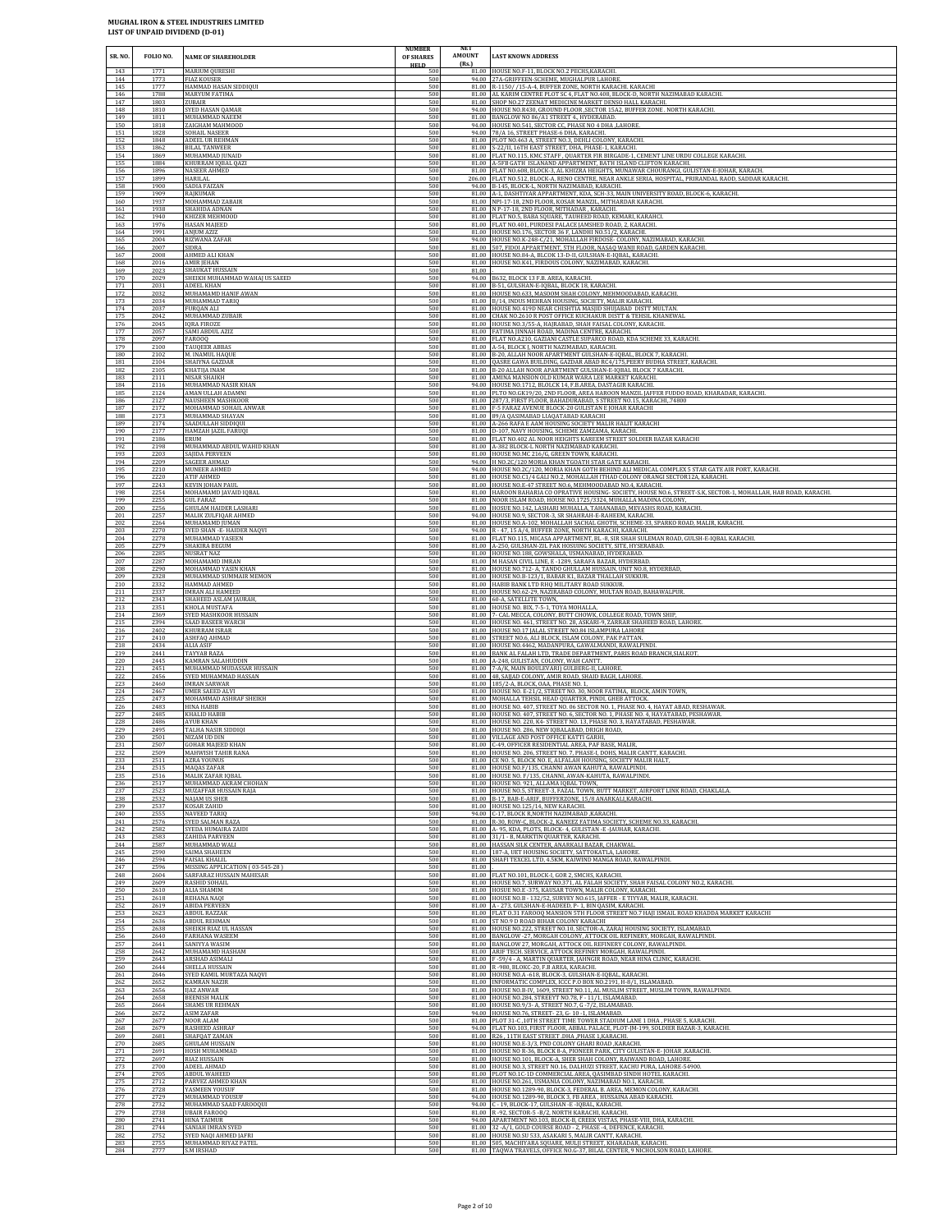**MUGHAL IRON & STEEL INDUSTRIES LIMITED**
**LIST OF UNPAID DIVIDEND (D-01)**

| SR. NO. | FOLIO NO. | NAME OF SHAREHOLDER | NUMBER OF SHARES HELD | NET AMOUNT (Rs.) | LAST KNOWN ADDRESS |
|---|---|---|---|---|---|
| 143 | 1771 | MARIUM QURESHI | 500 | 81.00 | HOUSE NO.F-11, BLOCK NO.2 PECHS,KARACHI. |
| 144 | 1773 | FIAZ KOUSER | 500 | 94.00 | 27A-GRIFFEEN-SCHEME, MUGHALPUR LAHORE. |
| 145 | 1777 | HAMMAD HASAN SIDDIQUI | 500 | 81.00 | R-1150/ /15-A-4, BUFFER ZONE, NORTH KARACHI. KARACHI |
| 146 | 1788 | MARYUM FATIMA | 500 | 81.00 | AL KARIM CENTRE PLOT SC 4, FLAT NO.408, BLOCK-D, NORTH NAZIMABAD KARACHI. |
| 147 | 1803 | ZUBAIR | 500 | 81.00 | SHOP NO.27 ZEENAT MEDICINE MARKET DENSO HALL KARACHI. |
| 148 | 1810 | SYED HASAN QAMAR | 500 | 94.00 | HOUSE NO.R430, GROUND FLOOR ,SECTOR 15A2, BUFFER ZONE . NORTH KARACHI. |
| 149 | 1811 | MUHAMMAD NAEEM | 500 | 81.00 | BANGLOW NO 86/A1 STREET 4,, HYDERABAD. |
| 150 | 1818 | ZAIGHAM MAHMOOD | 500 | 94.00 | HOUSE NO.541, SECTOR CC, PHASE NO 4 DHA ,LAHORE. |
| 151 | 1828 | SOHAIL NASEER | 500 | 94.00 | 78/A 16, STREET PHASE-6 DHA, KARACHI. |
| 152 | 1848 | ADEEL UR REHMAN | 500 | 81.00 | PLOT NO.463 A, STREET NO.3, DEHLI COLONY, KARACHI. |
| 153 | 1862 | BILAL TANWEER | 500 | 81.00 | S-22/II, 16TH EAST STREET, DHA, PHASE-1, KARACHI. |
| 154 | 1869 | MUHAMMAD JUNAID | 500 | 81.00 | FLAT NO.115, KMC STAFF , QUARTER FIR BIRGADE-1, CEMENT LINE URDU COLLEGE KARACHI. |
| 155 | 1884 | KHURRAM IQBAL QAZI | 500 | 81.00 | A-5FB GATH ISLANAND APPARTMENT, BATH ISLAND CLIFTON KARACHI. |
| 156 | 1896 | NASEER AHMED | 500 | 81.00 | FLAT NO.608, BLOCK-3, AL KHIZRA HEIGHTS, MUNAWAR CHOURANGI, GULISTAN-E-JOHAR, KARACH. |
| 157 | 1899 | HARILAL | 500 | 206.00 | FLAT NO.512, BLOCK-A, RENO CENTRE, NEAR ANKLE SERIA, HOSPITAL, PRIRANDAL RAOD, SADDAR KARACHI. |
| 158 | 1900 | SADIA FAIZAN | 500 | 94.00 | B-145, BLOCK-L, NORTH NAZIMABAD, KARACHI. |
| 159 | 1909 | RAJKUMAR | 500 | 81.00 | A-1, DASHTIYAR APPARTMENT, KDA, SCH-33, MAIN UNIVERSITY ROAD, BLOCK-6, KARACHI. |
| 160 | 1937 | MOHAMMAD ZABAIR | 500 | 81.00 | NPI-17-18, 2ND FLOOR, KOSAR MANZIL, MITHARDAR KARACHI. |
| 161 | 1938 | SHAHIDA ADNAN | 500 | 81.00 | N P-17-18, 2ND FLOOR, MITHADAR , KARACHI. |
| 162 | 1940 | KHIZER MEHMOOD | 500 | 81.00 | FLAT NO.5, BABA SQUARE, TAUHEED ROAD, KEMARI,KARAHCI. |
| 163 | 1976 | HASAN MAJEED | 500 | 81.00 | FLAT NO.401, PURDESI PALACE JAMSHED ROAD, 2, KARACHI. |
| 164 | 1991 | ANJUM AZIZ | 500 | 81.00 | HOUSE NO.176, SECTOR 36 F, LANDHI NO.51/2, KARACHI. |
| 165 | 2004 | RIZWANA ZAFAR | 500 | 94.00 | HOUSE NO.K-248-C/21, MOHALLAH FIRDOSE- COLONY, NAZIMABAD, KARACHI. |
| 166 | 2007 | SIDRA | 500 | 81.00 | 507, FIDOI APPARTMENT, 5TH FLOOR, NASAQ WANJI ROAD, GARDEN KARACHI. |
| 167 | 2008 | AHMED ALI KHAN | 500 | 81.00 | HOUSE NO.84-A, BLCOK 13-D-II, GULSHAN-E-IQBAL, KARACHI. |
| 168 | 2016 | AMIR JEHAN | 500 | 81.00 | HOUSE NO.K41, FIRDOUS COLONY, NAZIMABAD, KARACHI. |
| 169 | 2023 | SHAUKAT HUSSAIN | 500 | 81.00 | |
| 170 | 2029 | SHEIKH MUHAMMAD WAHAJ US SAEED | 500 | 94.00 | B632, BLOCK 13 F.B. AREA, KARACHI. |
| 171 | 2031 | ADEEL KHAN | 500 | 81.00 | B-51, GULSHAN-E-IQBAL, BLOCK 18, KARACHI. |
| 172 | 2032 | MUHAMAMD HANIF AWAN | 500 | 81.00 | HOUSE NO.633, MASOOM SHAH COLONY, MEHMOODABAD, KARACHI. |
| 173 | 2034 | MUHAMMAD TARIQ | 500 | 81.00 | B/14, INDUS MEHRAN HOUSING, SOCIETY, MALIR KARACHI. |
| 174 | 2037 | FURQAN ALI | 500 | 81.00 | HOUSE NO.419D NEAR CHISHTIA MASJID SHUJABAD DISTT MULTAN. |
| 175 | 2042 | MUHAMMAD ZUBAIR | 500 | 81.00 | CHAK NO.2610 R POST OFFICE KUCHAKUR DISTT & TEHSIL KHANEWAL |
| 176 | 2045 | IQRA FIROZE | 500 | 81.00 | HOUSE NO.3/55-A, HAJRABAD, SHAH FAISAL COLONY, KARACHI. |
| 177 | 2057 | SAMI ABDUL AZIZ | 500 | 81.00 | FATIMA JINNAH ROAD, MADINA CENTRE, KARACHI. |
| 178 | 2097 | FAROOQ | 500 | 81.00 | FLAT NO.A210, GAZIANI CASTLE SUPARCO ROAD, KDA SCHEME 33, KARACHI. |
| 179 | 2100 | TAUQEER ABBAS | 500 | 81.00 | A-54, BLOCK J, NORTH NAZIMABAD, KARACHI. |
| 180 | 2102 | M. INAMUL HAQUE | 500 | 81.00 | B-20, ALLAH NOOR APARTMENT GULSHAN-E-IQBAL, BLOCK 7, KARACHI. |
| 181 | 2104 | SHAIYNA GAZDAR | 500 | 81.00 | QASRE GAWA BUILDING, GAZDAR ABAD RC4/175,PEERY BUDHA STREET, KARACHI. |
| 182 | 2105 | KHATIJA INAM | 500 | 81.00 | B-20 ALLAH NOOR APARTMENT GULSHAN-E-IQBAL BLOCK 7 KARACHI. |
| 183 | 2111 | NISAR SHAIKH | 500 | 81.00 | AMINA MANSION OLD KUMAR WARA LEE MARKET KARACHI. |
| 184 | 2116 | MUHAMMAD NASIR KHAN | 500 | 94.00 | HOUSE NO.1712, BLOLCK 14, F.B.AREA, DASTAGIR KARACHI. |
| 185 | 2124 | AMAN ULLAH ADAMNI | 500 | 81.00 | PLTO NO.GK19/20, 2ND FLOOR, AREA HAROON MANZIL JAFFER FUDDO ROAD, KHARADAR, KARACHI. |
| 186 | 2127 | NAUSHEEN MASHKOOR | 500 | 81.00 | 287/3, FIRST FLOOR, BAHADURABAD, 5 STREET NO.15, KARACHI,,74800 |
| 187 | 2172 | MOHAMMAD SOHAIL ANWAR | 500 | 81.00 | F-5 FARAZ AVENUE BLOCK-20 GULISTAN E JOHAR KARACHI |
| 188 | 2173 | MUHAMMAD SHAYAN | 500 | 81.00 | 89/A QASIMABAD LIAQATABAD KARACHI |
| 189 | 2174 | SAADULLAH SIDDIQUI | 500 | 81.00 | A-266 RAFA E AAM HOUSING SOCIETY MALIR HALIT KARACHI |
| 190 | 2177 | HAMZAH JAZIL FARUQI | 500 | 81.00 | D-107, NAVY HOUSING, SCHEME ZAMZAMA, KARACHI. |
| 191 | 2186 | ERUM | 500 | 81.00 | FLAT NO.402 AL NOOR HEIGHTS KAREEM STREET SOLDIER BAZAR KARACHI |
| 192 | 2198 | MUHAMMAD ABDUL WAHID KHAN | 500 | 81.00 | A-382 BLOCK-L NORTH NAZIMABAD KARACHI. |
| 193 | 2203 | SAJIDA PERVEEN | 500 | 81.00 | HOUSE NO.MC 216/G, GREEN TOWN, KARACHI. |
| 194 | 2209 | SAGEER AHMAD | 500 | 94.00 | H NO.2C/120 MORIA KHAN TGOATH STAR GATE KARACHI. |
| 195 | 2210 | MUNEER AHMED | 500 | 94.00 | HOUSE NO.2C/120, MORIA KHAN GOTH BEHIND ALI MEDICAL COMPLEX S STAR GATE AIR PORT, KARACHI. |
| 196 | 2220 | ATIF AHMED | 500 | 81.00 | HOUSE NO.C1/4 GALI NO.2, MOHALLAH ITHAD COLONY ORANGI SECTOR12A, KARACHI. |
| 197 | 2243 | KEVIN JOHAN PAUL | 500 | 81.00 | HOUSE NO.E-47 STREET NO.6, MEHMOODABAD NO.4, KARACHI. |
| 198 | 2254 | MOHAMAMD JAVAID IQBAL | 500 | 81.00 | HAROON BAHARIA CO OPRATIVE HOUSING -SOCIETY, HOUSE NO.6, STREET-5.K, SECTOR-1, MOHALLAH, HAB ROAD, KARACHI. |
| 199 | 2255 | GUL FARAZ | 500 | 81.00 | NOOR ISLAM ROAD, HOUSE NO.1725/3324, MUHALLA MADINA COLONY, |
| 200 | 2256 | GHULAM HAIDER LASHARI | 500 | 81.00 | HOUSE NO.142, LASHARI MUHALLA, TAHANABAD, MEVASHS ROAD, KARACHI. |
| 201 | 2257 | MALIK ZULFIQAR AHMED | 500 | 94.00 | HOUSE NO.9, SECTOR-3, SR SHAHRAH-E-RAHEEM, KARACHI. |
| 202 | 2264 | MUHAMAMD JUMAN | 500 | 81.00 | HOUSE NO.A-102, MOHALLAH SACHAL GHOTH, SCHEME-33, SPARKO ROAD, MALIR, KARACHI. |
| 203 | 2270 | SYED SHAN -E- HAIDER NAQVI | 500 | 94.00 | R - 47, 15 A/4, BUFFER ZONE, NORTH KARACHI, KARACHI. |
| 204 | 2278 | MUHAMMAD YASEEN | 500 | 81.00 | FLAT NO.115, MICASA APPARTMENT, BL -8, SIR SHAH SULEMAN ROAD, GULSH-E-IQBAL KARACHI. |
| 205 | 2279 | SHAKIRA BEGUM | 500 | 81.00 | A-250, GULSHAN-ZIL PAK HOSUING SOCIETY, SITE, HYSERABAD. |
| 206 | 2285 | NUSRAT NAZ | 500 | 81.00 | HOUSE NO.188, GOWSHALA, USMANABAD, HYDERABAD. |
| 207 | 2287 | MOHAMAMD IMRAN | 500 | 81.00 | M HASAN CIVIL LINE, E -1289, SARAFA BAZAR, HYDERBAD. |
| 208 | 2290 | MOHAMMAD YASIN KHAN | 500 | 81.00 | HOUSE NO.712- A, TANDO GHULLAM HUSSAIN, UNIT NO.8, HYDERBAD, |
| 209 | 2328 | MUHAMMAD SUMMAIR MEMON | 500 | 81.00 | HOUSE NO.B-123/1, BABAR K1, BAZAR THALLAH SUKKUR. |
| 210 | 2332 | HAMMAD AHMED | 500 | 81.00 | HABIB BANK LTD RHQ MILITARY ROAD SUKKUR. |
| 211 | 2337 | IMRAN ALI HAMEED | 500 | 81.00 | HOUSE NO.62-29, NAZIRABAD COLONY, MULTAN ROAD, BAHAWALPUR. |
| 212 | 2343 | SHAHEED ASLAM JAURAH, | 500 | 81.00 | 60-A, SATELLITE TOWN, |
| 213 | 2351 | KHOLA MUSTAFA | 500 | 81.00 | HOUSE NO. BIX, 7-5-1, TOYA MOHALLA, |
| 214 | 2369 | SYED MASHKOOR HUSSAIN | 500 | 81.00 | 7- CAL MECCA, COLONY, BUTT CHOWK, COLLEGE ROAD, TOWN SHIP, |
| 215 | 2394 | SAAD BASEER WARCH | 500 | 81.00 | HOUSE NO. 461, STREET NO. 28, ASKARI-9, ZARRAR SHAHEED ROAD, LAHORE. |
| 216 | 2402 | KHURRAM ISRAR | 500 | 81.00 | HOUSE NO.17 JALAL STREET NO.84 ISLAMPURA LAHORE |
| 217 | 2410 | ASHFAQ AHMAD | 500 | 81.00 | STREET NO.6, ALI BLOCK, ISLAM COLONY, PAK PATTAN. |
| 218 | 2434 | ALIA ASIF | 500 | 81.00 | HOUSE NO.4462, MADANPURA, GAWALMANDI, RAWALPINDI. |
| 219 | 2441 | TAYYAB RAZA | 500 | 81.00 | BANK AL FALAH LTD, TRADE DEPARTMENT, PARIS ROAD BRANCH,SIALKOT. |
| 220 | 2445 | KAMRAN SALAHUDDIN | 500 | 81.00 | A-248, GULISTAN, COLONY, WAH CANTT. |
| 221 | 2451 | MUHAMMAD MUDASSAR HUSSAIN | 500 | 81.00 | 7-A/K, MAIN BOULEVARD GULBERG-II, LAHORE. |
| 222 | 2456 | SYED MUHAMMAD HASSAN | 500 | 81.00 | 48, SAJJAD COLONY, AMIR ROAD, SHAID BAGH, LAHORE. |
| 223 | 2460 | IMRAN SARWAR | 500 | 81.00 | 185/2-A, BLOCK, OAA, PHASE NO. 1, |
| 224 | 2467 | UMER SAEED ALVI | 500 | 81.00 | HOUSE NO. E-21/2, STREET NO. 30, NOOR FATIMA, BLOCK, AMIN TOWN, |
| 225 | 2473 | MOHAMMAD ASHRAF SHEIKH | 500 | 81.00 | MOHALLA TEHSIL HEAD QUARTER, PINDI, GHEB ATTOCK. |
| 226 | 2483 | HINA HABIB | 500 | 81.00 | HOUSE NO. 407, STREET NO. 06 SECTOR NO. 1, PHASE NO. 4, HAYAT ABAD, RESHAWAR. |
| 227 | 2485 | KHALID HABIB | 500 | 81.00 | HOUSE NO. 407, STREET NO. 6, SECTOR NO. 1, PHASE NO. 4, HAYATABAD, PESHAWAR. |
| 228 | 2486 | AYUB KHAN | 500 | 81.00 | HOUSE NO. 220, K4- STREET NO. 13, PHASE NO. 3, HAYATABAD, PESHAWAR. |
| 229 | 2495 | TALHA NASIR SIDDIQI | 500 | 81.00 | HOUSE NO. 286, NEW IQBALABAD, DRIGH ROAD, |
| 230 | 2501 | NIZAM UD DIN | 500 | 81.00 | VILLAGE AND POST OFFICE KATTI GARHI, |
| 231 | 2507 | GOHAR MAJEED KHAN | 500 | 81.00 | C-49, OFFICER RESIDENTIAL AREA, PAF BASE, MALIR, |
| 232 | 2509 | MAHWISH TAHIR RANA | 500 | 81.00 | HOUSE NO. 206, STREET NO. 7, PHASE-I, DOHS, MALIR CANTT, KARACHI. |
| 233 | 2511 | AZRA YOUNUS | 500 | 81.00 | CE NO. 5, BLOCK NO. E, ALFALAH HOUSING, SOCIETY MALIR HALT, |
| 234 | 2515 | MAQAS ZAFAR | 500 | 81.00 | HOUSE NO.F/135, CHANNI AWAN KAHUTA, RAWALPINDI. |
| 235 | 2516 | MALIK ZAFAR IQBAL | 500 | 81.00 | HOUSE NO. F/135, CHANNI, AWAN-KAHUTA, RAWALPINDI. |
| 236 | 2517 | MUHAMMAD AKRAM CHOHAN | 500 | 81.00 | HOUSE NO. 921, ALLAMA IQBAL TOWN, |
| 237 | 2523 | MUZAFFAR HUSSAIN RAJA | 500 | 81.00 | HOUSE NO.5, STREET-3, FAZAL TOWN, BUTT MARKET, AIRPORT LINK ROAD, CHAKLALA. |
| 238 | 2532 | NAJAM US SHER | 500 | 81.00 | B-17, BAB-E-ARIF, BUFFERZONE, 15/8 ANARKALI,KARACHI. |
| 239 | 2537 | KOSAR ZAHID | 500 | 81.00 | HOUSE NO.125/14, NEW KARACHI. |
| 240 | 2555 | NAVEED TARIQ | 500 | 94.00 | C-17, BLOCK R,NORTH NAZIMABAD ,KARACHI. |
| 241 | 2576 | SYED SALMAN RAZA | 500 | 81.00 | R-30, ROW-C, BLOCK-2, KANEEZ FATIMA SOCIETY, SCHEME NO.33, KARACHI. |
| 242 | 2582 | SYEDA HUMAIRA ZAIDI | 500 | 81.00 | A- 95, KDA, PLOTS, BLOCK- 4, GULISTAN -E -JAUHAR, KARACHI. |
| 243 | 2583 | ZAHIDA PARVEEN | 500 | 81.00 | 31/1 - B, MARKTIN QUARTER, KARACHI. |
| 244 | 2587 | MUHAMMAD WALI | 500 | 81.00 | HASSAN SILK CENTER, ANARKALI BAZAR, CHAKWAL. |
| 245 | 2590 | SAIMA SHAHEEN | 500 | 81.00 | 187-A, UET HOUSING SOCIETY, SATTOKATLA, LAHORE. |
| 246 | 2594 | FAISAL KHALIL | 500 | 81.00 | SHAFI TEXCEL LTD, 4.5KM, KAIWIND MANGA ROAD, RAWALPINDI. |
| 247 | 2596 | MISSING APPLICATION ( 03-545-28 ) | 500 | 81.00 | |
| 248 | 2604 | SARFARAZ HUSSAIN MAHESAR | 500 | 81.00 | FLAT NO.101, BLOCK-I, GOR 2, SMCHS, KARACHI. |
| 249 | 2609 | RASHID SOHAIL | 500 | 81.00 | HOUSE NO.7, SURWAY NO.371, AL FALAH SOCIETY, SHAH FAISAL COLONY NO.2, KARACHI. |
| 250 | 2610 | ALIA SHAMIM | 500 | 81.00 | HOUSE NO.E -375, KAUSAR TOWN, MALIR COLONY, KARACHI. |
| 251 | 2618 | REHANA NAQI | 500 | 81.00 | HOUSE NO.B - 132/52, SURVEY NO.615, JAFFER - E TIYYAR, MALIR, KARACHI. |
| 252 | 2619 | ABIDA PERVEEN | 500 | 81.00 | A - 273, GULSHAN-E-HADEED, P- 1, BIN QASIM, KARACHI. |
| 253 | 2623 | ABDUL RAZZAK | 500 | 81.00 | FLAT O.31 FAROOQ MANSION 5TH FLOOR STREET NO.7 HAJI ISMAIL ROAD KHADDA MARKET KARACHI |
| 254 | 2636 | ABDUL REHMAN | 500 | 81.00 | ST NO.9 D ROAD BIHAR COLONY KARACHI |
| 255 | 2638 | SHEIKH RIAZ UL HASSAN | 500 | 81.00 | HOUSE NO.222, STREET NO.10, SECTOR-A, ZARAJ HOUSING SOCIETY, ISLAMABAD. |
| 256 | 2640 | FARHANA WASEEM | 500 | 81.00 | BANGLOW -27, MORGAH COLONY, ATTOCK OIL REFINERY, MORGAH, RAWALPINDI. |
| 257 | 2641 | SANIYYA WASIM | 500 | 81.00 | BANGLOW 27, MORGAH, ATTOCK OIL REFINERY COLONY, RAWALPINDI. |
| 258 | 2642 | MUHAMAMD HASHAM | 500 | 81.00 | ARIF TECH. SERVICE, ATTOCK REFINRY MORGAH, RAWALPINDI. |
| 259 | 2643 | ARSHAD ASIMALI | 500 | 81.00 | F -59/4 - A, MARTIN QUARTER, JAHNGIR ROAD, NEAR HINA CLINIC, KARACHI. |
| 260 | 2644 | SHELLA HUSSAIN | 500 | 81.00 | R -980, BLOKC-20, F.B AREA, KARACHI. |
| 261 | 2646 | SYED KAMIL MURTAZA NAQVI | 500 | 81.00 | HOUSE NO.A -618, BLOCK-3, GULSHAN-E-IQBAL, KARACHI. |
| 262 | 2652 | KAMRAN NAZIR | 500 | 81.00 | INFORMATIC COMPLEX, ICCC P.O BOX NO.2191, H-8/1, ISLAMABAD. |
| 263 | 2656 | IJAZ ANWAR | 500 | 81.00 | HOUSE NO.B-IV, 1609, STREET NO.11, AL MUSLIM STREET, MUSLIM TOWN, RAWALPINDI. |
| 264 | 2658 | BEENISH MALIK | 500 | 81.00 | HOUSE NO.284, STREEYT NO.78, F - 11/1, ISLAMABAD. |
| 265 | 2664 | SHAMS UR REHMAN | 500 | 81.00 | HOUSE NO.9/3- A, STREET NO.7, G -7/2, ISLAMABAD. |
| 266 | 2672 | ASIM ZAFAR | 500 | 94.00 | HOUSE NO.76, STREET- 23, G- 10 -1, ISLAMABAD. |
| 267 | 2677 | NOOR ALAM | 500 | 81.00 | PLOT 31-C, 10TH STREET TIME TOWER STADIUM LANE 1 DHA , PHASE 5, KARACHI. |
| 268 | 2679 | RASHEED ASHRAF | 500 | 94.00 | FLAT NO.103, FIRST FLOOR, ABBAL PALACE, PLOT-JM-199, SOLDIER BAZAR-3, KARACHI. |
| 269 | 2681 | SHAFQAT ZAMAN | 500 | 81.00 | R26 , 11TH EAST STREET ,DHA ,PHASE 1,KARACHI. |
| 270 | 2685 | GHULAM HUSSAIN | 500 | 81.00 | HOUSE NO.E-3/3, PND COLONY GHARI ROAD ,KARACHI. |
| 271 | 2691 | HOSH MUHAMMAD | 500 | 81.00 | HOUSE NO R-36, BLOCK 8-A, PIONEER PARK, CITY GULISTAN-E- JOHAR ,KARACHI. |
| 272 | 2697 | RIAZ HUSSAIN | 500 | 81.00 | HOUSE NO.101, BLOCK-A, SHER SHAH COLONY, RAIWAND ROAD, LAHORE. |
| 273 | 2700 | ADEEL AHMAD | 500 | 81.00 | HOUSE NO.3, STREET NO.16, DALHUZI STREET, KACHU PURA, LAHORE-54900. |
| 274 | 2705 | ABDUL WAHEED | 500 | 81.00 | PLOT NO.1C-1D COMMERCIAL AREA, QASIMBAD SINDH HOTEL KARACHI. |
| 275 | 2712 | PARVEZ AHMED KHAN | 500 | 81.00 | HOUSE NO.261, USMANIA COLONY, NAZIMABAD NO.1, KARACHI. |
| 276 | 2728 | YASMEEN YOUSUF | 500 | 81.00 | HOUSE NO.1289-90, BLOCK-3, FEDERAL B. AREA, MEMON COLONY, KARACHI. |
| 277 | 2729 | MUHAMMAD YOUSUF | 500 | 94.00 | HOUSE NO.1289-90, BLOCK 3, FB AREA , HUSSAINA ABAD KARACHI. |
| 278 | 2732 | MUHAMMAD SAAD FAROOQUI | 500 | 94.00 | C - 19, BLOCK-17, GULSHAN -E -IQBAL, KARACHI. |
| 279 | 2738 | UBAIR FAROOQ | 500 | 81.00 | R -92, SECTOR-5 -B/2, NORTH KARACHI, KARACHI. |
| 280 | 2741 | HINA TAIMUR | 500 | 94.00 | APARTMENT NO.103, BLOCK-B, CREEK VISTAS, PHASE-VIII, DHA, KARACHI. |
| 281 | 2744 | SANIAH IMRAN SYED | 500 | 81.00 | 32 -A/1, GOLD COURSE ROAD -2, PHASE -4, DEFENCE, KARACHI. |
| 282 | 2752 | SYED NAQI AHMED JAFRI | 500 | 81.00 | HOUSE NO.SU 533, ASAKARI 5, MALIR CANTT, KARACHI. |
| 283 | 2755 | MUHAMMAD RIYAZ PATEL | 500 | 81.00 | 505, MACHIYARA SQUARE, MULJI STREET, KHARADAR, KARACHI. |
| 284 | 2777 | S.M IRSHAD | 500 | 81.00 | TAQWA TRAVELS, OFFICE NO.G-37, BILAL CENTER, 9 NICHOLSON ROAD, LAHORE. |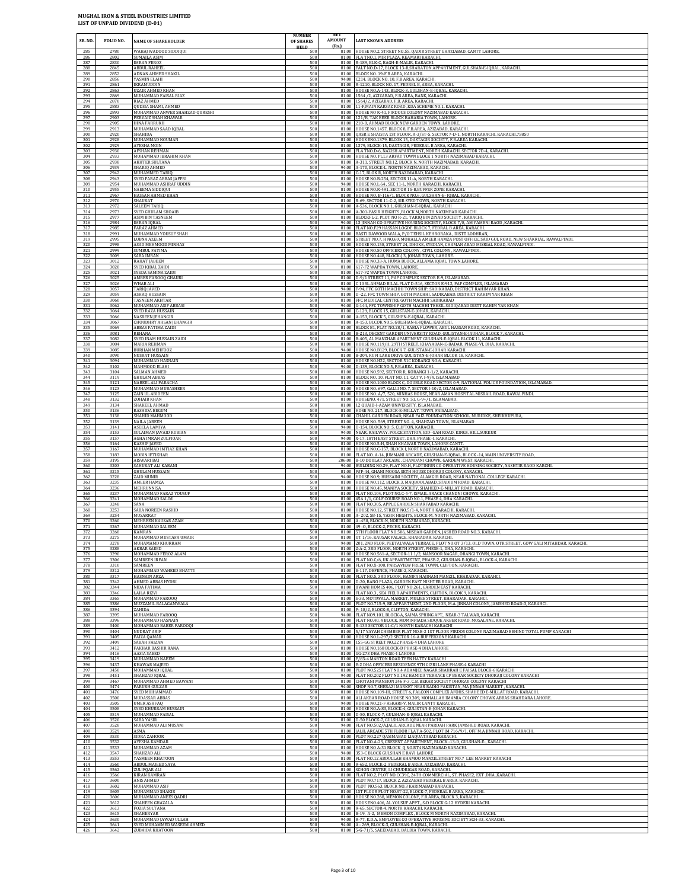# MUGHAL IRON & STEEL INDUSTRIES LIMITED

## LIST OF UNPAID DIVIDEND (D-01)

| SR. NO. | FOLIO NO. | NAME OF SHAREHOLDER | NUMBER OF SHARES HELD | NET AMOUNT (Rs.) | LAST KNOWN ADDRESS |
|---|---|---|---|---|---|
| 285 | 2780 | WAHAJ WADOOD SIDDIQUI | 500 | 81.00 | HOUSE NO.2, STREET NO.55, QADIR STREET GHAZIABAD, CANTT LAHORE. |
| 286 | 2802 | SUMAILA ASIM | 500 | 81.00 | FLA TNO.1, MIR PLAZA, KEAMARI KARACHI. |
| 287 | 2830 | IMRAN FEROZ | 500 | 81.00 | R-189, BLK-C, BAGH-E-MALIR, KARACHI. |
| 288 | 2845 | ABDUL RAHEEL | 500 | 81.00 | FALT NO.D-17, BLOCK 13-B,SHARATON APPARTMENT, GULSHAN-E-IQBAL ,KARACHI. |
| 289 | 2852 | ADNAN AHMED SHAKIL | 500 | 81.00 | BLOCK NO. 19-F.B AREA, KARACHI. |
| 290 | 2856 | YASMIN ELAHI | 500 | 94.00 | C214, BLOCK NO. 10, F.B AREA, KARACHI. |
| 291 | 2861 | IKRAMUDDIN | 500 | 81.00 | R-1210, BLOCK NO. 17, FEDREL B, AREA, KARACHI. |
| 292 | 2863 | UZAIR AHMED KHAN | 500 | 81.00 | HOUSE NO.A-143, BLOCK-3, GULSHAN-E-IQBAL, KARACHI. |
| 293 | 2869 | MUHAMMAD FAISAL RIAZ | 500 | 81.00 | 1564 /2, AZIZABAD, F.B AREA, BANK, KARACHI. |
| 294 | 2870 | RIAZ AHMED | 500 | 81.00 | 1564/2, AZIZABAD, F.B. AREA, KARACHI. |
| 295 | 2883 | QUDSIA SHAMI, AHMED | 500 | 81.00 | 11-F,MAIN KARSAZ ROAD ,KDA SCHEME NO.1, KARACHI. |
| 296 | 2893 | MUHAMMAD ANWER SHAHZAD QURESHI | 500 | 81.00 | HOUSE NO K-41, FIRDOUS COLONY NAZIMABAD KARACHI. |
| 297 | 2903 | PERVAIZ SHAH KHAWAR | 500 | 81.00 | 121/B, TAK BEER BLOCK BAHARIA TOWN, LAHORE. |
| 298 | 2905 | HINA FARRUKH | 500 | 81.00 | 218-B, AHMAD BLOCK NEW GARDEN TOWN, LAHORE. |
| 299 | 2913 | MUHAMMAD SAAD IQBAL | 500 | 81.00 | HOUSE NO.1457, BLOCK 8, F.B.AREA, AZIZABAD, KARACHI. |
| 300 | 2920 | SHAHIDA | 500 | 81.00 | QASR E SHAISTA 1ST FLOOR, A-3/ST-5, SECTOR 7-D-1, NORTH KARACHI, KARACHI.75850 |
| 301 | 2928 | MUHAMMAD NOUMAN | 500 | 81.00 | HOUS ENO.1379, BLCOK 15, DASTAGIR SOCIETY, F.B.AREA KARACHI. |
| 302 | 2929 | AYESHA MOIN | 500 | 81.00 | 1379, BLOCK-15, DASTAGIR, FEDERAL B AREA, KARACHI. |
| 303 | 2930 | AFSHAN REHMAN | 500 | 81.00 | FLA TNO.D-6, NAZISH APARTMENT, NORTH KARACHI. SECTOR 7D-4, KARACHI. |
| 304 | 2933 | MOHAMMAD IBRAHIM KHAN | 500 | 81.00 | HOUSE NO. PL13 ARFAT TOWN BLOCK 1 NORTH NAZIMABAD KARACHI. |
| 305 | 2938 | AKHTER SULTANA | 500 | 81.00 | A-311, STREET NO.12, BLOCK N, NORTH NAZIMABAD, KARACHI. |
| 306 | 2939 | SHARIQ AHMED | 500 | 94.00 | A-170, BLOCK-L, NORTH NAZIMABAD, KARACHI. |
| 307 | 2942 | MUHAMMED TARIQ | 500 | 81.00 | C-17, BLOK R, NORTH NAZIMABAD, KARACHI. |
| 308 | 2943 | SYED FARAZ ABBAS JAFFRI | 500 | 81.00 | HOUSE NO.B-254, SECTOR 11-A, NORTH KARACHI. |
| 309 | 2954 | MUHAMMAD ASHRAF UDDIN | 500 | 94.00 | HOUSE NO.L 64 , SEC 11-L, NORTH KARACHI, KARACHI. |
| 310 | 2955 | NAEEMA SIDDIQUI | 500 | 81.00 | HOUSE NO.R-491, SECTOR 15-B,BUFFER ZONE KARACHI. |
| 311 | 2967 | HASSAN AHMED KHAN | 500 | 81.00 | HOUSE NO. B-116/1, BLOCK NO.6, GULSHAN-E- IQBAL, KARACHI. |
| 312 | 2970 | SHAUKAT | 500 | 81.00 | R-69, SECTOR 11-C-2, SIR SYED TOWN, NORTH KARACHI. |
| 313 | 2972 | SALEEM TARIQ | 500 | 81.00 | A-536, BLOCK NO.1, GULSHAN-E-IQBAL, KARACHI |
| 314 | 2973 | SYED GHULAM SHOAIB | 500 | 81.00 | A-301-YASIR HEIGHTS ,BLOCK M,NORTH NAZIMBAD KARACHI. |
| 315 | 2977 | ASIM BIN TASNEEM | 500 | 81.00 | BLOCKFL-2, PLOT NO R-21, TARIQ BIN ZIYAD SOCIETY , KARACHI. |
| 316 | 2984 | IMRAN IQBAL | 500 | 94.00 | 13 JINNAH CO OPRATIVE HOUSING SOCIETY, BLOCK 7/8, AM YAMENI RAOD ,KARACHI. |
| 317 | 2985 | FARAZ AHMED | 500 | 81.00 | FLAT NO.F29 HASSAN LOGDE BLOCK 7, FEDRAL B AREA, KARACHI. |
| 318 | 2991 | MUHAMMAD YOUSUF SHAH | 500 | 81.00 | BASTI DAWOOD WALA, P/O TEHSIL KEHRORAKA , DISTT LODHRAN, |
| 319 | 2995 | LUBNA AZEEM | 500 | 81.00 | STREET NO.7, H NO.69, MOHALLA AMEER HAMZA POST OFFICE, SAID GUL ROAD, NEW SHAKRIAL, RAWALPINDI. |
| 320 | 2998 | ASAD MEHMOOD MINHAS | 500 | 81.00 | HOUSE NO.158, STREET 24, DHOKE, SYEDIAN, CHAMAN ABAD MISRIAL ROAD, RAWALPINDI. |
| 321 | 2999 | SUMBUL FATIMA | 500 | 81.00 | HOUSE NO.50 OFFICERS COLONY , CIVIL COLONY , RAWALPINDI. |
| 322 | 3009 | SABA IMRAN | 500 | 81.00 | HOUSE NO.448, BLOCK-J.3, JOHAR TOWN, LAHORE. |
| 323 | 3012 | RAHAT JABEEN | 500 | 81.00 | HOUSE NO.33-A, HUMA BLOCK, ALLAMA IQBAL TOWN,LAHORE. |
| 324 | 3020 | SYED IQBAL ZAIDI | 500 | 81.00 | 617-F2 WAPDA TOWN, LAHORE. |
| 325 | 3021 | SYEDA SAMINA ZAIDI | 500 | 81.00 | 617-F2 WAPDA TOWN LAHORE. |
| 326 | 3025 | AMBER FAROOQ GHAURI | 500 | 81.00 | D-9/1 STREET 11, PAF COMPLEX SECTOR E-9, ISLAMABAD. |
| 327 | 3026 | WHAB ALI | 500 | 81.00 | C 10 SL AHMAD BILAL FLAT D-516, SECTOR E-912, PAF COMPLEX, ISLAMABAD |
| 328 | 3057 | TARIQ JAVED | 500 | 94.00 | F-94, FFC GOTH MACHHI TOWN SHIP, SADIKABAD, DISTRICT RAHIMYAR KHAN. |
| 329 | 3059 | ASHAQ HUSSAIN | 500 | 81.00 | D -22, FFC TOWN SHIP, GOTH MACHHI, SADIKABAD, DISTRICT RAHIM YAR KHAN |
| 330 | 3060 | TASNEEM AKHTAR | 500 | 81.00 | FFC MEDICAL CENTRE GOTH MACHHI SADIKABAD |
| 331 | 3062 | MUHAMMAD ASIF ABBASI | 500 | 94.00 | G-144, FFC TOWNSHIP GOTH MACHHI TEHSIL SADIQABAD DISTT RAHIM YAR KHAN |
| 332 | 3064 | SYED RAZA HUSSAIN | 500 | 81.00 | C-129, BLOCK 15, GULISTAN-E-JOHAR, KARACHI. |
| 333 | 3066 | NASREEN JEHANGIR | 500 | 81.00 | A-153, BLOCK 5, GULSHEN-E-IQBAL, KARACHI. |
| 334 | 3067 | CHOUDHRY AHSAN JEHANGIR | 500 | 81.00 | A-153, BLCOK NO.5, GULSHAN-E-IQBAL, KARACHI. |
| 335 | 3069 | ABBAS FATIMA ZAIDI | 500 | 81.00 | BLOCK B1, FLAT NO.28/1, RABIA FLOWER, ABUL HASSAN ROAD, KARACHI. |
| 336 | 3081 | REHANA | 500 | 81.00 | B-213, DECENT GARDEN UNIVERSITY ROAD, GULISTAN-E-JAUHAR, BLOCK 7, KARACHI. |
| 337 | 3082 | SYED INAM HUSSAIN ZAIDI | 500 | 81.00 | B-405, AL MANZHAR APARTMENT GULSHAN-E-IQBAL BLCOK 11, KARACHI. |
| 338 | 3084 | MARIA REHMAN | 500 | 81.00 | HOUSE NO.119/II, 29TH STREET, KHAYABAN-E-BADAR, PHASE-VI, DHA. KARACHI. |
| 339 | 3085 | BURHAN MEHFOOZ | 500 | 94.00 | HOUSE NO.B129, BLOCK 7, GULISTAN-E-JOHAR KARACHI. |
| 340 | 3090 | NUSRAT HUSSAIN | 500 | 81.00 | B-304, RUFI LAKE DRIVE GULISTAN-E-JOHAR BLCOK 18, KARACHI. |
| 341 | 3094 | MUHAMMAD HASNAIN | 500 | 81.00 | HOUSE NO.H22, SECTOR 51C KORANGI NO.6, KARACHI. |
| 342 | 3102 | MAHMOOD ELAHI | 500 | 94.00 | D-139, BLOCK NO.5, F.B.AREA, KARACHI. |
| 343 | 3104 | SALMAN AHMED | 500 | 81.00 | HOUSE NO.592, SECTOR B, KORANGI 1-1/2, KARACHI. |
| 344 | 3119 | GHULAM ABBAS | 500 | 81.00 | BLOCK NO. 10, FLAT NO. 11, CAT V, I-9/4, ISLAMABAD |
| 345 | 3121 | NABEEL ALI PARACHA | 500 | 81.00 | HOUSE NO.1000 BLOCK C, DOUBLE ROAD SECTOR 0-9, NATIONAL POLICE FOUNDATION, ISLAMABAD. |
| 346 | 3123 | MUHAMMAD MUBASHEER | 500 | 81.00 | HOUSE NO. 697, GALLI NO. 7, SECTOR I-10/2, ISLAMABAD. |
| 347 | 3125 | ZAIN UL ABIDEEN | 500 | 81.00 | HOUSE NO. A/7, 520, MINHAS HOUSE, NEAR AMAN HOSPITAL MISRAIL ROAD, RAWALPINDI. |
| 348 | 3132 | ZOHAIB KHAN | 500 | 81.00 | HOUSENO. 471, STREET NO. 51, G-9+/1, ISLAMABAD. |
| 349 | 3134 | SHAKEEL AHMAD | 500 | 81.00 | 12 QUAID-I-AZAM UNIVERSITY, ISLAMABAD. |
| 350 | 3136 | RASHIDA BEGUM | 500 | 81.00 | HOSE NO. 217, BLOCK-E-MILLAT, TOWN, FAISALBAD. |
| 351 | 3138 | SHAHID MAHMOOD | 500 | 81.00 | CHAHIL GARDEN ROAD, NEAR FAIZ FOUNDATION SCHOOL, MURIDKE, SHEIKHUPURA, |
| 352 | 3139 | NAILA JABEEN | 500 | 81.00 | HOUSE NO. 569, STREET NO. 4, SHAHZAD TOWN, ISLAMABAD |
| 353 | 3141 | ASEELA LAMIYA | 500 | 94.00 | D-154, BLOCK NO. 5, CLIFTON, KARACHI. |
| 354 | 3153 | SULAIMAN JAVAID RUBIAN | 500 | 94.00 | NEAR, RAILWAY, POLCE STATION, EID- GAH ROAD, KINGS, HILL,SUKKUR |
| 355 | 3157 | AGHA IMRAN ZULFIQAR | 500 | 94.00 | X-17, 18TH EAST STREET, DHA, PHASE -I, KARACHI. |
| 356 | 3164 | KASHIF JAVED | 500 | 81.00 | HOUSE NO.5-H, SHAH KHAWAR TOWN, LAHORE CANTT. |
| 357 | 3167 | MUHAMMAD IMTIAZ KHAN | 500 | 81.00 | HOUSE NO.C-157, BLOCK I, NORTH NAZIMABAD, KARACHI. |
| 358 | 3183 | MOBIN IFTIKHAR | 500 | 81.00 | FLAT NO. A-14, JUMMANI ARCADE, GULSHAN-E-IQBAL, BLOCK -14, MAIN UNIVERSITY ROAD, |
| 359 | 3195 | AISWARI BAI | 500 | 206.00 | B-10 DOULAT ARCADE , CHANDANI CHOWK, GARDEM WEST, KARACHI. |
| 360 | 3203 | SAHUKAT ALI KABANI | 500 | 94.00 | BUILDING NO.29, FLAT NO.H, PLOTINIUN CO OPERATIVE HOUSING SOCIETY, NASHTIR RAOD KARCHI. |
| 361 | 3215 | GHULAM HUSSAIN | 500 | 81.00 | F8F-44, GHANI MOOSA SETH HOUSE DHORAJI COLONY, KARACHI. |
| 362 | 3228 | ZAID MUNIR | 500 | 94.00 | HOUSE NO.9, HUSSAINI SOCIETY, ALAMGIR ROAD, NEAR NATIONAL COLLEGE KARACHI. |
| 363 | 3235 | AMEER HAMZA | 500 | 81.00 | HOUSE NO.112, BLOCK 3, MAQBOOLABAD, STADIUM ROAD, KARACHI. |
| 364 | 3236 | MEHRUNNISA | 500 | 81.00 | HOUSE NO.45, MANIYA SOCIETY, SHAHEED-E-MILLAT ROAD, KARACHI. |
| 365 | 3237 | MUHAMMAD FARAZ YOUSUF | 500 | 81.00 | FLAT NO.104, PLOT NO.C-4-7, ISMAIL ARACE CHANDNI CHOWK, KARACHI. |
| 366 | 3241 | MOHAMMAD SALIM | 500 | 81.00 | 45A 1/1, GOLF COURSE ROAD NO.1, PHASE 4, DHA KARACHI. |
| 367 | 3248 | SANA | 500 | 81.00 | FLAT NO.305, APPLE GARDEN SHARFABAD KARACHI. |
| 368 | 3253 | SABA NOREEN RASHID | 500 | 81.00 | HOUSE NO.12, STREET NO.5/1-4, NORTH KARACHI, KARACHI. |
| 369 | 3254 | MUSARRAT | 500 | 81.00 | A- 202, SB-15, YASIR HEGHTS, BLOCK-M, NORTH NAZIMABAD, KARACHI. |
| 370 | 3260 | MEHREEN KAUSAR AZAM | 500 | 81.00 | A -450, BLOCK-N, NORTH NAZIMABAD, KARACHI. |
| 371 | 3267 | MUHAMMAD SALEEM | 500 | 81.00 | 49 -O, BLOCK-2, PECHS, KARACHI. |
| 372 | 3268 | KAMRAN | 500 | 81.00 | 5TH FLOOR FLAT NO.506, MISBAH GARDEN, JASHED ROAD NO.3, KARACHI. |
| 373 | 3275 | MUHAMMAD MUSTAFA UMAIR | 500 | 81.00 | OT 1/16, KAUSAR PALACE, KHARADAR, KARACHI. |
| 374 | 3278 | MUHAMAMD KHURRAM | 500 | 94.00 | 201, 2ND FLOR, PEETALWALA TERRACE, PLOT NO.OT 3/13, OLD TOWN, QTR STREET, GOW GALI MITAHDAR, KARACHI. |
| 375 | 3288 | AKBAR SAEED | 500 | 81.00 | 2-A-2, 3RD FLOOR, NORTH STREET, PHESE-1, DHA, KARACHI. |
| 376 | 3290 | MOHAMMAD FEROZ ALAM | 500 | 81.00 | HOUSE NO.561-A, SECTOR-11 1/2, MANSOOR NAGAR, ORANGI TOWN, KARACHI. |
| 377 | 3306 | SAMREEN IRFAN | 500 | 81.00 | FLAT NO.C/6, UK APPARTMETNT, PHASE-2, GULSHAN-E-IQBAL, BLOCK-4, KARACHI. |
| 378 | 3310 | SAMREEN | 500 | 81.00 | FLAT NO.X-108, PARSAVIEW FRESE TOWN, CLIFTON, KARACHI. |
| 379 | 3312 | MOHAMMAD WAHEED BHATTI | 500 | 81.00 | E-117, DEFENCE, PHASE-2, KARACHI. |
| 380 | 3317 | HASNAIN ARZA | 500 | 81.00 | FLAT NO.5, 3RD FLOOR, HANIFA HAJINANI MANZIL, KHARADAR, KARAHCI. |
| 381 | 3342 | AHMED ABBAS HYDRI | 500 | 81.00 | D-20, BANO PLAZA, GARDEN EAST NISHTER ROAD, KARACHI. |
| 382 | 3344 | NIDA FATIMA | 500 | 81.00 | JIWANI HOMES 406, PLOT NO.261, GARDEN EAST KARACHI. |
| 383 | 3346 | LAILA RIZVI | 500 | 81.00 | FLAT NO.3 , SEA FIELD APARTMENTS, CLIFTON, BLCOK 9, KARACHI. |
| 384 | 3365 | MUHAMMAD FAROOQ | 500 | 81.00 | S-33, MOTIWALA, MARKET, MULJEE STREET, KHARADAR, KARAHCI. |
| 385 | 3386 | MUZZAMIL BALAGAMWALA | 500 | 81.00 | PLOT NO.715-9, BE APPARTMENT, 2ND FLOOR, M.A. JINNAH COLONY, JAMSHED ROAD-3, KARAHCI. |
| 386 | 3394 | ZAHIDA | 500 | 81.00 | F- 18/2, BLOCK-8, CLIFTON, KARACHI. |
| 387 | 3395 | MUHAMMAD FAROOQ | 500 | 94.00 | FLAT NO9.101, BLOCK-A, SAIMA SPRING APT, NEAR-3 TALWAR, KARACHI. |
| 388 | 3396 | MUHAMMAD HASNAIN | 500 | 81.00 | FLAT NO.40, 4 BLOCK, MOMINPIADA SIDQUE AKBER ROAD, MOSALANE, KARACHI. |
| 389 | 3400 | MOHAMMAD BABER FAROOQI | 500 | 81.00 | R-133 SECTOR 11-C/1 NORTH KARACHI KARACHI |
| 390 | 3404 | NUDRAT ARIF | 500 | 81.00 | 5/17 YAYAH CHEMBER FLAT NO.B-2 1ST FLOOR FIRDOS COLONY NAZIMABAD BEHIND TOTAL PUMP KARACHI |
| 391 | 3405 | FAIZA QAMAR | 500 | 81.00 | HOUSE NO.L-297/2 SECTOR 16-A BUFFERZONE KARACHI |
| 392 | 3409 | SABAH FAIZAN | 500 | 81.00 | 155-GG STREET NO.22 PHASE-4 DHA LAHORE |
| 393 | 3412 | FAKHAR BASHIR RANA | 500 | 81.00 | HOUSE NO.168 BLOCK-D PHASE-4 DHA LAHORE |
| 394 | 3416 | AASIA SAEED | 500 | 81.00 | GG-273 DHA PHASE-4 LAHORE |
| 395 | 3419 | MUHAMMAD NAEEM | 500 | 81.00 | F/83-4 MARTON ROAD TEEN HATTY KARACHI |
| 396 | 3437 | KHAWAR MAJEED | 500 | 81.00 | E-2 DHA OFFICERS RESIDENCE 9TH GIZRI LANE PHASE-4 KARACHI |
| 397 | 3450 | MOHAMMAD IQBAL | 500 | 81.00 | PLOT NO.525 FLAT NO.4 ADAMJEE NAGAR SHAHRAH E FAISAL BLOCK-6 KARACHI |
| 398 | 3451 | SHAHZAD IQBAL | 500 | 94.00 | FLAT NO.202 PLOT NO.192 HAMIDA TERRACE CP BERAR SOCIETY DHORAJI COLONY KARACHI |
| 399 | 3467 | MUHAMMAD AHMED BAWANI | 500 | 81.00 | CHOTANI MANSION 246 F-3, C.B. BERAR SOCIETY DHORAJI COLONY KARACHI |
| 400 | 3474 | FARUKH GULZAR | 500 | 94.00 | SHOP NO.7,SHERAZI MARKET NEAR RADIO PAKISTAN, MA JINNAH MARKET , KARACHI. |
| 401 | 3476 | SYED MUHAMMAD | 500 | 81.00 | HOUSE NO.109-IH, STREET 6, FALCON COMPLEX AFOHS, SHAHEED E-MILLAT ROAD, KARACHI. |
| 402 | 3500 | MUDASSAR ABBAS | 500 | 81.00 | ALI AKBAR ROAD HOUSE NO.309, MOHALLAH IMAMIA COLONY CHOWK ABBAS SHAHDARA LAHORE. |
| 403 | 3505 | UMER ASHFAQ | 500 | 94.00 | HOUSE NO.21-F ASKARI-V, MALIR CANTT KARACHI. |
| 404 | 3508 | SYED KHURRAM HUSSAIN | 500 | 81.00 | HOUSE NO.A-83, BLOCK-4, GULISTAN-E-JOHAR KARACHI. |
| 405 | 3519 | MUHAMMAD FAISAL | 500 | 81.00 | D-50, BLOCK-7, GULSHAN-E-IQBAL KARACHI. |
| 406 | 3520 | SABA YASIR | 500 | 81.00 | D-50 BLOCK-7, GULSHAN-E-IQBAL KARACHI. |
| 407 | 3528 | MUHAMMAD ALI MUSANI | 500 | 94.00 | FLAT NO.502/A,JALIL ARCADE NEAR PARDAH PARK JAMSHED ROAD, KARACHI. |
| 408 | 3529 | ASMA | 500 | 81.00 | JALIL ARCADE 5TH FLOOR FLAT A-502, PLOT JM 716/9/1, OFF M.A JINNAH ROAD, KARACHI. |
| 409 | 3530 | SIDRA ZAHOOR | 500 | 81.00 | PLOT NO.227 QASIMABAD LIAQUATABAD KARACHI. |
| 410 | 3532 | AYESHA KAMDAR | 500 | 81.00 | FLAT NO.A-23, CRESENT APPARTMENT, BLOCK -13-D, GULSHAN-E-, KARACHI. |
| 411 | 3533 | MUHAMMAD AZAM | 500 | 81.00 | HOUSE NO.A-31 BLOCK Q NO.RT4 NAZIMABAD KARACHI. |
| 412 | 3547 | SHAHZAD ALI | 500 | 94.00 | 353-C BLOCK GULSHAN E RAVI LAHORE |
| 413 | 3553 | YASMEEN KHATOON | 500 | 81.00 | FLAT NO.12 ABDULLAH KHAMOO MANZIL STREET NO.7 LEE MARKET KARACHI |
| 414 | 3560 | ABDUL MAJEED SAYA | 500 | 81.00 | R-652, BLOCK-2, FEDERAL B AREA, AZIZABAD, KARACHI. |
| 415 | 3562 | ZULFIQAR ALI | 500 | 81.00 | SCHON CENTRE, I.I CHUDRIGAR ROAD, KARACHI. |
| 416 | 3566 | KIRAN KAMRAN | 500 | 81.00 | FLAT NO.2, PLOT NO.CC39C, 24TH COMMERCIAL, ST, PHASE2, EXT ,DHA ,KARACHI. |
| 417 | 3600 | ANIS AHMED | 500 | 81.00 | PLOT NO.717, BLOCK 2, AZIZABAD FEDERAL B AREA, KARACHI. |
| 418 | 3602 | MUHAMMAD ASIF | 500 | 81.00 | PLOT NO.563, BLOCK NO.3 KARIMABAD KARACHI. |
| 419 | 3605 | MUHAMMAD SHAKIR | 500 | 81.00 | 1ST FLOOR PLOT NO.ST-22, BLOCK-7, FEDERAL B AREA, KARACHI. |
| 420 | 3606 | MUHAMMAD ANEES QADRI | 500 | 81.00 | HOUSE NO.268, MEMON COLONY, F.B.AREA, BLOCK 3, KARACHI. |
| 421 | 3612 | SHAHEEN GHAZALA | 500 | 81.00 | HOUS ENO.406, AL YOUSUF APPT., S-D BLOCK G-12 HYDERI KARACHI. |
| 422 | 3613 | FOZIA SULTANA | 500 | 81.00 | R-65, SECTOR-4, NORTH KARACHI, KARACHI. |
| 423 | 3615 | SHAHERYAR | 500 | 81.00 | B-19, A-2, MEMON COMPLEX , BLOCK M NORTH NAZIMABAD, KARACHI. |
| 424 | 3630 | MUHAMMAD JAWAD ULLAH | 500 | 94.00 | R-77, K.D.A. EMPLOYEE CO OPERATIVE HOUSING SOCIETY SCH-33, KARACHI. |
| 425 | 3641 | SYED MUHAMMED WASEEM AHMED | 500 | 94.00 | A - 269, BLOCK-3, GULSHAN-E-IQBAL, KARACHI. |
| 426 | 3642 | ZUBAIDA KHATOON | 500 | 81.00 | 5-G-71/5, SAEEDABAD, BALDIA TOWN, KARACHI. |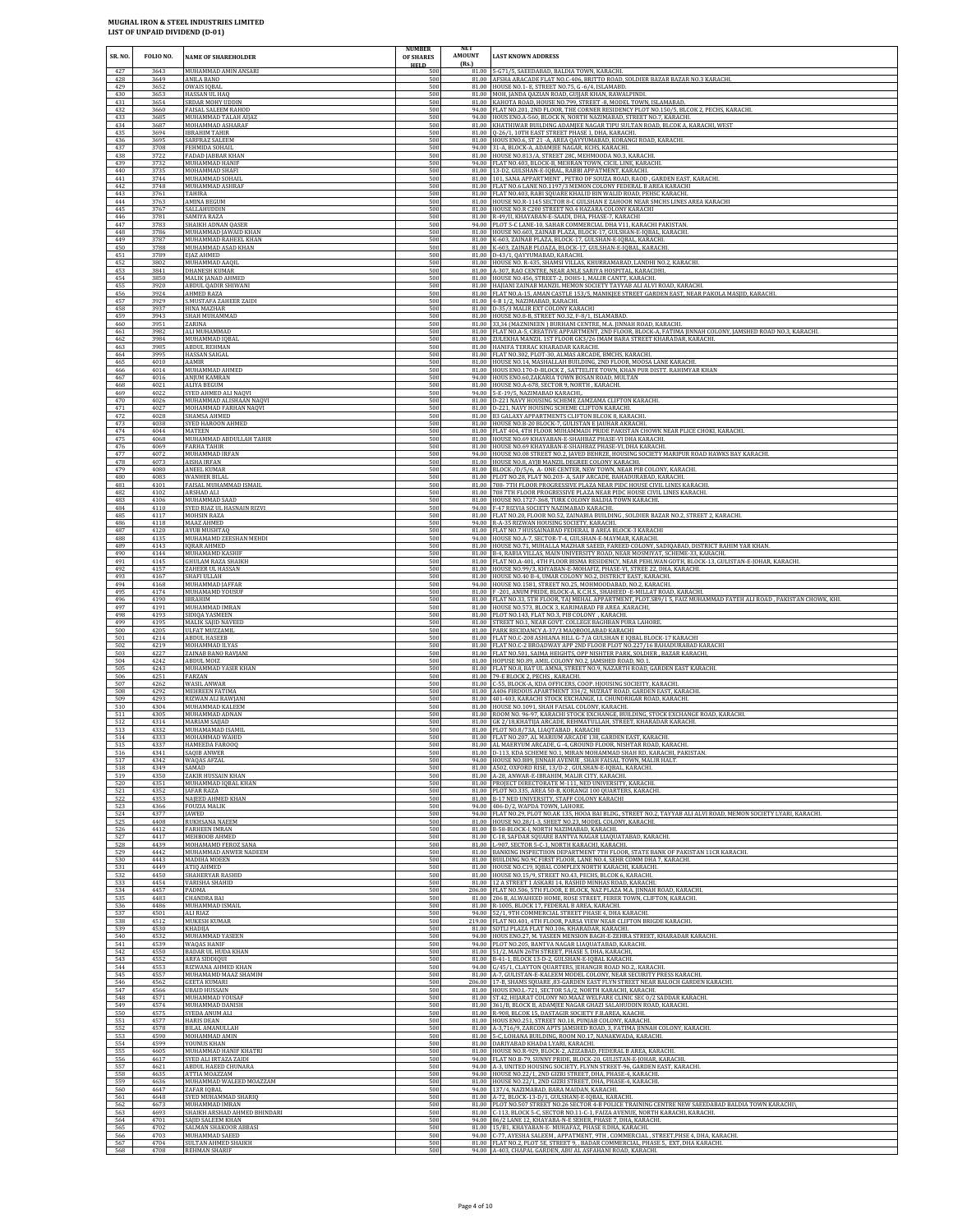**MUGHAL IRON & STEEL INDUSTRIES LIMITED**
**LIST OF UNPAID DIVIDEND (D-01)**

| SR. NO. | FOLIO NO. | NAME OF SHAREHOLDER | NUMBER OF SHARES HELD | NET AMOUNT (Rs.) | LAST KNOWN ADDRESS |
|---|---|---|---|---|---|
| 427 | 3643 | MUHAMMAD AMIN ANSARI | 500 | 81.00 | 3-G71/5, SAEEDABAD, BALDIA TOWN, KARACHI. |
| 428 | 3649 | ANILA BANO | 500 | 81.00 | AFSHA ARACADE FLAT NO.C-406, BRITTO ROAD, SOLDIER BAZAR BAZAR NO.3 KARACHI. |
| 429 | 3652 | OWAIS IQBAL | 500 | 81.00 | HOUSE NO.1- E, STREET NO.75, G -6/4, ISLAMABD. |
| 430 | 3653 | HASSAN UL HAQ | 500 | 81.00 | MOH, JANDA QAZIAN ROAD, GUJJAR KHAN, RAWALPINDI. |
| 431 | 3654 | SRDAR MOHY UDDIN | 500 | 81.00 | KAHOTA ROAD, HOUSE NO.799, STREET -8, MODEL TOWN, ISLAMABAD. |
| 432 | 3660 | FAISAL SALEEM RAHOD | 500 | 94.00 | FLAT NO.201, 2ND FLOOR, THE CORNER RESIDENCY PLOT NO.150/5, BLCOK 2, PECHS, KARACHI. |
| 433 | 3685 | MUHAMMAD TALAH AIJAZ | 500 | 94.00 | HOUS ENO.A-560, BLOCK N, NORTH NAZIMABAD, STREET NO.7, KARACHI. |
| 434 | 3687 | MOHAMMAD ASHARAF | 500 | 81.00 | KHATHIWAR BUILDING ADAMJEE NAGAR TIPU SULTAN ROAD, BLCOK A, KARACHI, WEST |
| 435 | 3694 | IBRAHIM TAHIR | 500 | 81.00 | Q-26/1, 10TH EAST STREET PHASE 1, DHA, KARACHI. |
| 436 | 3695 | SARFRAZ SALEEM | 500 | 81.00 | HOUS ENO.6, ST 21 -A, AREA QAYYUMABAD, KORANGI ROAD, KARACHI. |
| 437 | 3708 | FEHMIDA SOHAIL | 500 | 94.00 | 31-A, BLOCK -A, ADAMJEE NAGAR, KCHS, KARACHI. |
| 438 | 3722 | FADAD JABBAR KHAN | 500 | 81.00 | HOUSE NO.813/A, STREET 28C, MEHMOODA NO.3, KARACHI. |
| 439 | 3732 | MUHAMMAD HANIF | 500 | 94.00 | FLAT NO.403, BLOCK-B, MEHRAN TOWN, CICIL LINE, KARACHI. |
| 440 | 3735 | MOHAMMAD SHAFI | 500 | 81.00 | 13-D2, GULSHAN-E-IQBAL, RABBI APPATMENT, KARACHI. |
| 441 | 3744 | MUHAMMAD SOHAIL | 500 | 81.00 | 101, SANA APPARTMENT , PETRO DF SOUZA ROAD, RAOD , GARDEN EAST, KARACHI. |
| 442 | 3748 | MUHAMMAD ASHRAF | 500 | 81.00 | FLAT NO.6 LANE NO.1197/3 MEMON COLONY FEDERAL B AREA KARACHI |
| 443 | 3761 | TAHIRA | 500 | 81.00 | FLAT NO.403, RABI SQUARE KHALID BIN WALID ROAD, PEHSC KARACHI. |
| 444 | 3763 | AMINA BEGUM | 500 | 81.00 | HOUSE NO.R-1145 SECTOR 8-C GULSHAN E ZAHOOR NEAR SMCHS LINES AREA KARACHI |
| 445 | 3767 | SALLAHUDDIN | 500 | 81.00 | HOUSE NO.R C200 STREET NO.4 HAZARA COLONY KARACHI |
| 446 | 3781 | SAMIYA RAZA | 500 | 81.00 | R-49/II, KHAYABAN-E-SAADI, DHA, PHASE-7, KARACHI |
| 447 | 3783 | SHAIKH ADNAN QASER | 500 | 94.00 | PLOT 5-C LANE-10, SAHAR COMMERCIAL DHA V11, KARACHI PAKISTAN. |
| 448 | 3786 | MUHAMMAD JAWAID KHAN | 500 | 81.00 | HOUSE NO.603, ZAINAB PLAZA, BLOCK-17, GULSHAN-E-IQBAL, KARACHI. |
| 449 | 3787 | MUHAMMAD RAHEEL KHAN | 500 | 81.00 | K-603, ZAINAB PLAZA, BLOCK-17, GULSHAN-E-IQBAL, KARACHI. |
| 450 | 3788 | MUHAMMAD ASAD KHAN | 500 | 81.00 | K-603, ZAINAB PLOAZA, BLOCK-17, GULSHAN-E-IQBAL, KARACHI. |
| 451 | 3789 | EJAZ AHMED | 500 | 81.00 | D-43/1, QAYYUMABAD, KARACHI. |
| 452 | 3802 | MUHAMMAD AAQIL | 500 | 81.00 | HOUSE NO. R-435, SHAMSI VILLAS, KHURRAMABAD, LANDHI NO.2, KARACHI. |
| 453 | 3841 | DHANESH KUMAR | 500 | 81.00 | A-307, RAO CENTRE, NEAR ANLE SARIYA HOSPITAL, KARACDHI. |
| 454 | 3850 | MALIK JANAD AHMED | 500 | 81.00 | HOUSE NO.456, STREET-2, DOHS-1, MALIR CANTT, KARACHI. |
| 455 | 3920 | ABDUL QADIR SHIWANI | 500 | 81.00 | HAJIANI ZAINAB MANZIL MEMON SOCIETY TAYYAB ALI ALVI ROAD, KARACHI. |
| 456 | 3924 | AHMED RAZA | 500 | 81.00 | FLAT NO.A-15, AMAN CASTLE 153/5, MANIKJEE STREET GARDEN EAST, NEAR PAKOLA MASJID, KARACHI. |
| 457 | 3929 | S.MUSTAFA ZAHEER ZAIDI | 500 | 81.00 | 4-B 1/2, NAZIMABAD, KARACHI. |
| 458 | 3937 | HINA MAZHAR | 500 | 81.00 | D-35/3 MALIR EXT COLONY KARACHI |
| 459 | 3943 | SHAH MUHAMMAD | 500 | 81.00 | HOUSE NO.8-B, STREET NO.32, F-8/1, ISLAMABAD. |
| 460 | 3951 | ZARINA | 500 | 81.00 | 33,34 (MAZNINEEN ) BURHANI CENTRE, M.A. JINNAH ROAD, KARACHI. |
| 461 | 3982 | ALI MUHAMMAD | 500 | 81.00 | FLAT NO.A-5, CREATIVE APPARTMENT, 2ND FLOOR, BLOCK-A, FATIMA JINNAH COLONY, JAMSHED ROAD NO.3, KARACHI. |
| 462 | 3984 | MUHAMMAD IQBAL | 500 | 81.00 | ZULEKHA MANZIL 1ST FLOOR GK3/26 IMAM BARA STREET KHARADAR, KARACHI. |
| 463 | 3985 | ABDUL REHMAN | 500 | 81.00 | HANIFA TERRAC KHARADAR KARACHI. |
| 464 | 3995 | HASSAN SAIGAL | 500 | 81.00 | FLAT NO.302, PLOT-30, ALMAS ARCADE, BMCHS, KARACHI. |
| 465 | 4010 | AAMIR | 500 | 81.00 | HOUSE NO.14, MASHALLAH BUILDING, 2ND FLOOR, MOOSA LANE KARACHI. |
| 466 | 4014 | MUHAMMAD AHMED | 500 | 81.00 | HOUS ENO.170-D-BLOCK Z , SATTELITE TOWN, KHAN PUR DISTT. RAHIMYAR KHAN |
| 467 | 4016 | ANJUM KAMRAN | 500 | 94.00 | HOUS ENO.60,ZAKARIA TOWN BOSAN ROAD, MULTAN |
| 468 | 4021 | ALIYA BEGUM | 500 | 81.00 | HOUSE NO.A-678, SECTOR 9, NORTH , KARACHI. |
| 469 | 4022 | SYED AHMED ALI NAQVI | 500 | 94.00 | 5-E-19/5, NAZIMABAD KARACHI,. |
| 470 | 4026 | MUHAMMAD ALISHAAN NAQVI | 500 | 81.00 | D-221 NAVY HOUSING SCHEME ZAMZAMA CLIFTON KARACHI. |
| 471 | 4027 | MOHAMMAD FARHAN NAQVI | 500 | 81.00 | D-221, NAVY HOUSING SCHEME CLIFTON KARACHI. |
| 472 | 4028 | SHAMSA AHMED | 500 | 81.00 | B3 GALAXY APPARTMENTS CLIFTON BLCOK 8, KARACHI. |
| 473 | 4038 | SYED HAROON AHMED | 500 | 81.00 | HOUSE NO.B-20 BLOCK-7, GULISTAN E JAUHAR AKRACHI. |
| 474 | 4044 | MATEEN | 500 | 81.00 | FLAT 404, 4TH FLOOR MUHAMMADI PRIDE PAKISTAN CHOWK NEAR PLICE CHOKI, KARACHI. |
| 475 | 4068 | MUHAMMAD ABDULLAH TAHIR | 500 | 81.00 | HOUSE NO.69 KHAYABAN-E-SHAHBAZ PHASE-VI DHA KARACHI. |
| 476 | 4069 | FARHA TAHIR | 500 | 81.00 | HOUSE NO.69 KHAYABAN-E-SHAHBAZ PHASE-VI, DHA KARACHI. |
| 477 | 4072 | MUHAMMAD IRFAN | 500 | 94.00 | HOUSE NO.08 STREET NO.2, JAVED BEHRZE, HOUSING SOCIETY MARIPUR ROAD HAWKS BAY KARACHI. |
| 478 | 4073 | AISHA IRFAN | 500 | 81.00 | HOUSE NO.8, AYJB MANZIL DEGREE COLONY KARACHI. |
| 479 | 4080 | ANEEL KUMAR | 500 | 81.00 | BLOCK -/D/5/6, A- ONE CENTER, NEW TOWN, NEAR PIB COLONY, KARACHI. |
| 480 | 4083 | WANHER BILAL | 500 | 81.00 | PLOT NO.28, FLAT NO.203- A, SAIF ARCADE, BAHADURABAD, KARACHI. |
| 481 | 4101 | FAISAL MUHAMMAD ISMAIL | 500 | 81.00 | 708- 7TH FLOOR PROGRESSIVE PLAZA NEAR PIDC HOUSE CIVIL LINES KARACHI. |
| 482 | 4102 | ARSHAD ALI | 500 | 81.00 | 708 7TH FLOOR PROGRESSIVE PLAZA NEAR PIDC HOUSE CIVIL LINES KARACHI. |
| 483 | 4106 | MUHAMMAD SAAD | 500 | 81.00 | HOUSE NO.1727-368, TURK COLONY BALDIA TOWN KARACHI. |
| 484 | 4110 | SYED RIAZ UL HASNAIN RIZVI | 500 | 94.00 | F-47 RIZVIA SOCIETY NAZIMABAD KARACHI. |
| 485 | 4117 | MOHSIN RAZA | 500 | 81.00 | FLAT NO.20, FLOOR NO.52, ZAINABIA BUILDING , SOLDIER BAZAR NO.2, STREET 2, KARACHI. |
| 486 | 4118 | MAAZ AHMED | 500 | 94.00 | R-A-35 RIZWAN HOUSING SOCIETY, KARACHI. |
| 487 | 4120 | AYUB MUSHTAQ | 500 | 81.00 | HOUSE NO.7 HUSSAINABAD FEDERAL B AREA BLOCK-3 KARACHI |
| 488 | 4135 | MUHAMAMD ZEESHAN MEHDI | 500 | 94.00 | HOUSE NO.A-7, SECTOR-T-4, GULSHAN-E-MAYMAR, KARACHI. |
| 489 | 4143 | IQRAR AHMED | 500 | 94.00 | HOUSE NO.71, MUHALLA MAZHAR SAEED, FAREED COLONY, SADIQABAD, DISTRICT RAHIM YAR KHAN. |
| 490 | 4144 | MUHAMMAD KASHIF | 500 | 81.00 | B-4, RABIA VILLAS, MAIN UNIVERSITY ROAD, NEAR MOSMIYAT, SCHEME-33, KARACHI. |
| 491 | 4145 | GHULAM RAZA SHAIKH | 500 | 81.00 | FLAT NO.A-401, 4TH FLOOR BISMA RESIDENCY, NEAR PEHLWAN GOTH, BLOCK-13, GULISTAN-E-JOHAR, KARACHI. |
| 492 | 4157 | ZAHEER UL HASSAN | 500 | 81.00 | HOUSE NO.99/3, KHYABAN-E-MOHAFIZ, PHASE-VI, STREE 22, DHA, KARACHI. |
| 493 | 4167 | SHAFI ULLAH | 500 | 81.00 | HOUSE NO.40 B-4, UMAR COLONY NO.2, DISTRICT EAST, KARACHI. |
| 494 | 4168 | MUHAMMAD JAFFAR | 500 | 94.00 | HOUSE NO.1581, STREET NO.25, MOHMOODABAD, NO.2, KARACHI. |
| 495 | 4174 | MUHAMMAD YOUSUF | 500 | 81.00 | F -201, ANUM PRIDE, BLOCK-A, K.C.H.S., SHAHEED -E-MILLAT ROAD, KARACHI. |
| 496 | 4190 | IBRAHIM | 500 | 81.00 | FLAT NO.33, 5TH FLOOR, TAJ MEHAL APPARTMENT, PLOT.SR9/1 5, FAIZ MUHAMMAD FATEH ALI ROAD , PAKISTAN CHOWK, KHI. |
| 497 | 4191 | MUHAMMAD IMRAN | 500 | 81.00 | HOUSE NO.573, BLOCK 3, KARIMABAD FB AREA ,KARACHI, |
| 498 | 4193 | SIDIQA YASMEEN | 500 | 81.00 | PLOT NO.143, FLAT NO.3, PIB COLONY , KARACHI. |
| 499 | 4195 | MALIK SAJID NAVEED | 500 | 81.00 | STREET NO.1, NEAR GOVT. COLLEGE BAGHBAN PURA LAHORE. |
| 500 | 4205 | ULFAT MUZZAMIL | 500 | 81.00 | PARK RECIDANCY A-37/3 MAQBOOLABAD KARACHI |
| 501 | 4214 | ABDUL HASEEB | 500 | 81.00 | FLAT NO.C-208 ASHIANA HILL G-7/A GULSHAN E IQBAL BLOCK-17 KARACHI |
| 502 | 4219 | MOHAMMAD ILYAS | 500 | 81.00 | FLAT NO.C-2 BROADWAY APP 2ND FLOOR PLOT NO.227/16 BAHADURABAD KARACHI |
| 503 | 4227 | ZAINAB BANO RAVJANI | 500 | 81.00 | FLAT NO.501, SAIMA HEIGHTS, OPP NISHTER PARK, SOLDIER , BAZAR KARACHI. |
| 504 | 4242 | ABDUL MOIZ | 500 | 81.00 | HOPUSE NO.89, AMIL COLONY NO.2, JAMSHED ROAD, NO.1. |
| 505 | 4243 | MUHAMMAD YASIR KHAN | 500 | 81.00 | FLAT NO.8, BAT UL AMNA, STREET NO.9, NAZARTH ROAD, GARDEN EAST KARACHI. |
| 506 | 4251 | FARZAN | 500 | 81.00 | 79-E BLOCK 2, PECHS , KARACHI. |
| 507 | 4262 | WASIL ANWAR | 500 | 81.00 | C-55, BLOCK-A, KDA OFFICERS, COOP. HJOUSING SOCIEITY, KARACHI. |
| 508 | 4292 | MEHREEN FATIMA | 500 | 81.00 | A406 FIRDOUS APPARTMENT 334/2, NUZRAT ROAD, GARDEN EAST, KARACHI. |
| 509 | 4293 | RIZWAN ALI RAWJANI | 500 | 81.00 | 401-403, KARACHI STOCK EXCHANGE, I.I. CHUNDRIGAR ROAD, KARACHI. |
| 510 | 4304 | MUHAMMAD KALEEM | 500 | 81.00 | HOUSE NO.1091, SHAH FAISAL COLONY, KARACHI. |
| 511 | 4305 | MUHAMMAD ADNAN | 500 | 81.00 | ROOM NO. 96-97, KARACHI STOCK EXCHANGE, BUILDING, STOCK EXCHANGE ROAD, KARACHI. |
| 512 | 4314 | MARIAM SAJJAD | 500 | 81.00 | GK 2/18,KHATIJA ARCADE, REHMATULLAH, STREET, KHARADAR KARACHI. |
| 513 | 4332 | MUHAMAMAD ISAMIL | 500 | 81.00 | PLOT NO.8/73A, LIAQTABAD , KARACHI |
| 514 | 4333 | MOHAMMAD WAHID | 500 | 81.00 | FLAT NO.207, AL MARIUM ARCADE 138, GARDEN EAST, KARACHI. |
| 515 | 4337 | HAMEEDA FAROOQ | 500 | 81.00 | AL MAERYUM ARCADE, G -4, GROUND FLOOR, NISHTAR ROAD, KARACHI. |
| 516 | 4341 | SAQIB ANWER | 500 | 81.00 | D-113, KDA SCHEME NO.1, MIRAN MOHAMMAD SHAH RD, KARACHI, PAKISTAN. |
| 517 | 4342 | WAQAS AFZAL | 500 | 94.00 | HOUSE NO.B89, JINNAH AVENUE , SHAH FAISAL TOWN, MALIR HALT. |
| 518 | 4349 | SAMAD | 500 | 81.00 | A502, OXFORD RISE, 13/D-2 , GULSHAN-E-IQBAL, KARACHI. |
| 519 | 4350 | ZAKIR HUSSAIN KHAN | 500 | 81.00 | A-28, ANWAR-E-IBRAHIM, MALIR CITY, KARACHI. |
| 520 | 4351 | MUHAMMAD IQBAL KHAN | 500 | 81.00 | PROJECT DIRECTORATE M-111, NED UNIVERSITY, KARACHI. |
| 521 | 4352 | JAFAR RAZA | 500 | 81.00 | PLOT NO.335, AREA 50-B, KORANGI 100 QUARTERS, KARACHI. |
| 522 | 4353 | NAJEED AHMED KHAN | 500 | 81.00 | B-17 NED UNIVERSITY, STAFF COLONY KARACHI |
| 523 | 4366 | FOUZIA MALIK | 500 | 94.00 | 406-D/2, WAPDA TOWN, LAHORE. |
| 524 | 4377 | JAWED | 500 | 94.00 | FLAT NO.29, PLOT NO.AK 135, HOOA BAI BLDG., STREET NO.2, TAYYAB ALI ALVI ROAD, MEMON SOCIETY LYARI, KARACHI. |
| 525 | 4408 | RUKHSANA NAEEM | 500 | 81.00 | HOUSE NO.28/1-3, SHEET NO.23, MODEL COLONY, KARACHI. |
| 526 | 4412 | FARHEEN IMRAN | 500 | 81.00 | B-58 BLOCK-I, NORTH NAZIMABAD, KARACHI. |
| 527 | 4417 | MEHBOOB AHMED | 500 | 81.00 | C-18, SAFDAR SQUARE BANTVA NAGAR LIAQUATABAD, KARACHI. |
| 528 | 4439 | MOHAMAMD FEROZ SANA | 500 | 81.00 | L-907, SECTOR 5-C-1, NORTH KARACHI, KARACHI. |
| 529 | 4442 | MUHAMMAD ANWER NADEEM | 500 | 81.00 | BANKING INSPECTIION DEPARTMENT 7TH FLOOR, STATE BANK OF PAKISTAN 11CR KARACHI. |
| 530 | 4443 | MADIHA MOEEN | 500 | 81.00 | BUILDING NO.9C FIRST FLOOR, LANE NO.4, SEHR COMM DHA 7, KARACHI. |
| 531 | 4449 | ATIQ AHMED | 500 | 81.00 | HOUSE NO.C19, IQBAL COMPLEX NORTH KARACHI, KARACHI. |
| 532 | 4450 | SHAHERYAR RASHID | 500 | 81.00 | HOUSE NO.15/9, STREET NO.43, PECHS, BLCOK 6, KARACHI. |
| 533 | 4454 | VARISHA SHAHID | 500 | 81.00 | 12 A STREET 1 ASKARI 14, RASHID MINHAS ROAD, KARACHI. |
| 534 | 4457 | PADMA | 500 | 206.00 | FLAT NO.506, 5TH FLOOR, E BLOCK, NAZ PLAZA M.A. JINNAH ROAD, KARACHI. |
| 535 | 4483 | CHANDRA BAI | 500 | 81.00 | 206 B, ALWAHEED HOME, ROSE STREET, FERER TOWN, CLIFTON, KARACHI. |
| 536 | 4486 | MUHAMMAD ISMAIL | 500 | 81.00 | R-1005, BLOCK 17, FEDERAL B AREA, KARACHI. |
| 537 | 4501 | ALI RIAZ | 500 | 94.00 | 52/1, 9TH COMMERCIAL STREET PHASE 4, DHA KARACHI. |
| 538 | 4512 | MUKESH KUMAR | 500 | 219.00 | FLAT NO.401, 4TH FLOOR, PARSA VIEW NEAR CLIFTON BRIGDE KARACHI. |
| 539 | 4530 | KHADIJA | 500 | 81.00 | SOTLI PLAZA FLAT NO.106, KHARADAR, KARACHI. |
| 540 | 4532 | MUHAMMAD YASEEN | 500 | 94.00 | HOUS ENO.27, M. YASEEN MENSION BAGH-E-ZEHRA STREET, KHARADAR KARACHI. |
| 541 | 4539 | WAQAS HANIF | 500 | 94.00 | PLOT NO.205, BANTVA NAGAR LIAQUATABAD, KARACHI. |
| 542 | 4550 | BADAR UL HUDA KHAN | 500 | 81.00 | 51/2, MAIN 26TH STREET, PHASE 5, DHA, KARACHI. |
| 543 | 4552 | ARFA SIDDIQUI | 500 | 81.00 | B-41-1, BLOCK 13-D-2, GULSHAN-E-IQBAL KARACHI. |
| 544 | 4553 | RIZWANA AHMED KHAN | 500 | 94.00 | G/45/1, CLAYTON QUARTERS, JEHANGIR ROAD NO.2,, KARACHI. |
| 545 | 4557 | MUHAMAMD MAAZ SHAMIM | 500 | 81.00 | A-7, GULISTAN-E-KALEEM MODEL COLONY, NEAR SECURITY PRESS KARACHI. |
| 546 | 4562 | GEETA KUMARI | 500 | 206.00 | 17-B, SHAMS SQUARE ,83-GARDEN EAST FLYN STREET NEAR BALOCH GARDEN KARACHI. |
| 547 | 4566 | UBAID HUSSAIN | 500 | 81.00 | HOUS ENO.L-721, SECTOR 5A/2, NORTH KARACHI, KARACHI. |
| 548 | 4571 | MUHAMMAD YOUSAF | 500 | 81.00 | ST.42, HIJARAT COLONY NO.MAAZ WELFARE CLINIC SEC 0/2 SADDAR KARACHI. |
| 549 | 4574 | MUHAMMAD DANISH | 500 | 81.00 | 361/B, BLOCK B, ADAMJEE NAGAR GHAZI SALAHUDDIN ROAD, KARACHI. |
| 550 | 4575 | SYEDA ANUM ALI | 500 | 81.00 | R-908, BLCOK 15, DASTAGIR SOCIETY F.B.AREA, KAACHI. |
| 551 | 4577 | HARIS DEAN | 500 | 81.00 | HOUS ENO.251, STREET NO.18, PUNJAB COLONY, KARACHI. |
| 552 | 4578 | BILAL AMANULLAH | 500 | 81.00 | A-3,716/9, ZARCON APTS JAMSHED ROAD, 3, FATIMA JINNAH COLONY, KARACHI. |
| 553 | 4590 | MOHAMMAD AMIN | 500 | 81.00 | 5-C, LOHANA BUILDING, ROOM NO.17, NANAKWADA, KARACHI. |
| 554 | 4599 | YOUNUS KHAN | 500 | 81.00 | DARIYABAD KHADA LYARI, KARACHI. |
| 555 | 4605 | MUHAMMAD HANIF KHATRI | 500 | 81.00 | HOUSE NO.R-929, BLOCK-2, AZIZABAD, FEDERAL B AREA, KARACHI. |
| 556 | 4617 | SYED ALI IRTAZA ZAIDI | 500 | 94.00 | FLAT NO.B-79, SUNNY PRIDE, BLOCK-20, GULISTAN-E-JOHAR, KARACHI. |
| 557 | 4621 | ABDUL HAEED CHUNARA | 500 | 94.00 | A-3, UNITED HOUSING SOCIETY, FLYNN STREET-96, GARDEN EAST, KARACHI. |
| 558 | 4635 | ATTIA MOAZZAM | 500 | 94.00 | HOUSE NO.22/1, 2ND GIZRI STREET, DHA, PHASE-4, KARACHI. |
| 559 | 4636 | MUHAMMAD WALEED MOAZZAM | 500 | 81.00 | HOUSE NO.22/1, 2ND GIZRI STREET, DHA, PHASE-4, KARACHI. |
| 560 | 4647 | ZAFAR IQBAL | 500 | 94.00 | 137/4, NAZIMABAD, BARA MAIDAN, KARACHI. |
| 561 | 4648 | SYED MUHAMMAD SHARIQ | 500 | 81.00 | A-72, BLOCK-13-D/1, GULSHANJ-E-IQBAL, KARACHI. |
| 562 | 4673 | MUHAMMAD IMRAN | 500 | 81.00 | PLOT NO.507 STREET NO.26 SECTOR 4-B POLICE TRAINING CENTRE NEW SAEEDABAD BALDIA TOWN KARACHI\ |
| 563 | 4693 | SHAIKH ARSHAD AHMED BHINDARI | 500 | 81.00 | C-113, BLOCK 5-C, SECTOR NO.11-C-1, FAIZA AVENUE, NORTH KARACHI, KARACHI. |
| 564 | 4701 | SAJID SALEEM KHAN | 500 | 94.00 | 86/2 LANE 12, KHAYABA-N-E SEHER, PHASE 7, DHA, KARACHI. |
| 565 | 4702 | SALMAN SHAKOOR ABBASI | 500 | 81.00 | 15/B1, KHAYABAN-E- MUHAFAZ, PHASE 8.DHA, KARACHI. |
| 566 | 4703 | MUHAMMAD SAEED | 500 | 94.00 | C-77, AYESHA SALEEM , APPATMENT, 9TH , COMMERCIAL , STREET,PHSE 4, DHA, KARACHI. |
| 567 | 4704 | SULTAN AHMED SHAIKH | 500 | 81.00 | FLAT NO.2, PLOT 5E, STREET 9, , BADAR COMMERCIAL, PHASE 5, EXT, DHA KARACHI. |
| 568 | 4708 | REHMAN SHARIF | 500 | 94.00 | A-403, CHAPAL GARDEN, ABU AL ASFAHANI ROAD, KARACHI. |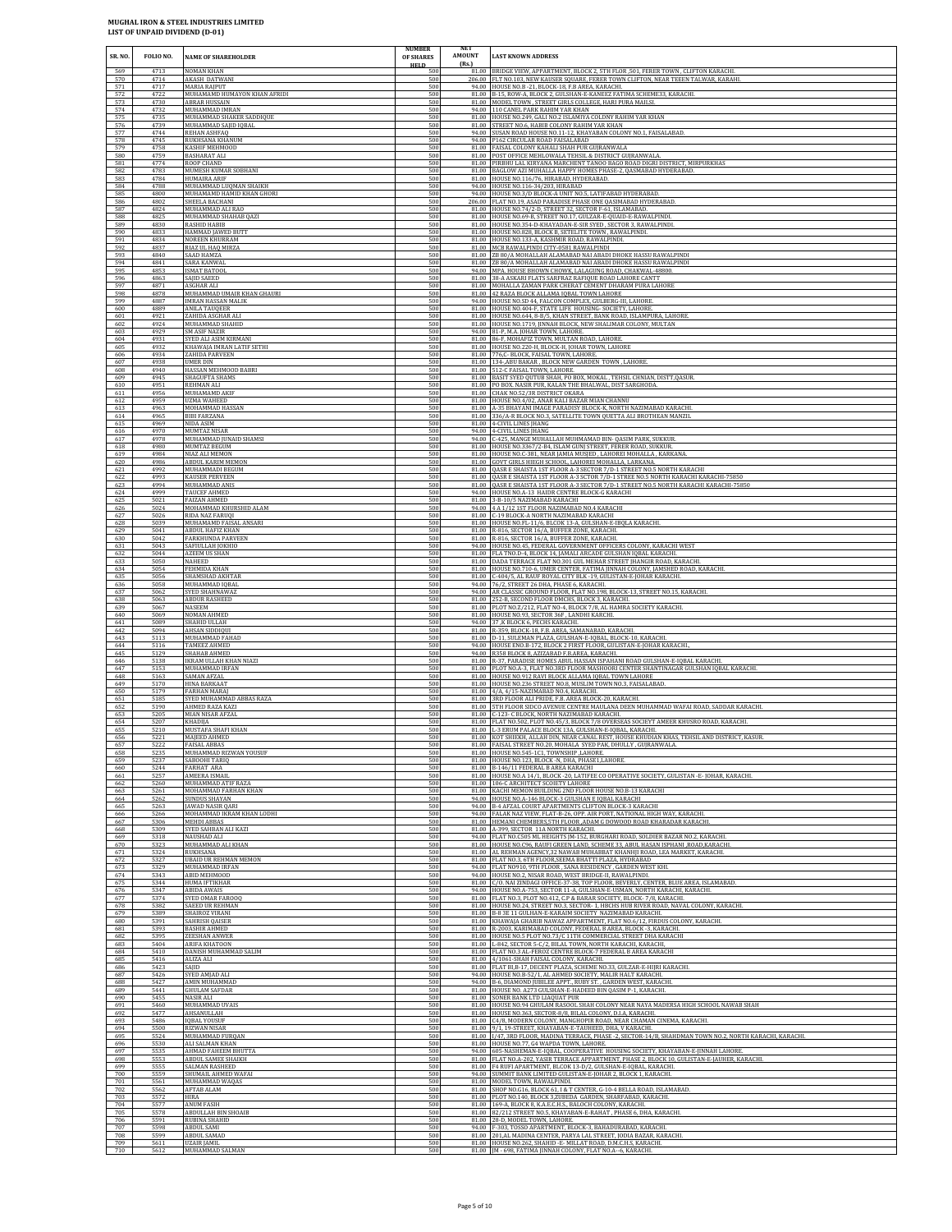**MUGHAL IRON & STEEL INDUSTRIES LIMITED**
**LIST OF UNPAID DIVIDEND (D-01)**

| SR. NO. | FOLIO NO. | NAME OF SHAREHOLDER | NUMBER OF SHARES HELD | NET AMOUNT (Rs.) | LAST KNOWN ADDRESS |
|---|---|---|---|---|---|
| 569 | 4713 | NOMAN KHAN | 500 | 81.00 | BRIDGE VIEW, APPARTMENT, BLOCK 2, 5TH FLOR ,501, FERER TOWN , CLIFTON KARACHI. |
| 570 | 4714 | AKASH DATWANI | 500 | 206.00 | FLT NO.103, NEW KAUSER SQUARE, FERER TOWN CLIFTON, NEAR TEEEN TALWAR, KARAHI. |
| 571 | 4717 | MARIA RAJPUT | 500 | 94.00 | HOUSE NO.B -21, BLOCK-18, F.B AREA, KARACHI. |
| 572 | 4722 | MUHAMMAD HUMAYON KHAN AFRIDI | 500 | 81.00 | B-15, ROW-A, BLOCK 2, GULSHAN-E-KANEEZ FATIMA SCHEME33, KARACHI. |
| 573 | 4730 | ABRAR HUSSAIN | 500 | 81.00 | MODEL TOWN , STREET GIRLS COLLEGE, HARI PURA MAILSI. |
| 574 | 4732 | MUHAMMAD IMRAN | 500 | 94.00 | 110 CANEL PARK RAHIM YAR KHAN |
| 575 | 4735 | MUHAMMAD SHAKER SADDIQUE | 500 | 81.00 | HOUSE NO.249, GALI NO.2 ISLAMIYA COLONY RAHIM YAR KHAN |
| 576 | 4739 | MUHAMMAD SAJID IQBAL | 500 | 81.00 | STREET NO.6, HABIB COLONY RAHIM YAR KHAN |
| 577 | 4744 | REHAN ASHFAQ | 500 | 94.00 | SUSAN ROAD HOUSE NO.11-12, KHAYABAN COLONY NO.1, FAISALABAD. |
| 578 | 4745 | RUKHSANA KHANUM | 500 | 94.00 | P162 CIRCULAR ROAD FAISALABAD |
| 579 | 4758 | KASHIF MEHMOOD | 500 | 81.00 | FAISAL COLONY KAHALI SHAH PUR GUJRANWALA |
| 580 | 4759 | BASHARAT ALI | 500 | 81.00 | POST OFFICE MEHLOWALA TEHSIL & DISTRICT GUJRANWALA. |
| 581 | 4774 | ROOP CHAND | 500 | 81.00 | PIRBHU LAL KIRYANA MARCHENT TANOO BAGO ROAD DIGRI DISTRICT, MIRPURKHAS |
| 582 | 4783 | MUMESH KUMAR SOBHANI | 500 | 81.00 | BAGLOW AZI MUHALLA HAPPY HOMES PHASE-2, QASMABAD HYDERABAD. |
| 583 | 4784 | HUMAIRA ARIF | 500 | 81.00 | HOUSE NO.116/76, HIRABAD, HYDERABAD. |
| 584 | 4788 | MUHAMMAD LUQMAN SHAIKH | 500 | 94.00 | HOUSE NO.116-34/203, HIRABAD |
| 585 | 4800 | MUHAMMAD HAMID KHAN GHORI | 500 | 94.00 | HOUSE NO.3/D BLOCK-A UNIT NO.5, LATIFABAD HYDERABAD. |
| 586 | 4802 | SHEELA BACHANI | 500 | 206.00 | FLAT NO.19, ASAD PARADISE PHASE ONE QASIMABAD HYDERABAD. |
| 587 | 4824 | MUHAMMAD ALI RAO | 500 | 81.00 | HOUSE NO.74/2-D, STREET 32, SECTOR F-61, ISLAMABAD. |
| 588 | 4825 | MUHAMMAD SHAHAB QAZI | 500 | 81.00 | HOUSE NO.69-B, STREET NO.17, GULZAR-E-QUAID-E-RAWALPINDI. |
| 589 | 4830 | RASHID HABIB | 500 | 81.00 | HOUSE NO.354-D-KHAYADAN-E-SIR SYED , SECTOR 3, RAWALPINDI. |
| 590 | 4833 | HAMMAD JAWED BUTT | 500 | 81.00 | HOUSE NO.828, BLOCK B, SETELITE TOWN , RAWALPINDI. |
| 591 | 4834 | NOREEN KHURRAM | 500 | 81.00 | HOUSE NO.133-A, KASHMIR ROAD, RAWALPINDI. |
| 592 | 4837 | RIAZ UL HAQ MIRZA | 500 | 81.00 | MCB RAWALPINDI CITY-0581 RAWALPINDI |
| 593 | 4840 | SAAD HAMZA | 500 | 81.00 | ZB 80/A MOHALLAH ALAMABAD NAI ABADI DHOKE HASSU RAWALPINDI |
| 594 | 4841 | SARA KANWAL | 500 | 81.00 | ZB 80/A MOHALLAH ALAMABAD NAI ABADI DHOKE HASSU RAWALPINDI |
| 595 | 4853 | ISMAT BATOOL | 500 | 94.00 | MPA. HOUSE BHOWN CHOWK, LALAGUNG ROAD, CHAKWAL-48800. |
| 596 | 4863 | SAJID SAEED | 500 | 81.00 | 38-A ASKARI FLATS SARFRAZ RAFIQUE ROAD LAHORE CANTT |
| 597 | 4871 | ASGHAR ALI | 500 | 81.00 | MOHALLA ZAMAN PARK CHERAT CEMENT DHARAM PURA LAHORE |
| 598 | 4878 | MUHAMMAD UMAIR KHAN GHAURI | 500 | 81.00 | 42 RAZA BLOCK ALLAMA IQBAL TOWN LAHORE |
| 599 | 4887 | IMRAN HASSAN MALIK | 500 | 94.00 | HOUSE NO.SD 44, FALCON COMPLEX, GULBERG-III, LAHORE. |
| 600 | 4889 | ANILA TAUQEER | 500 | 81.00 | HOUSE NO.404-F, STATE LIFE HOUSING- SOCIETY, LAHORE. |
| 601 | 4921 | ZAHIDA ASGHAR ALI | 500 | 81.00 | HOUSE NO.644, 8-B/5, KHAN STREET, BANK ROAD, ISLAMPURA, LAHORE. |
| 602 | 4924 | MUHAMMAD SHAHID | 500 | 81.00 | HOUSE NO.1719, JINNAH BLOCK, NEW SHALIMAR COLONY, MULTAN |
| 603 | 4929 | SM ASIF NAZIR | 500 | 94.00 | 81-P, M.A. JOHAR TOWN, LAHORE. |
| 604 | 4931 | SYED ALI ASIM KIRMANI | 500 | 81.00 | 86-F, MOHAFIZ TOWN, MULTAN ROAD, LAHORE. |
| 605 | 4932 | KHAWAJA IMRAN LATIF SETHI | 500 | 81.00 | HOUSE NO.220-H, BLOCK-H, JOHAR TOWN, LAHORE |
| 606 | 4934 | ZAHIDA PARVEEN | 500 | 81.00 | 776,C- BLOCK, FAISAL TOWN, LAHORE. |
| 607 | 4938 | UMER DIN | 500 | 81.00 | 134-,ABU BAKAR , BLOCK NEW GARDEN TOWN , LAHORE. |
| 608 | 4940 | HASSAN MEHMOOD BABRI | 500 | 81.00 | 512-C FAISAL TOWN, LAHORE. |
| 609 | 4945 | SHAGUFTA SHAMS | 500 | 81.00 | BASIT SYED QUTUB SHAH, PO BOX, MOKAL , TEHSIL CHNIAN, DISTT,QASUR. |
| 610 | 4951 | REHMAN ALI | 500 | 81.00 | PO BOX. NASIR PUR, KALAN THE BHALWAL, DIST SARGHODA. |
| 611 | 4956 | MUHAMMAD AKIF | 500 | 81.00 | CHAK NO.52/3R DISTRICT OKARA |
| 612 | 4959 | UZMA WAHEED | 500 | 81.00 | HOUSE NO.4/02, ANAR KALI BAZAR MIAN CHANNU |
| 613 | 4963 | MOHAMMAD HASSAN | 500 | 81.00 | A-35 BHAYANI IMAGE PARADISY BLOCK-K, NORTH NAZIMABAD KARACHI. |
| 614 | 4965 | BIBI FARZANA | 500 | 81.00 | 336/A-R BLOCK NO.3, SATELLITE TOWN QUETTA ALI BROTHEAN MANZIL |
| 615 | 4969 | NIDA ASIM | 500 | 81.00 | 4-CIVIL LINES JHANG |
| 616 | 4970 | MUMTAZ NISAR | 500 | 94.00 | 4-CIVIL LINES JHANG |
| 617 | 4978 | MUHAMMAD JUNAID SHAMSI | 500 | 94.00 | C-425, MANGE MUHALLAH MUHMAMAD BIN- QASIM PARK, SUKKUR. |
| 618 | 4980 | MUMTAZ BEGUM | 500 | 81.00 | HOUSE NO.3367/2-B4, ISLAM GUNJ STREET, FERER ROAD, SUKKUR. |
| 619 | 4984 | NIAZ ALI MEMON | 500 | 81.00 | HOUSE NO.C-381, NEAR JAMIA MUSJED , LAHOREI MOHALLA , KARKANA. |
| 620 | 4986 | ABDUL KARIM MEMON | 500 | 81.00 | GOVT GIRLS HIEGH SCHOOL, LAHOREI MOHALLA, LARKANA. |
| 621 | 4992 | MUHAMMADI BEGUM | 500 | 81.00 | QASR E SHAISTA 1ST FLOOR A-3 SECTOR 7/D-1 STREET NO.5 NORTH KARACHI |
| 622 | 4993 | KAUSER PERVEEN | 500 | 81.00 | QASR E SHAISTA 1ST FLOOR A-3 SECTOR 7/D-1 STREE NO.5 NORTH KARACHI KARACHI-75850 |
| 623 | 4994 | MUHAMMAD ANIS | 500 | 81.00 | QASR E SHAISTA 1ST FLOOR A-3 SECTOR 7/D-1 STREET NO.5 NORTH KARACHI KARACHI-75850 |
| 624 | 4999 | TAUCEF AHMED | 500 | 94.00 | HOUSE NO.A-13 HAIDR CENTRE BLOCK-G KARACHI |
| 625 | 5021 | FAIZAN AHMED | 500 | 81.00 | 3-B-10/5 NAZIMABAD KARACHI |
| 626 | 5024 | MOHAMMAD KHURSHID ALAM | 500 | 94.00 | 4 A 1/12 1ST FLOOR NAZIMABAD NO.4 KARACHI |
| 627 | 5026 | RIDA NAZ FARUQI | 500 | 81.00 | C-19 BLOCK-A NORTH NAZIMABAD KARACHI |
| 628 | 5039 | MUHAMAMD FAISAL ANSARI | 500 | 81.00 | HOUSE NO.FL-11/6, BLCOK 13-A, GULSHAN-E-IBQLA KARACHI. |
| 629 | 5041 | ABDUL HAFIZ KHAN | 500 | 81.00 | R-816, SECTOR 16/A, BUFFER ZONE, KARACHI. |
| 630 | 5042 | FARKHUNDA PARVEEN | 500 | 81.00 | R-816, SECTOR 16/A, BUFFER ZONE, KARACHI. |
| 631 | 5043 | SAFIULLAH JOKHIO | 500 | 94.00 | HOUSE NO.45, FEDERAL GOVERNMENT OFFICERS COLONY, KARACHI WEST |
| 632 | 5044 | AZEEM US SHAN | 500 | 81.00 | FLA TNO.D-4, BLOCK 14, JAMALI ARCADE GULSHAN IQBAL KARACHI. |
| 633 | 5050 | NAHEED | 500 | 81.00 | DADA TERRACE FLAT NO.301 GUL MEHAR STREET JHANGIR ROAD, KARACHI. |
| 634 | 5054 | FEHMIDA KHAN | 500 | 81.00 | HOUSE NO.710-6, UMER CENTER, FATIMA JINNAH COLONY, JAMSHED ROAD, KARACHI. |
| 635 | 5056 | SHAMSHAD AKHTAR | 500 | 81.00 | C-404/5, AL RAUF ROYAL CITY BLK -19, GULISTAN-E-JOHAR KARACHI. |
| 636 | 5058 | MUHAMMAD IQBAL | 500 | 94.00 | 76/2, STREET 26 DHA, PHASE 6, KARACHI. |
| 637 | 5062 | SYED SHAHNAWAZ | 500 | 94.00 | AR CLASSIC GROUND FLOOR, FLAT NO.198, BLOCK-13, STREET NO.15, KARACHI. |
| 638 | 5063 | ABDUR RASHEED | 500 | 81.00 | 252-B, SECOND FLOOR DMCHS, BLOCK 3, KARACHI. |
| 639 | 5067 | NASEEM | 500 | 81.00 | PLOT NO.Z/212, FLAT NO-4, BLOCK 7/8, AL HAMRA SOCIETY KARACHI. |
| 640 | 5069 | NOMAN AHMED | 500 | 81.00 | HOUSE NO.93, SECTOR 36F , LANDHI KARCHI. |
| 641 | 5089 | SHAHID ULLAH | 500 | 94.00 | 37,K BLOCK 6, PECHS KARACHI. |
| 642 | 5094 | AHSAN SIDDIQUI | 500 | 81.00 | R-359, BLOCK-18, F.B. AREA, SAMANABAD, KARACHI. |
| 643 | 5113 | MUHAMMAD FAHAD | 500 | 81.00 | D-11, SULEMAN PLAZA, GULSHAN-E-IQBAL, BLOCK-10, KARACHI. |
| 644 | 5116 | TAMEEZ AHMED | 500 | 94.00 | HOUSE ENO.B-172, BLOCK 2 FIRST FLOOR, GULISTAN-E-JOHAR KARACHI., |
| 645 | 5129 | SHAHAB AHMED | 500 | 94.00 | R358 BLOCK 8, AZIZABAD F.B.AREA, KARACHI. |
| 646 | 5138 | IKRAM ULLAH KHAN NIAZI | 500 | 81.00 | R-37, PARADISE HOMES ABUL HASSAN ISPAHANI ROAD GULSHAN-E-IQBAL KARACHI. |
| 647 | 5153 | MUHAMMAD IRFAN | 500 | 81.00 | PLOT NO.A-3, FLAT NO.3RD FLOOR MASHOORI CENTER SHANTINAGAR GULSHAN IQBAL KARACHI. |
| 648 | 5163 | SAMAN AFZAL | 500 | 81.00 | HOUSE NO.912 RAVI BLOCK ALLAMA IQBAL TOWN LAHORE |
| 649 | 5170 | HINA BARKAAT | 500 | 81.00 | HOUSE NO.236 STREET NO.8, MUSLIM TOWN NO.3, FAISALABAD. |
| 650 | 5179 | FARHAN MARAJ | 500 | 81.00 | 4/A, 4/15-NAZIMABAD NO.4, KARACHI. |
| 651 | 5185 | SYED MUHAMMAD ABBAS RAZA | 500 | 81.00 | 3RD FLOOR ALI PRIDE, F.B. AREA BLOCK-20, KARACHI. |
| 652 | 5190 | AHMED RAZA KAZI | 500 | 81.00 | 5TH FLOOR SIDCO AVENUE CENTRE MAULANA DEEN MUHAMMAD WAFAI ROAD, SADDAR KARACHI. |
| 653 | 5205 | MIAN NISAR AFZAL | 500 | 81.00 | C-123- C BLOCK, NORTH NAZIMABAD KARACHI. |
| 654 | 5207 | KHADIJA | 500 | 81.00 | FLAT NO.502, PLOT NO.45/3, BLOCK 7/8 OVERSEAS SOCIEYT AMEER KHUSRO ROAD, KARACHI. |
| 655 | 5210 | MUSTAFA SHAFI KHAN | 500 | 81.00 | L-3 ERUM PALACE BLOCK 13A, GULSHAN-E-IQBAL, KARACHI. |
| 656 | 5221 | MAJEED AHMED | 500 | 81.00 | KOT SHIEKH, ALLAH DIN, NEAR CANAL REST, HOUSE KHUDIAN KHAS, TEHSIL AND DISTRICT, KASUR. |
| 657 | 5222 | FAISAL ABBAS | 500 | 81.00 | FAISAL STREET NO.20, MOHALA SYED PAK, DHULLY , GUJRANWALA. |
| 658 | 5235 | MUHAMMAD RIZWAN YOUSUF | 500 | 81.00 | HOUSE NO.545-1C1, TOWNSHIP ,LAHORE. |
| 659 | 5237 | SABOOHI TARIQ | 500 | 81.00 | HOUSE NO.123, BLOCK -N, DHA, PHASE I,LAHORE. |
| 660 | 5244 | FARHAT ARA | 500 | 81.00 | B-146/11 FEDERAL B AREA KARACHI |
| 661 | 5257 | AMEERA ISMAIL | 500 | 81.00 | HOUSE NO.A 14/1, BLOCK -20, LATIFEE CO OPERATIVE SOCIETY, GULISTAN -E- JOHAR, KARACHI. |
| 662 | 5260 | MUHAMMAD ATIF RAZA | 500 | 81.00 | 106-C ARCHITECT SCOIETY LAHORE |
| 663 | 5261 | MOHAMMAD FARHAN KHAN | 500 | 81.00 | KACHI MEMON BUILDING 2ND FLOOR HOUSE NO.B-13 KARACHI |
| 664 | 5262 | SUNDUS SHAYAN | 500 | 94.00 | HOUSE NO.A-146 BLOCK-3 GULSHAN E IQBAL KARACHI |
| 665 | 5263 | JAWAD NASIR QARI | 500 | 94.00 | B-4 AFZAL COURT APARTMENTS CLIFTON BLOCK-3 KARACHI |
| 666 | 5266 | MOHAMMAD IKRAM KHAN LODHI | 500 | 94.00 | FALAK NAZ VIEW, FLAT-B-26, OPP. AIR PORT, NATIONAL HIGH WAY, KARACHI. |
| 667 | 5306 | MEHDI ABBAS | 500 | 81.00 | HEMANI CHEMBERS,5TH FLOOR ,ADAM G DOWOOD ROAD KHARADAR KARACHI. |
| 668 | 5309 | SYED SAHBAN ALI KAZI | 500 | 81.00 | A-399, SECTOR 11A NORTH KARACHI. |
| 669 | 5318 | NAUSHAD ALI | 500 | 94.00 | FLAT NO.C505 ML HEIGHTS JM-152, BURGHARI ROAD, SOLDIER BAZAR NO.2, KARACHI. |
| 670 | 5323 | MUHAMMAD ALI KHAN | 500 | 81.00 | HOUSE NO.C96, RAUFI GREEN LAND, SCHEME 33, ABUL HASAN ISPHANI ,ROAD,KARACHI. |
| 671 | 5324 | RUKHSANA | 500 | 81.00 | AL REHMAN AGENCY,32 NAWAB MUHABBAT KHANJI ROAD, LEA MARKET, KARACHI. |
| 672 | 5327 | UBAID UR REHMAN MEMON | 500 | 81.00 | FLAT NO.3, 6TH FLOOR,SEEMA BHATTI PLAZA, HYDRABAD |
| 673 | 5329 | MUHAMMAD IRFAN | 500 | 94.00 | FLAT NO910, 9TH FLOOR , SANA RESIDENCY , GARDEN WEST KHI. |
| 674 | 5343 | ABID MEHMOOD | 500 | 94.00 | HOUSE NO.2, NISAR ROAD,WEST BRIDGE-II, RAWALPINDI. |
| 675 | 5344 | HUMA IFTIKHAR | 500 | 81.00 | C/O. NAI ZINDAGI OFFICE-37-38, TOP FLOOR, BEVERLY, CENTER, BLUE AREA, ISLAMABAD. |
| 676 | 5347 | ABIDA AWAIS | 500 | 94.00 | HOUSE NO.A-753, SECTOR 11-A, GULSHAN-E-USMAN, NORTH KARACHI, KARACHI. |
| 677 | 5374 | SYED OMAR FAROOQ | 500 | 81.00 | FLAT NO.3, PLOT NO.412, C.P & BARAR SOCIETY, BLOCK- 7/8, KARACHI. |
| 678 | 5382 | SAEED UR REHMAN | 500 | 81.00 | HOUSE NO.24, STREET NO.3, SECTOR- 1, HBCHS HUB RIVER ROAD, NAVAL COLONY, KARACHI. |
| 679 | 5389 | SHAIROZ VIRANI | 500 | 81.00 | B-8 3E 11 GULHAN-E-KARAIM SOCIETY NAZIMABAD KARACHI. |
| 680 | 5391 | SAHRISH QAISER | 500 | 81.00 | KHAWAJA GHARIB NAWAZ APPARTMENT, FLAT NO.6/12, FIRDUS COLONY, KARACHI. |
| 681 | 5393 | BASHIR AHMED | 500 | 81.00 | R-2003, KARIMABAD COLONY, FEDERAL B AREA, BLOCK -3, KARACHI. |
| 682 | 5395 | ZEESHAN ANWER | 500 | 81.00 | HOUSE NO.5 PLOT NO.73/C 11TH COMMERCIAL STREET DHA KARACHI |
| 683 | 5404 | ARIFA KHATOON | 500 | 81.00 | L-842, SECTOR 5-C/2, BILAL TOWN, NORTH KARACHI, KARACHI. |
| 684 | 5410 | DANISH MUHAMMAD SALIM | 500 | 81.00 | FLAT NO.3 AL-FEROZ CENTRE BLOCK-7 FEDERAL B AREA KARACHI |
| 685 | 5416 | ALIZA ALI | 500 | 81.00 | 4/1061-SHAH FAISAL COLONY, KARACHI. |
| 686 | 5423 | SAJID | 500 | 81.00 | FLAT BI,B-17, DECENT PLAZA, SCHEME NO.33, GULZAR-E-HIJRI KARACHI. |
| 687 | 5426 | SYED AMJAD ALI | 500 | 94.00 | HOUSE NO.B-52/1, AL AHMED SOCIETY, MALIR HALT KARACHI. |
| 688 | 5427 | AMIN MUHAMMAD | 500 | 94.00 | B-6, DIAMOND JUBILEE APPT., RUBY ST. , GARDEN WEST, KARACHI. |
| 689 | 5441 | GHULAM SAFDAR | 500 | 81.00 | HOUSE NO. A273 GULSHAN-E-HADEED BIN QASIM P-1, KARACHI. |
| 690 | 5455 | NASIR ALI | 500 | 81.00 | SONER BANK LTD LIAQUAT PUR |
| 691 | 5460 | MUHAMMAD UVAIS | 500 | 81.00 | HOUSE NO.94 GHULAM RASOOL SHAH COLONY NEAR NAYA MADERSA HIGH SCHOOL NAWAB SHAH |
| 692 | 5477 | AHSANULLAH | 500 | 81.00 | HOUSE NO.363, SECTOR-8/B, BILAL COLONY, D.I.A, KARACHI. |
| 693 | 5486 | IQBAL YOUSUF | 500 | 81.00 | C4/8, MODERN COLONY, MANGHOPIR ROAD, NEAR CHAMAN CINEMA, KARACHI. |
| 694 | 5500 | RIZWAN NISAR | 500 | 81.00 | 9/1, 19-STREET, KHAYABAN-E-TAUHEED, DHA, V KARACHI. |
| 695 | 5524 | MUHAMMAD FURQAN | 500 | 81.00 | I/47, 3RD FLOOR, MADINA TERRACE, PHASE -2, SECTOR-14/B, SHAHDMAN TOWN NO.2, NORTH KARACHI, KARACHI. |
| 696 | 5530 | ALI SALMAN KHAN | 500 | 81.00 | HOUSE NO.77, G4 WAPDA TOWN, LAHORE. |
| 697 | 5535 | AHMAD FAHEEM BHUTTA | 500 | 94.00 | 605-NASHEMAN-E-IQBAL, COOPERATIVE HOUSING SOCIETY, KHAYABAN-E-JINNAH LAHORE. |
| 698 | 5553 | ABDUL SAMEE SHAIKH | 500 | 81.00 | FLAT NO.A-202, YASIR TERRACE APPARTMENT, PHASE 2, BLOCK 10, GULISTAN-E-JAUHER, KARACHI. |
| 699 | 5555 | SALMAN RASHEED | 500 | 81.00 | F4 RUFI APARTMENT, BLCOK 13-D/2, GULSHAN-E-IQBAL, KARACHI. |
| 700 | 5559 | SHUMAIL AHMED WAFAI | 500 | 94.00 | SUMMIT BANK LIMITED GULISTAN-E-JOHAR 2, BLOCK 1, KARACHI. |
| 701 | 5561 | MUHAMMAD WAQAS | 500 | 81.00 | MODEL TOWN, RAWALPINDI. |
| 702 | 5562 | AFTAB ALAM | 500 | 81.00 | SHOP NO.G16, BLOCK 61, I & T CENTER, G-10-4 BELLA ROAD, ISLAMABAD. |
| 703 | 5572 | HIRA | 500 | 81.00 | PLOT NO.140, BLOCK 3,ZUBEDA GARDEN, SHARFABAD, KARACHI. |
| 704 | 5577 | ANUM FASIH | 500 | 81.00 | 169-A, BLOCK 8, K.A.E.C.H.S., BALOCH COLONY, KARACHI. |
| 705 | 5578 | ABDULLAH BIN SHOAIB | 500 | 81.00 | 82/212 STREET NO.5, KHAYABAN-E-RAHAT , PHASE 6, DHA, KARACHI. |
| 706 | 5591 | RUBINA SHAHID | 500 | 81.00 | 28-D, MODEL TOWN, LAHORE. |
| 707 | 5598 | ABDUL SAMI | 500 | 94.00 | F-303, TOSSO APARTMENT, BLOCK-3, BAHADURABAD, KARACHI. |
| 708 | 5599 | ABDUL SAMAD | 500 | 81.00 | 201,AL MADINA CENTER, PARYA LAL STREET, JODIA BAZAR, KARACHI. |
| 709 | 5611 | UZAIR JAMIL | 500 | 81.00 | HOUSE NO.262, SHAHID -E- MILLAT ROAD, D.M.C.H.S, KARACHI. |
| 710 | 5612 | MUHAMMAD SALMAN | 500 | 81.00 | JM - 698, FATIMA JINNAH COLONY, FLAT NO.A--6, KARACHI. |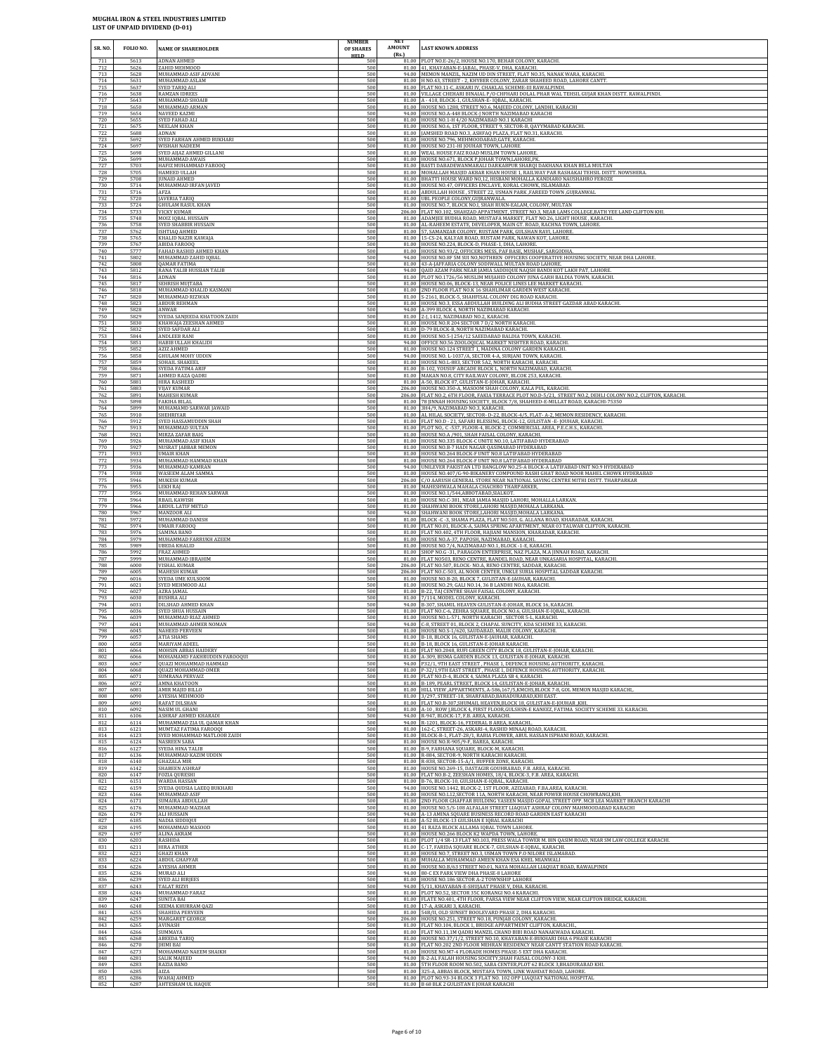**MUGHAL IRON & STEEL INDUSTRIES LIMITED**
**LIST OF UNPAID DIVIDEND (D-01)**

| SR. NO. | FOLIO NO. | NAME OF SHAREHOLDER | NUMBER OF SHARES HELD | NET AMOUNT (Rs.) | LAST KNOWN ADDRESS |
|---|---|---|---|---|---|
| 711 | 5613 | ADNAN AHMED | 500 | 81.00 | PLOT NO.E-26/2, HOUSE NO.170, BEHAR COLONY, KARACHI. |
| 712 | 5626 | ZAHID MEHMOOD | 500 | 81.00 | 41, KHAYABAN-E-JABAL, PHASE-V, DHA, KARACHI. |
| 713 | 5628 | MUHAMMAD ASIF ADVANI | 500 | 94.00 | MEMON MANZIL, NAZIM UD DIN STREET, FLAT NO.35, NANAK WARA, KARACHI. |
| 714 | 5631 | MUHAMMAD ASLAM | 500 | 81.00 | H NO.43, STREET - 2, KHYBER COLONY, ZARAR SHAHEED ROAD, LAHORE CANTT. |
| 715 | 5637 | SYED TARIQ ALI | 500 | 81.00 | FLAT NO.11-C, ASKARI IV, CHAKLAL SCHEME-III RAWALPINDI. |
| 716 | 5638 | RAMZAN IDREES | 500 | 81.00 | VILLAGE CHEHARI BINAIAL P/O CHFHARI DOLAL PHAR WAL TEHSIL GUJAR KHAN DISTT. RAWALPINDI. |
| 717 | 5643 | MUHAMMAD SHOAIB | 500 | 81.00 | A - 418, BLOCK-1, GULSHAN-E- IQBAL, KARACHI. |
| 718 | 5650 | MUHAMMAD ARMAN | 500 | 81.00 | HOUSE NO.1288, STREET NO.6, MAJEED COLONY, LANDHI, KARACHI |
| 719 | 5654 | NAVEED KAZMI | 500 | 94.00 | HOUSE NO.A-448 BLOCK-J NORTH NAZIMABAD KARACHI |
| 720 | 5655 | SYED FAHAD ALI | 500 | 81.00 | HOUSE NO.1-H4/20 NAZIMABAD NO.1 KARACHI |
| 721 | 5675 | NEELAM KHAN | 500 | 81.00 | HOUSE NO.6, 1ST FLOOR, STREET 9, SECTOR-B, QAYYMABAD KARACHI. |
| 722 | 5688 | ADNAN | 500 | 81.00 | JAMSHED ROAD NO.3, ASHFAQ PLAZA, FLAT NO.31, KARACHI. |
| 723 | 5692 | SYED FARHAN AHMED BUKHARI | 500 | 81.00 | HOUSE NO.796, MEHMOODABAD,GATE, KARACHI. |
| 724 | 5697 | WISHAH NADEEM | 500 | 81.00 | HOUSE NO 231-HI JOUHAR TOWN, LAHORE |
| 725 | 5698 | SYED AIJAZ AHMED GILLANI | 500 | 81.00 | WEAL HOUSE FAIZ ROAD MUSLIM TOWN LAHORE. |
| 726 | 5699 | MUHAMMAD AWAIS | 500 | 81.00 | HOUSE NO.671, BLOCK P,JOHAR TOWN,LAHORE,PK. |
| 727 | 5703 | HAFIZ MUHAMMAD FAROOQ | 500 | 81.00 | BASTI DABADEWANMABALI DARKABPUR SHARQI DAKHANA KHAN BELA MULTAN |
| 728 | 5705 | HAMEED ULLAH | 500 | 81.00 | MOHALLAH MASJID AKBAR KHAN HOUSE 1, RAILWAY PAR RASHAKAI TEHSIL DISTT. NOWSHERA. |
| 729 | 5708 | JUNAID AHMED | 500 | 81.00 | BHATTI HOUSE WARD NO,12, HISBANI MOHALLA KANDIARO NAUSHAHRO FEROZE |
| 730 | 5714 | MUHAMMAD IRFAN JAVED | 500 | 81.00 | HOUSE NO.47, OFFICERS ENCLAVE, KORAL CHOWK, ISLAMABAD. |
| 731 | 5716 | AFZA | 500 | 81.00 | ABDULLAH HOUSE , STREET 22, USMAN PARK ,FAREED TOWN ,GUJRANWAL |
| 732 | 5720 | JAVERIA TARIQ | 500 | 81.00 | UBL PEOPLE COLONY,GUJRANWALA. |
| 733 | 5724 | GHULAM RASUL KHAN | 500 | 81.00 | HOUSE NO.7, BLOCK NO.I, SHAH RUKN-EALAM, COLONY, MULTAN |
| 734 | 5733 | VICKY KUMAR | 500 | 206.00 | FLAT NO.102, SHAHZAD APPATMENT, STREET NO.3, NEAR LAMS COLLEGE,BATH YEE LAND CLIFTON KHI. |
| 735 | 5748 | MOIZ IQBAL HUSSAIN | 500 | 81.00 | ADAMJEE BUDHA ROAD, MUSTAFA MARKET, FLAT NO.26, LIGHT HOUSE , KARACHI. |
| 736 | 5758 | SYED SHABBIR HUSSAIN | 500 | 81.00 | AL-RAHEEM ESTATE, DEVELOPER, MAIN GT. ROAD, RACHNA TOWN, LAHORE. |
| 737 | 5762 | ISHTIAQ AHMED | 500 | 81.00 | 57, SAMANZAR COLONY, RUSTAM PARK, GULSHAN RAVI, LAHORE. |
| 738 | 5765 | KHALID NAZIR KAWAJA | 500 | 81.00 | 15-CS-24, KALYAR ROAD, RUSTAM PARK, NAWAN KOT, LAHORE. |
| 739 | 5767 | ABIDA FAROOQ | 500 | 81.00 | HOUSE NO.224, BLOCK-D, PHASE-1, DHA, LAHORE. |
| 740 | 5777 | FAHAD RASHID AHMED KHAN | 500 | 81.00 | HOUSE NO.93/2, OFFICERS MESS, PAF BASE, MUSHAF, SARGODHA. |
| 741 | 5802 | MUHAMMAD ZAHID IQBAL | 500 | 94.00 | HOUSE NO.8F SM SUI NO,NOTHREN OFFICERS COOPERATIVE HOUSING SOCIETY, NEAR DHA LAHORE. |
| 742 | 5808 | QAMAR FATIMA | 500 | 81.00 | 43-A-JAFFARIA COLONY SODIWALL MULTAN ROAD LAHORE. |
| 743 | 5812 | RANA TALIB HUSSIAN TALIB | 500 | 94.00 | QAID AZAM PARK NEAR JAMIA SADDIQUE NAQSH BANDI KOT LAKH PAT, LAHORE. |
| 744 | 5816 | ADNAN | 500 | 81.00 | PLOT NO.1726/56 MUSLIM MUJAHID COLONY JUNA GARH BALDIA TOWN, KARACHI. |
| 745 | 5817 | SEHRISH MUJTABA | 500 | 81.00 | HOUSE NO.06, BLOCK-13, NEAR POLICE LINES LEE MARKET KARACHI. |
| 746 | 5818 | MUHAMMAD KHALID KASMANI | 500 | 81.00 | 2ND FLOOR FLAT NO.K 16 SHAHLIMAR GARDEN WEST KARACHI. |
| 747 | 5820 | MUHAMMAD RIZWAN | 500 | 81.00 | S-2161, BLOCK-5, SHAHFISAL COLONY DIG ROAD KARACHI. |
| 748 | 5823 | ABDUR REHMAN | 500 | 81.00 | HOUSE NO.3, ESSA ABDULLAH BUILDING ALI BUDHA STREET GAZDAR ABAD KARACHI. |
| 749 | 5828 | ANWAR | 500 | 94.00 | A-399 BLOCK 4, NORTH NAZIMABAD KARACHI. |
| 750 | 5829 | SYEDA SANJEEDA KHATOON ZAIDI | 500 | 81.00 | 2-J, 1412, NAZIMABAD NO.2, KARACHI. |
| 751 | 5830 | KHAWAJA ZEESHAN AHMED | 500 | 81.00 | HOUSE NO.R 204 SECTOR 7 D/2 NORTH KARACHI. |
| 752 | 5832 | SYED SAFDAR ALI | 500 | 81.00 | D-79 BLOCK-B, NORTH NAZIMABAD KARACHI. |
| 753 | 5844 | ANDLEEB RANI | 500 | 81.00 | HOUSE NO.5-1254/12 SAEEDABAD BALDIA TOWN, KARACHI. |
| 754 | 5851 | HABIB ULLAH KHALIDI | 500 | 94.00 | OFFICE NO.56 ZOOLOJICAL MARKET NISHTER ROAD, KARACHI. |
| 755 | 5852 | AZIZ AHMED | 500 | 81.00 | HOUSE NO.124 STREET 1, MADINA COLONY GARDEN KARACHI. |
| 756 | 5858 | GHULAM MOHY UDDIN | 500 | 94.00 | HOUSE NO. L-1037/A, SECTOR 4-A, SURJANI TOWN, KARACHI. |
| 757 | 5859 | SOHAIL SHAKEEL | 500 | 81.00 | HOUSE NO.L-883, SECTOR 5A2, NORTH KARACHI, KARACHI. |
| 758 | 5864 | SYEDA FATIMA ARIF | 500 | 81.00 | B-102, YOUSUF ARCADE BLOCK L, NORTH NAZIMABAD, KARACHI. |
| 759 | 5871 | AHMED RAZA QADRI | 500 | 81.00 | MAKAN NO.8, CITY RAILWAY COLONY, BLCOK 253, KARACHI. |
| 760 | 5881 | HIRA RASHEED | 500 | 81.00 | A-50, BLOCK 07, GULISTAN-E-JOHAR, KARACHI. |
| 761 | 5883 | VIJAY KUMAR | 500 | 206.00 | HOUSE NO.350-A, MASOOM SHAH COLONY, KALA PUL, KARACHI. |
| 762 | 5891 | MAHESH KUMAR | 500 | 206.00 | FLAT NO.2, 6TH FLOOR, FAKIA TERRACE PLOT NO.D-5/21, STREET NO.2, DEHLI COLONY NO.2, CLIFTON, KARACHI. |
| 763 | 5898 | FAKIHA BILAL | 500 | 81.00 | 78 JINNAH HOUSING SOCIETY, BLOCK 7/8, SHAHEED-E-MILLAT ROAD, KARACHI-75350 |
| 764 | 5899 | MUHAMAMD SARWAR JAWAID | 500 | 81.00 | 3H4/9, NAZIMABAD NO.3, KARACHI. |
| 765 | 5910 | SHEHRIYAR | 500 | 81.00 | AL HILAL SOCIETY, SECTOR- D-22, BLOCK-4/5, FLAT- A-2, MEMON RESIDENCY, KARACHI. |
| 766 | 5912 | SYED HASSAMUDDIN SHAH | 500 | 81.00 | FLAT NO.D - 21, SAFARI BLESSING, BLOCK-12, GULISTAN -E- JOUHAR, KARACHI. |
| 767 | 5913 | MUHAMMAD SULTAN | 500 | 81.00 | PLOT NO,. C -537, FLOOR-4, BLOCK-2, COMMERCIAL AREA, P.E.C.H.S., KARACHI. |
| 768 | 5921 | MIRZA ZAFAR BAIG | 500 | 81.00 | HOUSE NO.A /901, SHAH FAISAL COLONY, KARACHI. |
| 769 | 5926 | MUHAMMAD ASIF KHAN | 500 | 81.00 | HOUSE NO.335 BLOCK-C UNITE NO.10, LATIFABAD HYDERABAD |
| 770 | 5927 | NUSRAT JABBAR MEMON | 500 | 81.00 | HOUSE NO.B-7 HADI NAGAR QASIMABAD HYDERABAD |
| 771 | 5933 | UMAIR KHAN | 500 | 81.00 | HOUSE NO.264 BLOCK-F UNIT NO.8 LATIFABAD HYDERABAD |
| 772 | 5934 | MUHAMMAD HAMMAD KHAN | 500 | 81.00 | HOUSE NO.264 BLOCK-F UNIT NO.8 LATIFABAD HYDERABAD |
| 773 | 5936 | MUHAMMAD KAMRAN | 500 | 94.00 | UNILEVER PAKISTAN LTD BANGLOW NO.25-A BLOCK-A LATIFABAD UNIT NO.9 HYDERABAD |
| 774 | 5938 | WASEEM ALAM SAMMA | 500 | 81.00 | HOUSE NO.407/G-90-BIKANERY COMPOUND RASHI GHAT ROAD NOOR MAHEL CHOWK HYDERABAD |
| 775 | 5946 | MUKESH KUMAR | 500 | 206.00 | C/O AARUSH GENERAL STORE NEAR NATIONAL SAVING CENTRE MITHI DISTT. THARPARKAR |
| 776 | 5955 | LEKH RAJ | 500 | 81.00 | MAHESHWALA MAHALA CHACHRO THARPARKER, |
| 777 | 5956 | MUHAMMAD REHAN SARWAR | 500 | 81.00 | HOUSE NO.1/544,ABBOTABAD,SIALKOT. |
| 778 | 5964 | RBAIL KAWISH | 500 | 81.00 | HOUSE NO.C-381, NEAR JAMIA MASJID LAHORI, MOHALLA LARKAN. |
| 779 | 5966 | ABDUL LATIF METLO | 500 | 81.00 | SHAHWANI BOOK STORE,LAHORI MASJID,MOHALA LARKANA. |
| 780 | 5967 | MANZOOR ALI | 500 | 94.00 | SHAHWANI BOOK STORE,LAHORI MASJID,MOHALA LARKANA. |
| 781 | 5972 | MUHAMMAD DANISH | 500 | 81.00 | BLOCK -C -3, SHAMA PLAZA, FLAT NO.503, G. ALLANA ROAD, KHARADAR, KARACHI. |
| 782 | 5974 | UMAIR FAROOQ | 500 | 81.00 | FLAT NO.01, BLOCK-A, SAIMA SPRING APARTMENT, NEAR 03 TALWAR CLIFTON, KARACHI. |
| 783 | 5976 | SAMINA BANO | 500 | 81.00 | FLAT NO.402, 4TH FLOOR, HAJIANI MANSION, KHARADAR, KARACHI. |
| 784 | 5979 | MUHAMMAD FARRUKH AZEEM | 500 | 81.00 | HOUSE NO.A-37, PAPOSH, NAZIMABAD, KARACHI. |
| 785 | 5989 | UBEDA KHALID | 500 | 81.00 | HOUSE NO.7/4, NAZIMABAD NO.1, BLOCK -1-E, KARACHI. |
| 786 | 5992 | FRAZ AHMED | 500 | 81.00 | SHOP NO.G -31, PARAGON ENTERPRISE, NAZ PLAZA, M.A JINNAH ROAD, KARACHI. |
| 787 | 5999 | MUHAMMAD IBRAHIM | 500 | 81.00 | FLAT NO503, RENO CENTRE, RANDEL ROAD, NEAR UNKASARIA HOSPITAL, KARACHI. |
| 788 | 6000 | VISHAL KUMAR | 500 | 206.00 | FLAT NO.507, BLOCK- NO.A, RENO CENTRE, SADDAR, KARACHI. |
| 789 | 6005 | MAHESH KUMAR | 500 | 206.00 | FLAT NO.C-503, AL NOOR CENTER, UNKLE SURIA HOSPITAL SADDAR KARACHI. |
| 790 | 6016 | SYEDA UME KULSOOM | 500 | 81.00 | HOUSE NO.B-20, BLOCK 7, GULISTAN-E-JAUHAR, KARACHI. |
| 791 | 6021 | SYED MEHMOOD ALI | 500 | 81.00 | HOUSE NO.29, GALI NO.14, 36 B LANDHI NO.6, KARACHI. |
| 792 | 6027 | AZRA JAMAL | 500 | 81.00 | B-22, TAJ CENTRE SHAH FAISAL COLONY, KARACHI. |
| 793 | 6030 | BUSHRA ALI | 500 | 81.00 | 7/114, MODEL COLONY, KARACHI. |
| 794 | 6031 | DILSHAD AHMED KHAN | 500 | 94.00 | B-307, SHAMIL HEAVEN GULISTAN-E-JOHAR, BLOCK 16, KARACHI. |
| 795 | 6036 | SYED SHUA HUSSAIN | 500 | 81.00 | FLAT NO.C-6, ZEHRA SQUARE, BLOCK NO.6, GULSHAN-E-IQBAL, KARACHI. |
| 796 | 6039 | MUHAMMAD RIAZ AHMED | 500 | 81.00 | HOUSE NO.L-571, NORTH KARACHI , SECTOR 5-L, KARACHI. |
| 797 | 6041 | MUHAMMAD AHMER NOMAN | 500 | 94.00 | C-8, STREET 01, BLOCK 2, CHAPAL SUNCITY, KDA SCHEME 33, KARACHI. |
| 798 | 6045 | NAHEED PERVEEN | 500 | 81.00 | HOUSE NO.S-1/620, SAUDABAD, MALIR COLONY, KARACHI. |
| 799 | 6057 | ATIA SHAMS | 500 | 81.00 | B-18, BLOCK 16, GULISTAN-E-JAUHAR, KARACHI. |
| 800 | 6058 | MARIYAM ADEEL | 500 | 81.00 | B-18, BLOCK 16, GULISTAN-E-JOHAR KARACHI. |
| 801 | 6064 | MOHSIN ABBAS HAIDERY | 500 | 81.00 | FLAT NO.2048, RUFI GREEN CITY BLOCK 18, GULISTAN-E-JOHAR, KARACHI. |
| 802 | 6066 | MOHAMAMD FAKHRUDDIN FAROOQUI | 500 | 81.00 | A-309, BISMA GARDEN BLOCK 13, GULISTAN-E-JOHAR, KARACHI. |
| 803 | 6067 | QUAZI MOHAMMAD HAMMAD | 500 | 94.00 | P32/1, 9TH EAST STREET , PHASE 1, DEFENCE HOUSING AUTHORITY, KARACHI. |
| 804 | 6068 | QUAZI MOHAMMAD OMER | 500 | 81.00 | P-32/1,9TH EAST STREET , PHASE 1, DEFENCE HOUSING AUTHORITY, KARACHI. |
| 805 | 6071 | SUMRANA PERVAIZ | 500 | 81.00 | FLAT NO.D-4, BLOCK 4, SAIMA PLAZA SB 4, KARACHI. |
| 806 | 6072 | AMNA KHATOON | 500 | 81.00 | B-189, PEARL STREET, BLOCK 14, GULISTAN-E-JOHAR, KARACHI. |
| 807 | 6081 | AMIR MAJID BILLO | 500 | 81.00 | HILL VIEW ,APPARTMENTS, A-586,167/5,KMCHS,BLOCK 7-8, GOL MEMON MASJID KARACHI.. |
| 808 | 6090 | AYESHA MEHMOOD | 500 | 81.00 | 3/297, STREET-18, SHARFABAD,BAHADURABAD,KHI EAST. |
| 809 | 6091 | RAFAT DILSHAN | 500 | 81.00 | FLAT NO.B-307,SHUMAIL HEAVEN,BLOCK 18, GULISTAN-E-JOUHAR ,KHI. |
| 810 | 6092 | NASIM UL GHANI | 500 | 81.00 | A-10 , ROW J,BLOCK 4, FIRST FLOOR,GULSHN-E KANEEZ, FATIMA SOCIETY SCHEME 33. KARACHI. |
| 811 | 6106 | ASHRAF AHMED KHARADI | 500 | 94.00 | R-947, BLOCK-17, F.B. AREA, KARACHI. |
| 812 | 6114 | MUHAMMAD ZIA UL QAMAR KHAN | 500 | 94.00 | R-1201, BLOCK-16, FEDERAL B AREA, KARACHI.. |
| 813 | 6121 | MUMTAZ FATIMA FAROOQI | 500 | 81.00 | 162-C, STREET-26, ASKARI-4, RASHID MINAAJ ROAD, KARACHI. |
| 814 | 6123 | SYED MOHAMMAD MATLOOB ZAIDI | 500 | 81.00 | BLOCK-B-1, FLAT-28/1, RABIA FLOWER, ABUL HASSAN ISPHANI ROAD, KARACHI. |
| 815 | 6124 | NASREEN SABA | 500 | 81.00 | HOUSE NO.R-905/9-F, BAREA, KARACHI. |
| 816 | 6127 | SYEDA HINA TALIB | 500 | 81.00 | B-9, FARHANA SQUARE, BLOCK-M, KARACHI. |
| 817 | 6136 | MUHAMMAD KAZIM UDDIN | 500 | 81.00 | R-884, SECTOR-9, NORTH KARACHI KARACHI. |
| 818 | 6140 | GHAZALA MIR | 500 | 81.00 | R-838, SECTOR-15-A/1, BUFFER ZONE, KARACHI. |
| 819 | 6142 | SHABEEN ASHRAF | 500 | 81.00 | HOUSE NO.269-15, DASTAGIR GOUHRABAD, F.B. AREA, KARACHI. |
| 820 | 6147 | FOZIA QURESHI | 500 | 81.00 | FLAT NO.B-2, ZEESHAN HOMES, 18/4, BLOCK-3, F.B. AREA, KARACHI. |
| 821 | 6151 | WARDA HASSAN | 500 | 81.00 | B-76, BLOCK-10, GULSHAN-E-IQBAL, KARACHI. |
| 822 | 6159 | SYEDA QUDSIA LAEEQ BUKHARI | 500 | 94.00 | HOUSE NO.1442, BLOCK-2, 1ST FLOOR, AZIZABAD, F.BA.AREA, KARACHI. |
| 823 | 6166 | MUHAMMAD ASIF | 500 | 81.00 | HOUSE NO.L12,SECTOR 11A, NORTH KARACHI, NEAR POWER HOUSE CHOWRANGI,KHI. |
| 824 | 6171 | SUMAIRA ABDULLAH | 500 | 81.00 | 2ND FLOOR GHAFFAR BUILDING YASEEN MASJID GOPAL STREET OPP. MCB LEA MARKET BRANCH KARACHI |
| 825 | 6176 | MUHAMMAD MAZHAR | 500 | 81.00 | HOUSE NO.5/S-108 ALFALAH STREET LIAQUAT ASHRAF COLONY MAHMOODABAD KARACHI |
| 826 | 6179 | ALI HUSSAIN | 500 | 94.00 | A-13 AMINA SQUARE BUSINESS RECORD ROAD GARDEN EAST KARACHI |
| 827 | 6185 | NADIA SIDDIQUI | 500 | 81.00 | A-52 BLOCK-13 GULSHAN E IQBAL KARACHI |
| 828 | 6195 | MOHAMMAD MASOOD | 500 | 81.00 | 41 RAZA BLOCK ALLAMA IQBAL TOWN LAHORE. |
| 829 | 6197 | ALINA AKRAM | 500 | 81.00 | HOUSE NO.266 BLOCK K2 WAPDA TOWN, LAHORE. |
| 830 | 6203 | RASHIDA | 500 | 81.00 | PLOT 1/4 SR-13 FLAT NO.103, PRESS WALA TOWER M. BIN QASIM ROAD, NEAR SM LAW COLLEGE KARACHI. |
| 831 | 6211 | HIRA ATHER | 500 | 81.00 | C-17, FARIDA SQUARE BLOCK-7, GULSHAN-E-IQBAL, KARACHI. |
| 832 | 6221 | GHAZI KHAN | 500 | 81.00 | HOUSE NO.7, STREET NO.3, USMAN TOWN P.O NILORE ISLAMABAD. |
| 833 | 6224 | ABDUL GHAFFAR | 500 | 81.00 | MUHALLA MUHAMMAD AMEEN KHAN ESA KHEL MIANWALI |
| 834 | 6226 | AYESHA AHMER | 500 | 81.00 | HOUSE NO.B/63 STREET NO.01, NAYA MOHALLAH LIAQUAT ROAD, RAWALPINDI |
| 835 | 6236 | MURAD ALI | 500 | 94.00 | 80-C EX PARK VIEW DHA PHASE-8 LAHORE |
| 836 | 6239 | SYED ALI BIRJEES | 500 | 81.00 | HOUSE NO.186 SECTOR A-2 TOWNSHIP LAHORE |
| 837 | 6243 | TALAT RIZVI | 500 | 94.00 | 5/11, KHAYABAN-E-SHUJAAT PHASE V, DHA, KARACHI. |
| 838 | 6246 | MUHAMMAD FARAZ | 500 | 81.00 | PLOT NO.52, SECTOR 35C KORANGI NO.4 KARACHI. |
| 839 | 6247 | SUNITA BAI | 500 | 81.00 | FLATE NO.401, 4TH FLOOR, PARSA VIEW NEAR CLIFTON VIEW, NEAR CLIFTON BRIDGE, KARACHI. |
| 840 | 6248 | SEEMA KHURRAM QAZI | 500 | 81.00 | 17-A, ASKARI 3, KARACHI. |
| 841 | 6255 | SHAHIDA PERVEEN | 500 | 81.00 | 548/II, OLD SUNSET BOOLEVARD PHASE 2, DHA KARACHI. |
| 842 | 6259 | MARGARET GEORGE | 500 | 206.00 | HOUSE NO.251, STREET NO.18, PUNJAB COLONY, KARACHI. |
| 843 | 6265 | AVINASH | 500 | 81.00 | FLAT NO.104, BLOCK 1, BRIDGE APPARTMENT CLIFTON, KARACHI.. |
| 844 | 6266 | SUMMAYA | 500 | 81.00 | FLAT NO.11,1M QADRI MANZIL CHAND BIBI ROAD NANAKWADA KARACHI. |
| 845 | 6268 | ABEEDA TARIQ | 500 | 81.00 | HOUSE NO.37/1/2, STREET NO.10, KHAYABAN-E-BUKHARI DHA 6 PHASE KARACHI |
| 846 | 6270 | JHIMI BAI | 500 | 81.00 | FLAT NO.202 2ND FLOOR MEHRAN RESIDENCY NEAR CANTT STATION ROAD KARACHI. |
| 847 | 6273 | MOHAMMAD NAEEM SHAIKH | 500 | 81.00 | HOUSE NO.M7-4 FLORADE HOMES PHASE-5 EXT DHA KARACHI. |
| 848 | 6281 | SALIK MAJEED | 500 | 94.00 | R-2-AL FALAH HOUSING SOCIETY,SHAH FAISAL COLONY-3 KHI. |
| 849 | 6283 | RAZIA BANO | 500 | 81.00 | 5TH FLOOR ROOM NO.502, SABA CENTER,PLOT 62 BLOCK 3,BHADURABAD KHI. |
| 850 | 6285 | AIZA | 500 | 81.00 | 325-A, ABBAS BLOCK, MUSTAFA TOWN, LINK WAHDAT ROAD, LAHORE. |
| 851 | 6286 | WAHAJ AHMED | 500 | 81.00 | PLOT NO.93-34 BLOCK 3 FLAT NO. 102 OPP LIAQUAT NATIONAL HOSPITAL |
| 852 | 6287 | AHTESHAM UL HAQUE | 500 | 81.00 | B 68 BLK 2 GULISTAN E JOHAR KARACHI |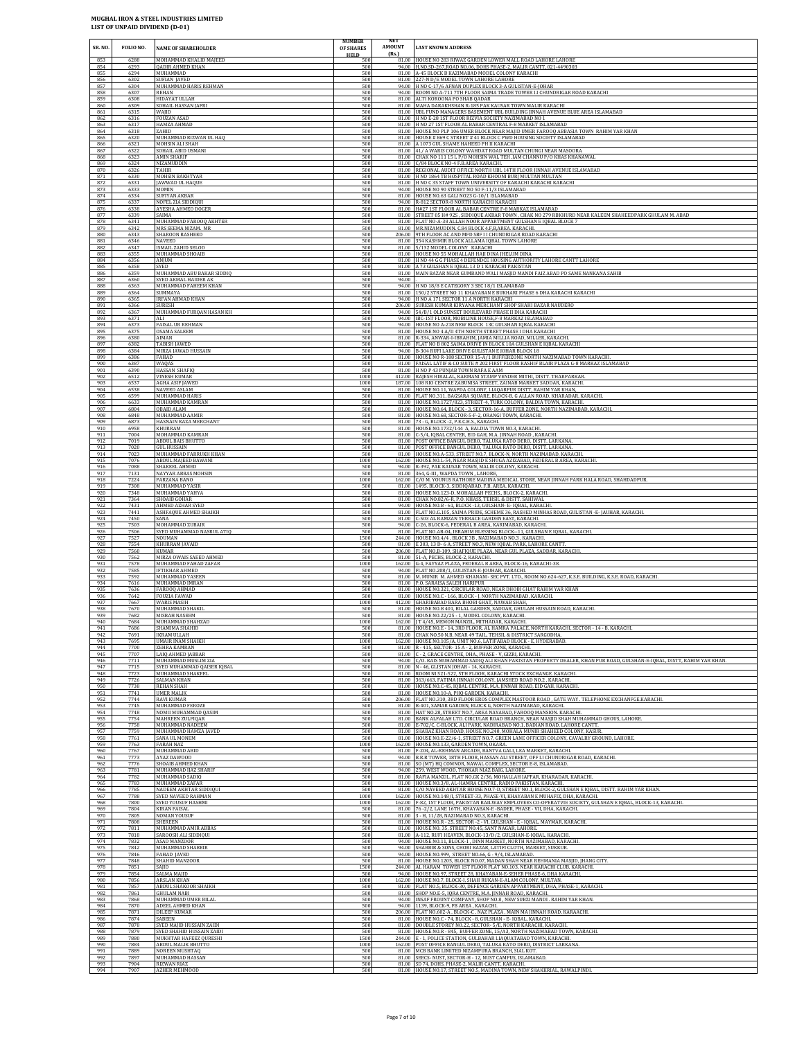**MUGHAL IRON & STEEL INDUSTRIES LIMITED**
**LIST OF UNPAID DIVIDEND (D-01)**

| SR. NO. | FOLIO NO. | NAME OF SHAREHOLDER | NUMBER OF SHARES HELD | NET AMOUNT (Rs.) | LAST KNOWN ADDRESS |
|---|---|---|---|---|---|
| 853 | 6288 | MOHAMMAD KHALID MAJEED | 500 | 81.00 | HOUSE NO 283 RIWAZ GARDEN LOWER MALL ROAD LAHORE LAHORE |
| 854 | 6293 | QADIR AHMED KHAN | 500 | 94.00 | H.NO.SD-267,ROAD NO.06, DOHS PHASE-2, MALIR CANTT, 021-4490303 |
| 855 | 6294 | MUHAMMAD | 500 | 81.00 | A-45 BLOCK B KAZIMABAD MODEL COLONY KARACHI |
| 856 | 6302 | SUFIAN JAVED | 500 | 81.00 | 227-N D/E MODEL TOWN LAHORE LAHORE |
| 857 | 6304 | MUHAMMAD HARIS REHMAN | 500 | 94.00 | H NO C-17/6 AFNAN DUPLEX BLOCK 3-A GULISTAN-E-JOHAR |
| 858 | 6307 | REHAN | 500 | 94.00 | ROOM NO A-711 7TH FLOOR SAIMA TRADE TOWER I.I CHUNDRIGAR ROAD KARACHI |
| 859 | 6308 | HIDAYAT ULLAH | 500 | 81.00 | ALTI KOROONA PO SHAB QADAR |
| 860 | 6309 | SOHAIL HASSAN JAFRI | 500 | 81.00 | MAHA DARAKHSHAN R-185 PAK KAUSAR TOWN MALIR KARACHI |
| 861 | 6315 | WAJID | 500 | 81.00 | UBL FUND MANAGERS BASEMENT UBL BUILDING JINNAH AVENUE BLUE AREA ISLAMABAD |
| 862 | 6316 | FOUZAN ASAD | 500 | 81.00 | H NO E-28 1ST FLOOR RIZVIA SOCIETY NAZIMABAD NO 1 |
| 863 | 6317 | HAMZA AHMAD | 500 | 81.00 | H NO 27 1ST FLOOR AL BABAR CENTRAL F-8 MARKET ISLAMABAD |
| 864 | 6318 | ZAHID | 500 | 81.00 | HOUSE NO PLP 106 UMER BLOCK NEAR MAJID UMER FAROOQ ABBASIA TOWN RAHIM YAR KHAN |
| 865 | 6320 | MUHAMMAD RIZWAN UL HAQ | 500 | 81.00 | HOUSE # 869 C STREET # 41 BLOCK C PWD HOUSING SOCIETY ISLAMABAD |
| 866 | 6321 | MOHSIN ALI SHAH | 500 | 81.00 | A 1073 GUL SHAME HAHEED PH II KARACHI |
| 867 | 6322 | SOHAIL ABID USMANI | 500 | 81.00 | 41/ A WARIS COLONY WAHDAT ROAD MULTAN CHUNGI NEAR MASOORA |
| 868 | 6323 | AMIN SHARIF | 500 | 81.00 | CHAK NO 111 15 L P/O MOHSIN WAL TEH ,IAM CHANNU P/O KHAS KHANAWAL |
| 869 | 6324 | NIZAMUDDIN | 500 | 81.00 | C/84 BLOCK NO-4 F.B.AREA KARACHI. |
| 870 | 6326 | TAHIR | 500 | 81.00 | REGIONAL AUDIT OFFICE NORTH UBL 14TH FLOOR JINNAH AVENUE ISLAMABAD |
| 871 | 6330 | MOHSIN BAKHTYAR | 500 | 81.00 | H NO 1864 TB HOSPITAL ROAD KHOONI BURJ MULTAN MULTAN |
| 872 | 6331 | JAWWAD UL HAQUE | 500 | 81.00 | H NO C 35 STAFF TOWN UNIVERSITY OF KARACHI KARACHI KARACHI |
| 873 | 6333 | MOMIN | 500 | 94.00 | HOUSE NO 90 STREET NO 50 F-11/3 ISLAMABAD |
| 874 | 6334 | SUFIYAN AKBAR | 500 | 81.00 | HOUSE NO.63 GALI NO23 G-10/1 ISLAMABAD |
| 875 | 6337 | NOFEL ZIA SIDDIQUI | 500 | 94.00 | R-812 SECTOR-8 NORTH KARACHI KARACHI |
| 876 | 6338 | AYESHA AHMED DOGER | 500 | 81.00 | H#27 1ST FLOOR AL BABAR CENTRE F-8 MARKAZ ISLAMABAD |
| 877 | 6339 | SAIMA | 500 | 81.00 | STREET 05 H# 92S , SIDDIQUE AKBAR TOWN , CHAK NO 279 RBKHURD NEAR KALEEM SHAHEEDPARK GHULAM M. ABAD |
| 878 | 6341 | MUHAMMAD FAROOQ AKHTER | 500 | 81.00 | FLAT NO-A-38 ALLAH NOOR APPARTMENT GULSHAN E IQBAL BLOCK 7 |
| 879 | 6342 | MRS SEEMA NIZAM. MR | 500 | 81.00 | MR.NIZAMUDDIN. C.84 BLOCK 4.F.B.AREA. KARACHI. |
| 880 | 6343 | SHAROON RASHEED | 500 | 206.00 | 9TH FLOOR AC AND MFD SBP I I CHUNDRIGAR ROAD KARACHI |
| 881 | 6346 | NAVEED | 500 | 81.00 | 354 KASHMIR BLOCK ALLAMA IQBAL TOWN LAHORE |
| 882 | 6347 | ISMAIL ZAHID SELOD | 500 | 81.00 | 5/132 MODEL COLONY KARACHI |
| 883 | 6355 | MUHAMMAD SHOAIB | 500 | 81.00 | HOUSE NO 55 MOHALLAH HAJI DINA JHELUM DINA |
| 884 | 6356 | ANJUM | 500 | 81.00 | H NO 44 G G PHASE 4 DEFENDCE HOUSING AUTHORITY LAHORE CANTT LAHORE |
| 885 | 6358 | SYED | 500 | 81.00 | A 73 GULSHAN E IQBAL 13 D 1 KARACHI PAKISTAN |
| 886 | 6359 | MUHAMMAD ABU BAKAR SIDDIQ | 500 | 81.00 | MAIN BAZAR NEAR GUMBAND WALI MASJID MANDI FAIZ ABAD PO SAME NANKANA SAHIB |
| 887 | 6360 | SYED AKMAL HAIDER AK | 500 | 94.00 | . |
| 888 | 6363 | MUHAMMAD FAHEEM KHAN | 500 | 94.00 | H NO 18/8 E CATEGORY 3 SEC I 8/1 ISLAMABAD |
| 889 | 6364 | SUMMAYA | 500 | 81.00 | 150/2 STREET NO 11 KHAYABAN E BUKHARI PHASE 6 DHA KARACHI KARACHI |
| 890 | 6365 | IRFAN AHMAD KHAN | 500 | 94.00 | H NO A 171 SECTOR 11 A NORTH KARACHI |
| 891 | 6366 | SURESH | 500 | 206.00 | SURESH KUMAR KIRYANA MERCHANT SHOP SHAHI BAZAR NAUDERO |
| 892 | 6367 | MUHAMMAD FURQAN HASAN KH | 500 | 94.00 | 54/B/1 OLD SUNSET BOULEVARD PHASE II DHA KARACHI |
| 893 | 6371 | ALI | 500 | 94.00 | IBC-1ST FLOOR, MOBILINK HOUSE,F-8 MARKAZ ISLAMABAD |
| 894 | 6373 | FAISAL UR REHMAN | 500 | 94.00 | HOUSE NO A-218 NEW BLOCK 13C GULSHAN IQBAL KARACHI |
| 895 | 6375 | OSAMA SALEEM | 500 | 81.00 | HOUSE NO 4 A/II 4TH NORTH STREET PHASE I DHA KARACHI |
| 896 | 6380 | AIMAN | 500 | 81.00 | R-334, ANWAR-I-IBRAHIM, JAMIA MILLIA ROAD, MILLER, KARACHI. |
| 897 | 6382 | TABISH JAWED | 500 | 81.00 | FLAT NO B 802 SAIMA DRIVE IN BLOCK 10A GULSHAN E IQBAL KARACHI |
| 898 | 6384 | MIRZA JAWAD HUSSAIN | 500 | 94.00 | B-304 RUFI LAKE DRIVE GULISTAN E JOHAR BLOCK 18 |
| 899 | 6386 | FAHAD | 500 | 81.00 | HOUSE NO R-188 SECTOR 15-A/1 BUFFERZONE NORTH NAZIMABAD TOWN KARACHI. |
| 900 | 6387 | WAQAS | 500 | 81.00 | FAISAL LATIF & CO SUITE # 202 FIRST FLOOR KASHIF BLAIR PLAZA G-8 MARKAZ ISLAMABAD |
| 901 | 6390 | HASSAN SHAFIQ | 500 | 81.00 | H NO P 43 PUNJAB TOWN RAFA E AAM |
| 902 | 6512 | VINESH KUMAR | 1000 | 412.00 | RAJESH HIRALAL, KARMANI STAMP VENDER MITHI, DISTT. THARPARKAR. |
| 903 | 6537 | AGHA ASIF JAWED | 1000 | 187.00 | 108 RIO CENTRE ZABUNISA STREET, ZAINAB MARKET SADDAR, KARACHI. |
| 904 | 6538 | NAVEED ASLAM | 500 | 81.00 | HOUSE NO.11, WAPDA COLONY, LIAQARPUR DISTT, RAHIM YAR KHAN, |
| 905 | 6599 | MUHAMMAD HARIS | 500 | 81.00 | FLAT NO.311, BAGSARA SQUARE, BLOCK-B, G ALLAN ROAD, KHARADAR, KARACHI. |
| 906 | 6633 | MUHAMMAD KAMRAN | 500 | 81.00 | HOUSE NO.1727/823, STREET-4, TURK COLONY, BALDIA TOWN, KARACHI. |
| 907 | 6804 | OBAID ALAM | 500 | 81.00 | HOUSE NO.64, BLOCK - 3, SECTOR-16-A, BUFFER ZONE, NORTH NAZIMABAD, KARACHI. |
| 908 | 6848 | MUHAMMAD AAMIR | 500 | 81.00 | HOUSE NO.68, SECTOR-5-F-2, ORANGI TOWN, KARACHI. |
| 909 | 6873 | HASNAIN RAZA MERCHANT | 500 | 81.00 | 73 - G, BLOCK -2, P.E.C.H.S., KARACHI. |
| 910 | 6958 | KHURRAM | 500 | 81.00 | HOUSE NO.1732/144 A, BALDIA TOWN NO.3, KARACHI. |
| 911 | 7004 | MOHAMMAD KAMRAN | 500 | 81.00 | C-5/4, IQBAL CENTER, EID GAH, M.A. JINNAH ROAD , KARACHI. |
| 912 | 7019 | ABDUL BAIS BHUTTO | 500 | 81.00 | POST OFFICE BANGUL DERO, TALUKA RATO DERO, DISTT. LARKANA. |
| 913 | 7020 | GUL HUSSAIN | 500 | 81.00 | POST OFFICE BANGUL DERO, TALUKA RATO DERO, DISTT. LARKANA. |
| 914 | 7023 | MUHAMMAD FARRUKH KHAN | 500 | 81.00 | HOUSE NO.A-533, STREET NO.7, BLOCK-N, NORTH NAZIMABAD, KARACHI. |
| 915 | 7076 | ABDUL MAJEED BAWANI | 1000 | 162.00 | HOUSE NO.L-54, NEAR MASJID E SHUGA AZIZABAD, FEDERAL B AREA, KARACHI. |
| 916 | 7088 | SHAKEEL AHMED | 500 | 94.00 | R-392, PAK KAUSAR TOWN, MALIR COLONY, KARACHI. |
| 917 | 7131 | NAYYAR ABBAS MOHSIN | 500 | 81.00 | 364, G-III , WAPDA TOWN , LAHORE, |
| 918 | 7224 | FARZANA BANO | 1000 | 162.00 | C/O M. YOUNUS RATHORE MADINA MEDICAL STORE, NEAR JINNAH PARK HALA ROAD, SHAHDADPUR. |
| 919 | 7308 | MUHAMMAD YASIR | 500 | 81.00 | 1495, BLOCK-3, SIDDIQABAD, F.B. AREA, KARACHI. |
| 920 | 7348 | MUHAMMAD YAHYA | 500 | 81.00 | HOUSE NO.123-D, MOHALLAH PECHS., BLOCK-2, KARACHI. |
| 921 | 7364 | SHOAIB GOHAR | 500 | 81.00 | CHAK NO.82/6-R, P.O. KHASS, TEHSIL & DISTT. SAHIWAL |
| 922 | 7431 | AHMED AZHAR SYED | 500 | 94.00 | HOUSE NO.B - 61, BLOCK -13, GULSHAN- E- IQBAL, KARACHI. |
| 923 | 7441 | ASHFAQUE AHMED SHAIKH | 500 | 81.00 | FLAT NO.G.105, SAIMA PRIDE, SCHEME 36, RASHED MINHAS ROAD, GULISTAN -E- JAUHAR, KARACHI. |
| 924 | 7450 | SANA | 500 | 81.00 | C-503 AL RAMZAN TERRACE GARDEN EAST, KARACHI. |
| 925 | 7503 | MOHAMMAD ZUBAIR | 500 | 94.00 | C-26, BLOCK-6, FEDERAL B AREA, KARIMABAD, KARACHI. |
| 926 | 7506 | SYED MUHAMMAD NASRUL ATIQ | 500 | 81.00 | FLAT NO.A8-04, IBRAHIM BLESSING BLOCK--11, GULSHAN E IQBAL, KARACHI. |
| 927 | 7527 | NOUMAN | 1500 | 244.00 | HOUSE NO.4/4 , BLOCK 3B , NAZIMABAD NO.3 , KARACHI. |
| 928 | 7554 | KHURRAM JAVAID | 500 | 81.00 | E 303, 13 D- 6 A, STREET NO.3, NEW IQBAL PARK, LAHORE CANTT. |
| 929 | 7560 | KUMAR | 500 | 206.00 | FLAT NO.B-109, SHAFIQUE PLAZA, NEAR GUL PLAZA, SADDAR, KARACHI. |
| 930 | 7562 | MIRZA OWAIS SAEED AHMED | 500 | 81.00 | 51-A, PECHS, BLOCK-2, KARACHI. |
| 931 | 7578 | MUHAMMAD FAHAD ZAFAR | 1000 | 162.00 | G-4, FAYYAZ PLAZA, FEDERAL B AREA, BLOCK-16, KARACHI-38. |
| 932 | 7585 | IFTIKHAR AHMED | 500 | 94.00 | FLAT NO.208/1, GULISTAN-E-JOUHAR, KARACHI. |
| 933 | 7592 | MUHAMMAD YASEEN | 500 | 81.00 | M. MUNIR M. AHMED KHANANI- SEC PVT. LTD., ROOM NO.624-627, K.S.E. BUILDING, K.S.E. ROAD, KARACHI. |
| 934 | 7616 | MUHAMMAD IMRAN | 500 | 81.00 | P.O. SARAISA SALEH HARIPUR |
| 935 | 7636 | FAROOQ AHMAD | 500 | 81.00 | HOUSE NO.321, CIRCULAR ROAD, NEAR DHOBI GHAT RAHIM YAR KHAN |
| 936 | 7642 | FOUZIA FAWAD | 500 | 81.00 | HOUSE NO.C - 166, BLOCK - J, NORTH NAZIMABAD, KARACHI. |
| 937 | 7667 | WARIS MASIH | 1000 | 412.00 | GHARIBABAD BARA BHOBI GHAT, NAWAB SHAH, |
| 938 | 7670 | MUHAMMAD SHAKIL | 500 | 81.00 | HOUSE NO.B 401, BILAL GARDEN, SADDAR, GHULAM HUSSAIN ROAD, KARACHI. |
| 939 | 7682 | MISBAH NASEEM | 500 | 81.00 | HOUSE NO.22/25 - 1, MODEL COLONY, KARACHI. |
| 940 | 7684 | MUHAMMAD SHAHZAD | 1000 | 162.00 | I T 4/45, MEMON MANZIL, MITHADAR, KARACHI. |
| 941 | 7686 | SHAMIMA SHAHID | 500 | 81.00 | HOUSE NO.E - 14, 3RD FLOOR, AL HAMRA PALACE, NORTH KARACHI, SECTOR - 14 - B, KARACHI. |
| 942 | 7691 | IKRAM ULLAH | 500 | 81.00 | CHAK NO.50 N.B, NEAR 49 TAIL, TEHSIL & DISTRICT SARGODHA. |
| 943 | 7695 | UMAIR INAM SHAIKH | 1000 | 162.00 | HOUSE NO.105/A, UNIT NO.6, LATIFABAD BLOCK - E, HYDERABAD. |
| 944 | 7700 | ZEHRA KAMRAN | 500 | 81.00 | R - 415, SECTOR- 15 A - 2, BUFFER ZONE, KARACHI. |
| 945 | 7707 | LAIQ AHMED JABBAR | 500 | 81.00 | C - 2, GRACE CENTRE, DHA., PHASE - V, GIZRI, KARACHI. |
| 946 | 7711 | MUHAMMAD MUSLIM ZIA | 500 | 94.00 | C/O. RAIS MUHAMMAD SADIQ ALI KHAN PAKISTAN PROPERTY DEALER, KHAN PUR ROAD, GULSHAN-E-IQBAL, DISTT, RAHIM YAR KHAN. |
| 947 | 7715 | SYED MUHAMMAD QAISER IQBAL | 500 | 81.00 | N - 46, GLISTAN JOHAR - 14, KARACHI. |
| 948 | 7723 | MUHAMMAD SHAKEEL | 500 | 81.00 | ROOM NI.521-522, 5TH FLOOR, KARACHI STOCK EXCHANGE. KARACHI. |
| 949 | 7726 | SALMAN KHAN | 500 | 81.00 | 363/663, FATIMA JINNAH COLONY, JAMSHED ROAD NO.2 , KARACHI, |
| 950 | 7738 | REHAN SHAH | 500 | 81.00 | HOUSE NO.C-45, IQBAL CENTRE, M.A. JINNAH ROAD, EID GAH, KARACHI. |
| 951 | 7741 | UMER MALIK | 500 | 81.00 | HOUSE NO.10-A, PHQ GARDEN, KARACHI. |
| 952 | 7744 | RAVI KUMAR | 500 | 206.00 | FLAT NO.310, 3RD FLOOR EROS COMPLEX MASTOOR ROAD , GATE WAY . TELEPHONE EXCHANFGE.KARACHI. |
| 953 | 7745 | MUHAMMAD FEROZE | 500 | 81.00 | B-401, SAMAR GARDEN, BLOCK G, NORTH NAZIMABAD, KARACHI. |
| 954 | 7748 | NOMII MUHAMMAD QASIM | 500 | 81.00 | HAT NO.28, STREET NO.7, AREA NAYABAD, FAROOQ MANSION. KARACHI. |
| 955 | 7754 | MAHREEN ZULFIQAR | 500 | 81.00 | BANK ALFALAH LTD. CIRCULAR ROAD BRANCH, NEAR MASJID SHAH MUHAMMAD GHOUS, LAHORE. |
| 956 | 7758 | MUHAMMAD NADEEM | 500 | 81.00 | E-702/C, C-BLOCK, ALI PARK, NADIRABAD NO.1, BADIAN ROAD, LAHORE CANTT. |
| 957 | 7759 | MUHAMMAD HAMZA JAVED | 500 | 81.00 | SHABAZ KHAN ROAD, HOUSE NO.240, MOHALA MUNIR SHAHEED COLONY, KASUR. |
| 958 | 7761 | SANA UL MONEM | 500 | 81.00 | HOUSE NO.E-22/6-1, STREET NO.7, GREEN LANE OFFICER COLONY, CAVALRY GROUND, LAHORE. |
| 959 | 7763 | FARAH NAZ | 1000 | 162.00 | HOUSE NO.133, GARDEN TOWN, OKARA. |
| 960 | 7767 | MUHAMMAD ABID | 500 | 81.00 | F-204, AL-REHMAN ARCADE, BANTVA GALI, LEA MARKET, KARACHI. |
| 961 | 7773 | AYAZ DAWOOD | 500 | 94.00 | R.R.R TOWER, 18TH FLOOR, HASSAN ALI STREET, OFF I.I CHUNDRIGAR ROAD, KARACHI. |
| 962 | 7776 | SHOAIB AHMED KHAN | 500 | 94.00 | SO (MT) HQ COMNOR, NAWAL COMPLEX, SECTOR E-8, ISLAMABAD. |
| 963 | 7781 | MUHAMMAD IJAZ SHARIF | 500 | 94.00 | 259, WEST WOOD, THOKAR NIAZ BAIG, LAHORE. |
| 964 | 7782 | MUHAMMAD SADIQ | 500 | 81.00 | RAFIA MANZIL, FLAT NO.GK 2/36, MOHALLAH JAFFAR, KHARADAR, KARACHI. |
| 965 | 7783 | MUHAMMAD ZAFAR | 500 | 81.00 | HOUSE NO.3/8, AL-HAMRA CENTRE, RADIO PAKISTAN, KARACHI. |
| 966 | 7785 | NADEEM AKHTAR SIDDIQUI | 500 | 81.00 | C/O NAVEED AKHTAR HOUSE NO.7-D, STREET NO.1, BLOCK-2, GULSHAN E IQBAL, DISTT. RAHIM YAR KHAN. |
| 967 | 7788 | SYED NAVEED RAHMAN | 1000 | 162.00 | HOUSE NO.148/I, STREET-33, PHASE-VI, KHAYABAN E MUHAFIZ, DHA, KARACHI. |
| 968 | 7800 | SYED YOUSUF HASHMI | 1000 | 162.00 | F-82, 1ST FLOOR, PAKISTAN RAILWAY EMPLOYEES CO-OPERATVIE SOCIETY, GULSHAN E IQBAL, BLOCK-13, KARACHI. |
| 969 | 7804 | KIRAN FAISAL | 500 | 81.00 | 76 -2/2, LANE 16TH, KHAYABAN-E -BADER, PHASE - VII, DHA, KARACHI. |
| 970 | 7805 | NOMAN YOUSUF | 500 | 81.00 | 3 - H, 11/28, NAZIMABAD NO.3, KARACHI. |
| 971 | 7808 | SHEREEN | 500 | 81.00 | HOUSE NO.R - 26, SECTOR -2 - VI, GULSHAN - E - IQBAL, MAYMAR, KARACHI. |
| 972 | 7811 | MUHAMMAD AMIR ABBAS | 500 | 81.00 | HOUSE NO. 35, STREET NO.45, SANT NAGAR, LAHORE. |
| 973 | 7818 | SAROOSH ALI SIDDIQUI | 500 | 81.00 | A-112, RUFI HEAVEN, BLOCK-13/D/2, GULSHAN-E-IQBAL, KARACHI. |
| 974 | 7832 | ASAD MANZOOR | 500 | 94.00 | HOUSE NO.11, BLOCK-1, DINN MARKET, NORTH NAZIMABAD, KARACHI. |
| 975 | 7842 | MUHAMMAD SHABBIR | 500 | 94.00 | SHABBIR & SONS, CHORI BAZAR, LATIFI CLOTH, MARKET, SUKKUR. |
| 976 | 7846 | FAHAD JAVED | 500 | 94.00 | HOUSE NO.999, STREET NO.66, G - 9/4, ISLAMABAD. |
| 977 | 7848 | SHAHID MANZOOR | 500 | 81.00 | HOUSE NO.1205, BLOCK NO.07, MADAN SHAH NEAR REHMANIA MASJID, JHANG CITY. |
| 978 | 7851 | SAJID | 1500 | 244.00 | AL HARAM TOWER 1ST FLOOR FLAT NO.103, NEAR KARACHI CLUB, KARACHI. |
| 979 | 7854 | SALMA MAJID | 500 | 94.00 | HOUSE NO.97, STREET 28, KHAYABAN-E-SEHER PHASE-6, DHA KARACHI. |
| 980 | 7856 | ARSLAN KHAN | 1000 | 162.00 | HOUSE NO.7, BLOCK-J, SHAH RUKAN-E-ALAM COLONY, MULTAN. |
| 981 | 7857 | ABDUL SHAKOOR SHAIKH | 500 | 81.00 | FLAT NO.5, BLOCK-30, DEFENCE GARDEN APPARTMENT, DHA, PHASE-1, KARACHI. |
| 982 | 7861 | GHULAM NABI | 500 | 81.00 | SHOP NO.E-5, IQRA CENTRE, M.A. JINNAH ROAD, KARACHI. |
| 983 | 7868 | MUHAMMAD UMER BILAL | 500 | 94.00 | INSAF FROUNT COMPANY, SHOP NO.8 , NEW SUBZI MANDI . RAHIM YAR KHAN. |
| 984 | 7870 | ADEEL AHMED KHAN | 500 | 94.00 | 1139, BLOCK-9, FB AREA , KARACHI. |
| 985 | 7871 | DILEEP KUMAR | 500 | 206.00 | FLAT NO.602-A , BLOCK-C , NAZ PLAZA , MAIN MA JINNAH ROAD, KARAACHI. |
| 986 | 7874 | SABEEN | 500 | 81.00 | HOUSE NO.C - 74, BLOCK - 8, GULSHAN - E- IQBAL, KARACHI. |
| 987 | 7878 | SYED MAJID HUSSAIN ZAIDI | 500 | 81.00 | DOUBLE STOREY NO.22, SECTOR- 5/E, NORTH KARACHI, KARACHI. |
| 988 | 7879 | SYED SHAHID HUSSAIN ZAIDI | 500 | 81.00 | HOUSE NO.R - 845, BUFFER ZONE, 15/A3, NORTH NAZIMABAD TOWN, KARACHI. |
| 989 | 7880 | MUKHTAR HAFEEZ QURESHI | 1500 | 244.00 | E - 1, POLICE STATION, GULBAHAR LIAQUATABAD TOWN, KARACHI. |
| 990 | 7884 | ABDUL MALIK BHUTTO | 1000 | 162.00 | POST OFFICE BANGUL DERO, TALUKA RATO DERO, DISTRICT LARKANA. |
| 991 | 7889 | NOREEN MUSHTAQ | 500 | 81.00 | MCB BANK LIMITED NIZAMPURA BRANCH, SIAL KOT. |
| 992 | 7897 | MUHAMMAD HASSAN | 500 | 81.00 | SEECS- NUST, SECTOR-H - 12, NUST CAMPUS, ISLAMABAD. |
| 993 | 7904 | RIZWAN RIAZ | 500 | 81.00 | SD 74, DOHS, PHASE-2, MALIR CANTT, KARACHI. |
| 994 | 7907 | AZHER MEHMOOD | 500 | 81.00 | HOUSE NO.17, STREET NO.5, MADINA TOWN, NEW SHAKRIAL, RAWALPINDI. |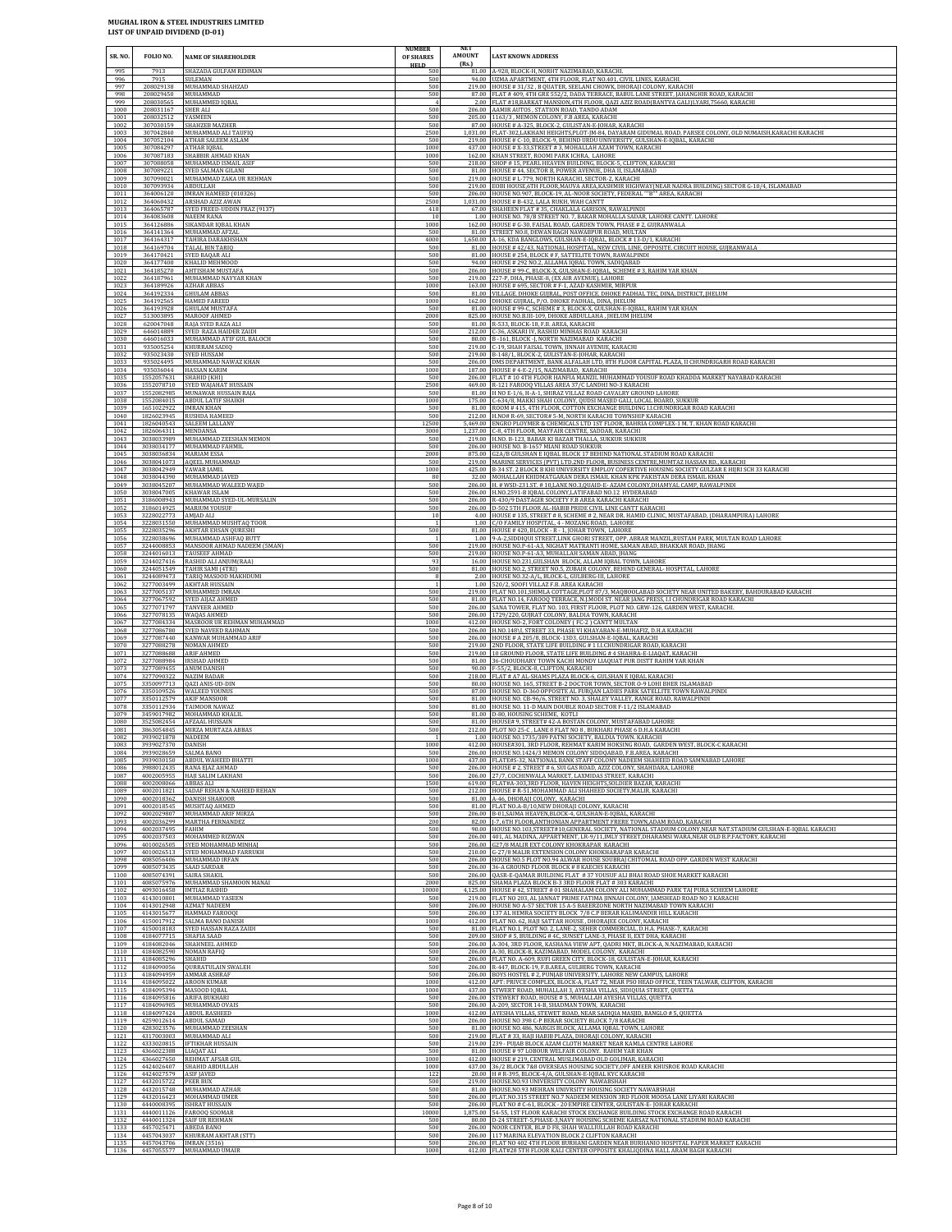# MUGHAL IRON & STEEL INDUSTRIES LIMITED
## LIST OF UNPAID DIVIDEND (D-01)

| SR. NO. | FOLIO NO. | NAME OF SHAREHOLDER | NUMBER OF SHARES HELD | NET AMOUNT (Rs.) | LAST KNOWN ADDRESS |
|---|---|---|---|---|---|
| 995 | 7913 | SHAZADA GULFAM REHMAN | 500 | 81.00 | A-928, BLOCK-H, NORHT NAZIMABAD, KARACHI. |
| 996 | 7915 | SULEMAN | 500 | 94.00 | UZMA APARTMENT, 4TH FLOOR, FLAT NO.401, CIVIL LINES, KARACHI. |
| 997 | 208029138 | MUHAMMAD SHAHZAD | 500 | 219.00 | HOUSE # 31/32 , B QUATER, SEELANI CHOWK, DHORAJI COLONY, KARACHI |
| 998 | 208029450 | MUHAMMAD | 500 | 87.00 | FLAT # 409, 4TH GRE 552/2, DADA TERRACE, BABUL LANE STREET, JAHANGHIR ROAD, KARACHI |
| 999 | 208030565 | MUHAMMED IQBAL | 4 | 2.00 | FLAT #18,BARKAT MANSION,4TH FLOOR, QAZI AZIZ ROAD(BANTVA GALI)LYARI,75660, KARACHI |
| 1000 | 208031167 | SHER ALI | 500 | 206.00 | AAMIR AUTOS , STATION ROAD, TANDO ADAM |
| 1001 | 208032512 | YASMEEN | 500 | 205.00 | 1163/3 , MEMON COLONY, F.B AREA, KARACHI |
| 1002 | 307030159 | SHAHZEB MAZHER | 500 | 87.00 | HOUSE # A-325, BLOCK-2, GULISTAN-E-JOHAR, KARACHI |
| 1003 | 307042840 | MUHAMMAD ALI TAUFIQ | 2500 | 1,031.00 | FLAT-302,LAKHANI HEIGHTS,PLOT-JM-84, DAYARAM GIDUMAL ROAD, PARSEE COLONY, OLD NUMAISH,KARACHI KARACHI |
| 1004 | 307052104 | ATHAR SALEEM ASLAM | 500 | 219.00 | HOUSE # C-10, BLOCK-9, BEHIND URDU UNIVERSITY, GULSHAN-E-IQBAL, KARACHI |
| 1005 | 307084297 | ATHAR IQBAL | 1000 | 437.00 | HOUSE # X-33,STREET # 3, MOHALLAH AZAM TOWN, KARACHI |
| 1006 | 307087183 | SHABBIR AHMAD KHAN | 1000 | 162.00 | KHAN STREET, ROOMI PARK ICHRA, LAHORE |
| 1007 | 307088058 | MUHAMMAD ISMAIL ASIF | 500 | 218.00 | SHOP # 15, PEARL HEAVEN BUILDING, BLOCK-5, CLIFTON, KARACHI |
| 1008 | 307089221 | SYED SALMAN GILANI | 500 | 81.00 | HOUSE # 44, SECTOR B, POWER AVENUE, DHA II, ISLAMABAD |
| 1009 | 307090021 | MUHAMMAD ZAKA UR REHMAN | 500 | 219.00 | HOUSE # L-779, NORTH KARACHI, SECTOR-2, KARACHI |
| 1010 | 307093934 | ABDULLAH | 500 | 219.00 | EOBI HOUSE,4TH FLOOR,MAUVA AREA,KASHMIR HIGHWAY(NEAR NADRA BUILDING) SECTOR G-10/4, ISLAMABAD |
| 1011 | 364006120 | IMRAN HAMEED (010326) | 500 | 206.00 | HOUSE NO.907, BLOCK-19, AL-NOOR SOCIETY, FEDERAL ""B"" AREA, KARACHI |
| 1012 | 364060432 | ARSHAD AZIZ AWAN | 2500 | 1,031.00 | HOUSE # B-432, LALA RUKH, WAH CANTT |
| 1013 | 364065787 | SYED FREED-UDDIN FRAZ (9137) | 418 | 67.00 | SHAHEEN FLAT # 35, CHAKLALA GARISON, RAWALPINDI |
| 1014 | 364083608 | NAEEM RANA | 10 | 1.00 | HOUSE NO. 78/B STREET NO. 7, BAKAR MOHALLA SADAR, LAHORE CANTT. LAHORE |
| 1015 | 364126886 | SIKANDAR IQBAL KHAN | 1000 | 162.00 | HOUSE # G-30, FAISAL ROAD, GARDEN TOWN, PHASE # 2, GUJRANWALA |
| 1016 | 364141364 | MUHAMMAD AFZAL | 500 | 81.00 | STREET NO.8, DEWAN BAGH NAWABPUR ROAD, MULTAN |
| 1017 | 364164317 | TAHIRA DARAKHSHAN | 4000 | 1,650.00 | A-16, KDA BANGLOWS, GULSHAN-E-IQBAL, BLOCK # 13-D/1, KARACHI |
| 1018 | 364169704 | TALAL BIN TARIQ | 500 | 81.00 | HOUSE # 42/43, NATIONAL HOSPITAL, NEW CIVIL LINE, OPPOSITE. CIRCUIT HOUSE, GUJRANWALA |
| 1019 | 364170421 | SYED BAQAR ALI | 500 | 81.00 | HOUSE # 254, BLOCK # F, SATTELITE TOWN, RAWALPINDI |
| 1020 | 364177400 | KHALID MEHMOOD | 500 | 94.00 | HOUSE # 292 NO.2, ALLAMA IQBAL TOWN, SADIQABAD |
| 1021 | 364185270 | AHTISHAM MUSTAFA | 500 | 206.00 | HOUSE # 99-C, BLOCK-X, GULSHAN-E-IQBAL, SCHEME # 3, RAHIM YAR KHAN |
| 1022 | 364187961 | MUHAMMAD NAYYAR KHAN | 500 | 219.00 | 227-P, DHA, PHASE-8, (EX AIR AVENUE), LAHORE |
| 1023 | 364189926 | AZHAR ABBAS | 1000 | 163.00 | HOUSE # 695, SECTOR # F-1, AZAD KASHMIR, MIRPUR |
| 1024 | 364192334 | GHULAM ABBAS | 500 | 81.00 | VILLAGE. DHOKE GUJRAL, POST OFFICE. DHOKE PADHAL TEC, DINA, DISTRICT, JHELUM |
| 1025 | 364192565 | HAMED FAREED | 1000 | 162.00 | DHOKE GUJRAL, P/O. DHOKE PADHAL, DINA, JHELUM |
| 1026 | 364193928 | GHULAM MUSTAFA | 500 | 81.00 | HOUSE # 99-C, SCHEME # 3, BLOCK-X, GULSHAN-E-IQBAL, RAHIM YAR KHAN |
| 1027 | 513003895 | MAROOF AHMED | 2000 | 825.00 | HOUSE NO.B.III-109, DHOKE ABDULLAHA , JHELUM JHELUM |
| 1028 | 620047048 | RAJA SYED RAZA ALI | 500 | 81.00 | R-533, BLOCK-18, F.B. AREA, KARACHI |
| 1029 | 646014889 | SYED RAZA HAIDER ZAIDI | 500 | 212.00 | C-36, ASKARI IV, RASHID MINHAS ROAD KARACHI |
| 1030 | 646016033 | MUHAMMAD ATIF GUL BALOCH | 500 | 80.00 | B -161, BLOCK -J, NORTH NAZIMABAD KARACHI |
| 1031 | 935005254 | KHURRAM SADIQ | 500 | 219.00 | C-19, SHAH FAISAL TOWN, JINNAH AVENUE, KARACHI |
| 1032 | 935023430 | SYED HUSSAM | 500 | 219.00 | B-148/1, BLOCK-2, GULISTAN-E-JOHAR, KARACHI |
| 1033 | 935024495 | MUHAMMAD NAWAZ KHAN | 500 | 206.00 | DMS DEPARTMENT, BANK ALFALAH LTD, 8TH FLOOR CAPITAL PLAZA, II CHUNDRIGARH ROAD KARACHI |
| 1034 | 935036044 | HASSAN KARIM | 1000 | 187.00 | HOUSE # 4-E-2/15, NAZIMABAD, KARACHI |
| 1035 | 1552057631 | SHAHID (KHI) | 500 | 206.00 | FLAT # 10 4TH FLOOR HANFIA MANZIL MUHAMMAD YOUSUF ROAD KHADDA MARKET NAYABAD KARACHI |
| 1036 | 1552078710 | SYED WAJAHAT HUSSAIN | 2500 | 469.00 | R-121 FAROOQ VILLAS AREA 37/C LANDHI NO-3 KARACHI |
| 1037 | 1552082985 | MUNAWAR HUSSAIN RAJA | 500 | 81.00 | H NO E-1/6, H-A-1, SHIRAZ VILLAZ ROAD CAVALRY GROUND LAHORE |
| 1038 | 1552084015 | ABDUL LATIF SHAIKH | 1000 | 175.00 | C-634/8, MAKKI SHAH COLONY, QUDSI MASJID GALI, LOCAL BOARD, SUKKUR |
| 1039 | 1651022922 | IMRAN KHAN | 500 | 81.00 | ROOM # 415, 4TH FLOOR, COTTON EXCHANGE BUILDING I.I.CHUNDRIGAR ROAD KARACHI |
| 1040 | 1826023945 | RUSHDA HAMEED | 500 | 212.00 | H.NO# R-69, SECTOR# 5-M, NORTH KARACHI TOWNSHIP KARACHI |
| 1041 | 1826040543 | SALEEM LALLANY | 12500 | 5,469.00 | ENGRO PLOYMER & CHEMICALS LTD 1ST FLOOR, BAHRIA COMPLEX-1 M. T. KHAN ROAD KARACHI |
| 1042 | 1826064311 | MENDANSA | 3000 | 1,237.00 | C-8, 4TH FLOOR, MAYFAIR CENTRE, SADDAR, KARACHI |
| 1043 | 3038033989 | MUHAMMAD ZEESHAN MEMON | 500 | 219.00 | H.NO. B-123, BABAR KI BAZAR THALLA, SUKKUR SUKKUR |
| 1044 | 3038034177 | MUHAMMAD FAHMIL | 500 | 206.00 | HOUSE NO. B-1657 MIANI ROAD SUKKUR |
| 1045 | 3038036834 | MARIAM ESSA | 2000 | 875.00 | G2A/B GULSHAN E IQBAL BLOCK 17 BEHIND NATIONAL STADIUM ROAD KARACHI |
| 1046 | 3038041073 | AQEEL MUHAMMAD | 500 | 219.00 | MARINE SERVICES (PVT) LTD.2ND FLOOR, BUSINESS CENTRE,MUMTAZ HASSAN RD., KARACHI |
| 1047 | 3038042949 | YAWAR JAMIL | 1000 | 425.00 | B-34 ST. 2 BLOCK B KHI UNIVERSITY EMPLOY COPERTIVE HOUSING SOCIETY GULZAR E HIJRI SCH 33 KARACHI |
| 1048 | 3038044390 | MUHAMMAD JAVED | 80 | 32.00 | MOHALLAH KHIDMATGARAN DERA ISMAIL KHAN KPK PAKISTAN DERA ISMAIL KHAN |
| 1049 | 3038045207 | MUHAMMAD WALEED WAJID | 500 | 206.00 | H. # WSD-231,ST. # 10,LANE NO.3,QUAID-E- AZAM COLONY,DHAMYAL CAMP, RAWALPINDI |
| 1050 | 3038047005 | KHAWAR ISLAM | 500 | 206.00 | H.NO.2591-B IQBAL COLONY,LATIFABAD NO.12 HYDERABAD |
| 1051 | 3186008943 | MUHAMMAD SYED-UL-MURSALIN | 500 | 206.00 | R-430/9 DASTAGIR SOCIETY F.B AREA KARACHI KARACHI |
| 1052 | 3186014925 | MARIUM YOUSUF | 500 | 206.00 | D-502 5TH FLOOR AL-HABIB PRIDE CIVIL LINE CANTT KARACHI |
| 1053 | 3228022773 | AMJAD ALI | 10 | 4.00 | HOUSE # 135, STREET # 8, SCHEME # 2, NEAR DR. HAMID CLINIC, MUSTAFABAD, (DHARAMPURA) LAHORE |
| 1054 | 3228031550 | MUHAMMAD MUSHTAQ TOOR | 1 | 1.00 | C/O FAMILY HOSPITAL, 4 - MOZANG ROAD, LAHORE |
| 1055 | 3228035296 | AKHTAR EHSAN QURESHI | 500 | 81.00 | HOUSE # 420, BLOCK - R - 1, JOHAR TOWN, LAHORE |
| 1056 | 3228038696 | MUHAMMAD ASHFAQ BUTT | 1 | 1.00 | 9-A-2,SIDDIQUI STREET,LINK GHORI STREET, OPP. ABRAR MANZIL,RUSTAM PARK, MULTAN ROAD LAHORE |
| 1057 | 3244008853 | MANSOOR AHMAD NADEEM (5MAN) | 500 | 219.00 | HOUSE NO.P-61-A3, NIGHAT MATRANTI HOME, SAMAN ABAD, BHAKKAR ROAD, JHANG |
| 1058 | 3244016013 | TAUSEEF AHMAD | 500 | 219.00 | HOUSE NO.P-61-A3, MUHALLAH SAMAN ABAD, JHANG |
| 1059 | 3244027416 | RASHID ALI ANJUM(RAA) | 93 | 16.00 | HOUSE NO.231,GULSHAN BLOCK, ALLAM IQBAL TOWN, LAHORE |
| 1060 | 3244051549 | TAHIR SAMI (4TRI) | 500 | 81.00 | HOUSE NO.2, STREET NO.5, ZUBAIR COLONY, BEHIND GENERAL- HOSPITAL, LAHORE |
| 1061 | 3244089473 | TARIQ MASOOD MAKHDUMI | 8 | 2.00 | HOUSE NO.32-A/L, BLOCK-L, GULBERG-III, LAHORE |
| 1062 | 3277003499 | AKHTAR HUSSAIN | 1 | 1.00 | 520/2, SOOFI VILLAZ F.B. AREA KARACHI |
| 1063 | 3277005137 | MUHAMMED IMRAN | 500 | 219.00 | FLAT NO.101,SHIMLA COTTAGE,PLOT 87/3, MAQBOOLABAD SOCIETY NEAR UNITED BAKERY, BAHDURABAD KARACHI |
| 1064 | 3277067592 | SYED AIJAZ AHMED | 500 | 81.00 | FLAT NO.14, FAROOQ TERRACE, N.J.MODI ST. NEAR JANG PRESS, I.I CHUNDRIGAR ROAD KARACHI |
| 1065 | 3277071797 | TANVEER AHMED | 500 | 206.00 | SANA TOWER, FLAT NO. 103, FIRST FLOOR, PLOT NO. GRW-126, GARDEN WEST, KARACHI. |
| 1066 | 3277078135 | WAQAS AHMED | 500 | 206.00 | 1729/220, GUJRAT COLONY, BALDIA TOWN, KARACHI |
| 1067 | 3277084334 | MASROOR UR REHMAN MUHAMMAD | 1000 | 412.00 | HOUSE NO-2, FORT COLONEY ( FC-2 ) CANTT MULTAN |
| 1068 | 3277086780 | SYED NAVEED RAHMAN | 500 | 206.00 | H.NO.148\I, STREET 33, PHASE VI KHAYABAN-E-MUHAFIZ, D.H.A KARACHI |
| 1069 | 3277087440 | KANWAR MUHAMMAD ARIF | 500 | 206.00 | HOUSE # A 205/8, BLOCK-13D3, GULSHAN-E-IQBAL, KARACHI |
| 1070 | 3277088278 | NOMAN AHMED | 500 | 219.00 | 2ND FLOOR, STATE LIFE BUILDING # 1 I.I.CHUNDRIGAR ROAD, KARACHI |
| 1071 | 3277088688 | ARIF AHMED | 500 | 219.00 | 10 GROUND FLOOR, STATE LIFE BUILDING # 4 SHAHRA-E-LIAQAT, KARACHI |
| 1072 | 3277088984 | IRSHAD AHMED | 500 | 81.00 | 36-CHOUDHARY TOWN KACHI MONDY LIAQUAT PUR DISTT RAHIM YAR KHAN |
| 1073 | 3277089455 | ANUM DANISH | 500 | 90.00 | F-55/2, BLOCK-8, CLIFTON, KARACHI |
| 1074 | 3277090322 | NAZIM BADAR | 500 | 218.00 | FLAT # A7 AL-SHAMS PLAZA BLOCK-6, GULSHAN E IQBAL KARACHI |
| 1075 | 3350097713 | QAZI ANIS-UD-DIN | 500 | 80.00 | HOUSE NO. 165, STREET B-2 DOCTOR TOWN, SECTOR O-9 LOHI BHER ISLAMABAD |
| 1076 | 3350109526 | WALEED YOUNUS | 500 | 87.00 | HOUSE NO. D-360 OPPOSITE AL FURQAN LADIES PARK SATELLITE TOWN RAWALPINDI |
| 1077 | 3350112579 | AKIF MANSOOR | 500 | 81.00 | HOUSE NO. CB-96/6, STREET NO. 3, SHALEY VALLEY, RANGE ROAD, RAWALPINDI |
| 1078 | 3350112934 | TAIMOOR NAWAZ | 500 | 81.00 | HOUSE NO. 11-D MAIN DOUBLE ROAD SECTOR F-11/2 ISLAMABAD |
| 1079 | 3459017982 | MOHAMMAD KHALIL | 500 | 81.00 | D-80, HOUSING SCHEME, KOTLI |
| 1080 | 3525082654 | AFZAAL HUSSAIN | 500 | 81.00 | HOUSE# 9, STREET# 42-A BOSTAN COLONY, MUSTAFABAD LAHORE |
| 1081 | 3863054845 | MIRZA MURTAZA ABBAS | 500 | 212.00 | PLOT NO 25-C , LANE 8 FLAT NO 8 , BUKHARI PHASE 6 D.H.A KARACHI |
| 1082 | 3939021878 | NADEEM | 1 | 1.00 | HOUSE NO.1735/389 PATNI SOCIETY, BALDIA TOWN. KARACHI |
| 1083 | 3939027370 | DANISH | 1000 | 412.00 | HOUSE#301, 3RD FLOOR, REHMAT KARIM HOKSING ROAD, GARDEN WEST, BLOCK-C KARACHI |
| 1084 | 3939028659 | SALMA BANO | 500 | 206.00 | HOUSE NO.1424/3 MEMON COLONY SIDDQABAD, F.B.AREA. KARACHI |
| 1085 | 3939030150 | ABDUL WAHEED BHATTI | 1000 | 437.00 | FLATE#S-32, NATIONAL BANK STAFF COLONY NADEEM SHAHEED ROAD SAMNABAD LAHORE |
| 1086 | 3988012435 | RANA EJAZ AHMAD | 500 | 206.00 | HOUSE # 2, STREET # 6, SUI GAS ROAD, AZIZ COLONY, SHAHDARA, LAHORE |
| 1087 | 4002005955 | HAJI SALIM LAKHANI | 500 | 206.00 | 27/7, COCHINWALA MARKET, LAXMIDAS STREET, KARACHI |
| 1088 | 4002008066 | ABBAS ALI | 1500 | 619.00 | FLAT#A-303,3RD FLOOR, HAVEN HEIGHTS,SOLDIER BAZAR, KARACHI |
| 1089 | 4002011821 | SADAF REHAN & NAHEED REHAN | 500 | 212.00 | HOUSE # R-51,MOHAMMAD ALI SHAHEED SOCIETY,MALIR, KARACHI |
| 1090 | 4002018362 | DANISH SHAKOOR | 500 | 81.00 | A-46, DHORAJI COLONY, KARACHI |
| 1091 | 4002018545 | MUSHTAQ AHMED | 500 | 81.00 | FLAT NO.A-B/10,NEW DHORAJI COLONY, KARACHI |
| 1092 | 4002029807 | MUHAMMAD ARIF MIRZA | 500 | 206.00 | B-01,SAIMA HEAVEN,BLOCK-4, GULSHAN-E-IQBAL, KARACHI |
| 1093 | 4002036299 | MARTHA FERNANDEZ | 200 | 82.00 | J-7, 6TH FLOOR,ANTHONIAN APPARTMENT FRERE TOWN,ADAM ROAD, KARACHI |
| 1094 | 4002037495 | FAHIM | 500 | 90.00 | HOUSE NO.103,STREET#10,GENERAL SOCIETY, NATIONAL STADIUM COLONY,NEAR NAT.STADIUM GULSHAN-E-IQBAL KARACHI |
| 1095 | 4002037503 | MOHAMMED RIZWAN | 500 | 206.00 | 401, AL MADINA, APPARTMENT, LR-9/11,IMLY STREET,DHARAMSI WARA,NEAR OLD B.P.FACTORY, KARACHI |
| 1096 | 4010026505 | SYED MOHAMMAD MINHAJ | 500 | 206.00 | G27/8 MALIR EXT COLONY KHOKRAPAR KARACHI |
| 1097 | 4010026513 | SYED MOHAMMAD FARRUKH | 500 | 210.00 | G-27/8 MALIR EXTENSION COLONY KHOKHARAPAR KARACHI |
| 1098 | 4085056406 | MUHAMMAD IRFAN | 500 | 206.00 | HOUSE NO.5 PLOT NO.94 ALWAR HOUSE SOUBRAJ CHITOMAL ROAD OPP. GARDEN WEST KARACHI |
| 1099 | 4085073435 | SAAD SARDAR | 500 | 206.00 | 36-A GROUND FLOOR BLOCK # 8 KAECHS KARACHI |
| 1100 | 4085073591 | SAIRA SHAKIL | 500 | 206.00 | QASR-E-QAMAR BUILDING FLAT # 37 YOUSUF ALI BHAI ROAD SHOE MARKET KARACHI |
| 1101 | 4085075976 | MUHAMMAD SHAMOON MANAI | 2000 | 825.00 | SHAMA PLAZA BLOCK B-3 3RD FLOOR FLAT # 303 KARACHI |
| 1102 | 4093016458 | IMTIAZ RASHID | 10000 | 4,125.00 | HOUSE # 42, STREET # 01 SHAHALAM COLONY ALI MUHAMMAD PARK TAJ PURA SCHEEM LAHORE |
| 1103 | 4143010801 | MUHAMMAD YASEEN | 500 | 219.00 | FLAT NO 203, AL JANNAT PRIME FATIMA JINNAH COLONY, JAMSHEAD ROAD NO 3 KARACHI |
| 1104 | 4143012948 | AZMAT NADEEM | 500 | 206.00 | HOUSE NO A-57 SECTOR 15 A-5 BAEERZONE NORTH NAZIMABAD TOWN KARACHI |
| 1105 | 4143015677 | HAMMAD FAROOQI | 500 | 206.00 | 137 AL HEMRA SOCIETY BLOCK 7/8 C.P BERAR KALIMANDIR HILL KARACHI |
| 1106 | 4150017912 | SALMA BANO DANISH | 1000 | 412.00 | FLAT NO. 62, HAJI SATTAR HOUSE , DHORAJEE COLONY, KARACHI |
| 1107 | 4150018183 | SYED HASSAN RAZA ZAIDI | 500 | 81.00 | FLAT NO.1, PLOT NO. 2, LANE-2, SEHER COMMERCIAL, D.H.A, PHASE-7, KARACHI |
| 1108 | 4184077715 | SHAFIA SAAD | 500 | 209.00 | SHOP # 5, BUILDING # 4C, SUNSET LANE-3, PHASE II, EXT DHA, KARACHI |
| 1109 | 4184082590 | SHAHNEEL AHMED | 500 | 206.00 | A-304, 3RD FLOOR, KASHANA VIEW APT, QADRI MKT, BLOCK-A, N.NAZIMABAD, KARACHI |
| 1110 | 4184082590 | NOMAN RAFIQ | 500 | 206.00 | A-30, BLOCK-B, KAZIMABAD, MODEL COLONY, KARACHI |
| 1111 | 4184085296 | SHAHID | 500 | 206.00 | FLAT NO. A-609, RUFI GREEN CITY, BLOCK-18, GULISTAN-E-JOHAR, KARACHI |
| 1112 | 4184090056 | QURRATULAIN SWALEH | 500 | 206.00 | R-447, BLOCK-19, F.B.AREA, GULBERG TOWN, KARACHI |
| 1113 | 4184094959 | AMMAR ASHRAF | 500 | 206.00 | BOYS HOSTEL # 2, PUNJAB UNIVERSITY, LAHORE NEW CAMPUS, LAHORE |
| 1114 | 4184095022 | AROON KUMAR | 1000 | 412.00 | APT: PRIVCE COMPLEX, BLOCK-A, FLAT 72, NEAR PSO HEAD OFFICE, TEEN TALWAR, CLIFTON, KARACHI |
| 1115 | 4184095394 | MASOOD IQBAL | 1000 | 437.00 | STWERT ROAD, MUHALLAH 3, AYESHA VILLAS, SIDIQUIA STREET, QUETTA |
| 1116 | 4184095816 | ARIFA BUKHARI | 500 | 206.00 | STEWERT ROAD, HOUSE # 5, MUHALLAH AYESHA VILLAS, QUETTA |
| 1117 | 4184096905 | MUHAMMAD OVAIS | 500 | 206.00 | A-209, SECTOR 14-B, SHADMAN TOWN, KARACHI |
| 1118 | 4184097424 | ABDUL RASHEED | 1000 | 412.00 | AYESHA VILLAS, STEWET ROAD, NEAR SADIQIA MASJID, BANGLO # 5, QUETTA |
| 1119 | 4259012614 | ABDUL SAMAD | 500 | 206.00 | HOUSE NO 398 C-P BERAR SOCIETY BLOCK 7/8 KARACHI |
| 1120 | 4283023576 | MUHAMMAD ZEESHAN | 500 | 81.00 | HOUSE NO.486, NARGIS BLOCK, ALLAMA IQBAL TOWN, LAHORE |
| 1121 | 4317003003 | MUHAMMAD ALI | 500 | 219.00 | FLAT # 33, HAJI HABIB PLAZA, DHORAJI COLONY, KARACHI |
| 1122 | 4333020815 | IFTIKHAR HUSSAIN | 500 | 219.00 | 239 - PUJAB BLOCK AZAM CLOTH MARKET NEAR KAMLA CENTRE LAHORE |
| 1123 | 4366022388 | LIAQAT ALI | 500 | 81.00 | HOUSE # 97 LOBOUR WELFAIR COLONY. RAHIM YAR KHAN |
| 1124 | 4366027650 | REHMAT AFSAR GUL | 1000 | 412.00 | HOUSE # 219, CENTRAL MUSLIMABAD OLD GOLIMAR, KARACHI |
| 1125 | 4424026407 | SHAHID ABDULLAH | 1000 | 437.00 | 36/2 BLOCK 7&8 OVERSEAS HOUSING SOCIETY,OFF AMEER KHUSROE ROAD KARACHI |
| 1126 | 4424027579 | ASIF JAVED | 122 | 20.00 | H # R-395, BLOCK-4/A, GULSHAN-E-IQBAL KYC KARACHI |
| 1127 | 4432015722 | PEER BUX | 500 | 219.00 | HOUSE.NO.93 UNIVERSITY COLONY NAWABSHAH |
| 1128 | 4432015748 | MUHAMMAD AZHAR | 500 | 81.00 | HOUSE.NO.93 MEHRAN UNIVRSITY HOUSING SOCIETY NAWABSHAH |
| 1129 | 4432016423 | MOHAMMAD UMER | 500 | 206.00 | FLAT.NO.315 STREET NO.7 NADEEM MENSION 3RD FLOOR MOOSA LANE LIYARI KARACHI |
| 1130 | 4440008395 | ISHRAT HUSSAIN | 500 | 206.00 | FLAT NO # C-61, BLOCK - 20 EMPIRE CENTER, GULISTAN-E- JOHAR KARACHI |
| 1131 | 4440011126 | FAROOQ SOOMAR | 10000 | 1,875.00 | 54-55, 1ST FLOOR KARACHI STOCK EXCHANGE BUILDING STOCK EXCHANGE ROAD KARACHI |
| 1132 | 4440011324 | SAIF UR REHMAN | 500 | 80.00 | D-24 STREET-5,PHASE-3,NAVY HOUSING SCHEME KARSAZ NATIONAL STADIUM ROAD KARACHI |
| 1133 | 4457025471 | ABEDA BANO | 500 | 206.00 | NOOR CENTER, BL# D F8, SHAH WALLIULLAH ROAD KARACHI |
| 1134 | 4457043037 | KHURRAM AKHTAR (STT) | 500 | 206.00 | 117 MARINA ELEVATION BLOCK 2 CLIFTON KARACHI |
| 1135 | 4457043706 | IMRAN (3516) | 500 | 206.00 | FLAT NO 402 4TH FLOOR BURHANI GARDEN NEAR BURHANIO HOSPITAL PAPER MARKET KARACHI |
| 1136 | 4457055577 | MUHAMMAD UMAIR | 1000 | 412.00 | FLAT#28 5TH FLOOR KALI CENTER OPPOSITE KHALIQDINA HALL ARAM BAGH KARACHI |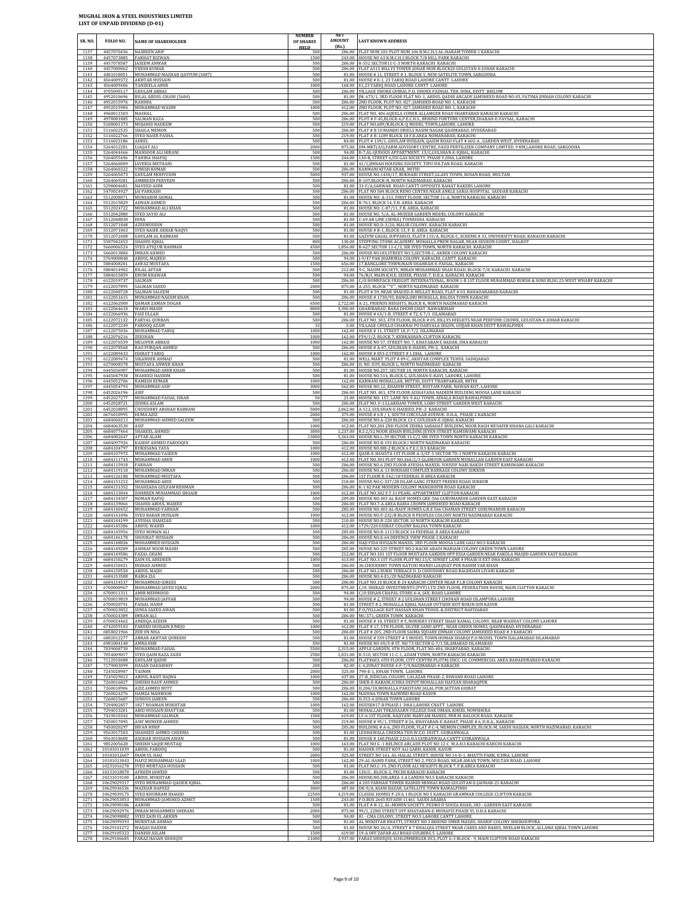# MUGHAL IRON & STEEL INDUSTRIES LIMITED
## LIST OF UNPAID DIVIDEND (D-01)

| SR. NO. | FOLIO NO. | NAME OF SHAREHOLDER | NUMBER OF SHARES HELD | NET AMOUNT (Rs.) | LAST KNOWN ADDRESS |
|---|---|---|---|---|---|
| 1137 | 4457070436 | NASREEN ARIF | 500 | 206.00 | FLAT NUM 201 PLOT NUM 106 B.M.C.H.S AL-HARAM TOWER 1 KARACHI |
| 1138 | 4457073885 | FARHAT RIZWAN | 1500 | 243.00 | HOUSE NO 63 K.M.C.H.S BLOCK 7/8 HILL PARK KARACHI |
| 1139 | 4457078587 | JASEEM ANWAR | 500 | 206.00 | R-552 SECTOR11-C-3 NORTH KARACHI KARACHI |
| 1140 | 4457080062 | VIJESH KUMAR | 500 | 206.00 | FLAT A515 BILLYS TOWER JOHAR MOR BLOCK20 GULISTAN-E-JOHAR KARACHI |
| 1141 | 4481018051 | MUHAMMAD MAZHAR QAYYUM (5487) | 500 | 81.00 | HOUSE # 11, STREET # 1, BLOCK Y, NEW SATELITE TOWN, SARGODHA |
| 1142 | 4564009372 | AKHTAR HUSSAIN | 500 | 81.00 | HOUSE # E-1, 23 TARIQ ROAD LAHORE CANTT LAHORE |
| 1143 | 4564009406 | TANZEELA AMIR | 1000 | 168.00 | E1,23 TARIQ ROAD LAHORE CANTT LAHORE |
| 1144 | 4705090117 | GHULAM ABBAS | 500 | 206.00 | VILLAGE DHOKE GUJRAL P.O. DHOKE PADHAL TEH. DINA, DISTT. JHELUM |
| 1145 | 4952010696 | BILAL ABDUL GHANI (5604) | 500 | 81.00 | JM. 673/1, 3RD FLOOR FLAT NO. 1, ABDUL QADIR ARCADE JAMSHEED ROAD NO 03, FATIMA JINNAH COLONY KARACHI |
| 1146 | 4952015376 | RAHIMA | 500 | 206.00 | 2ND FLOOR, PLOT NO. 827, JAMSHED ROAD NO. 1, KARACHI |
| 1147 | 4952015984 | MUHAMMAD WASIM | 1000 | 412.00 | 2ND FLOOR, PLOT NO. 827, JAMSHED ROAD NO. 1, KARACHI |
| 1148 | 4960011503 | MASHAL | 500 | 206.00 | FLAT NO. 406 AQEELA CONER ALLAMGER ROAD SHARFABAD KARACHI KARACHI |
| 1149 | 4978018885 | SALMAN RAZA | 500 | 206.00 | PLOT # F-45,BLOCK-6,P.E.C.H.S., BEHIND FORTUNE CENTER,SHARAH-E-FAYSAL, KARACHI |
| 1150 | 5108001373 | MUJAHID NADEEM | 500 | 219.00 | FLAT NO.689/B,BLOCK-Q MODEL TOWN,LAHORE. LAHORE |
| 1151 | 5116022535 | SHAILA MEMON | 500 | 206.00 | FLAT # B 10 MANJHI ORIELS NASIM NAGAR QASIMABAD, HYDERABAD |
| 1152 | 5116027766 | SYED NASIR PASHA | 500 | 219.00 | FLAT # R-1289 BLOCK 18 F.B.AREA NOMANABAD, KARACHI |
| 1153 | 5116023186 | ADEEL | 500 | 84.00 | PLOT # 139/1, GHULAM HUSSAIN, QASIM ROAD FLAT # 602-A , GARDEN WEST, HYDERABAD |
| 1154 | 5264012281 | LIAQAT ALI | 2000 | 875.00 | DM-MKT(AS),FARM ADVISORY CENTRE, FAUJI FERTILIZER COMPANY LIMITED, 9 KM,LAHORE ROAD, SARGODHA |
| 1155 | 5264044466 | MANSOOR ALI HIRANI | 500 | 94.00 | B-7,AL-QUDOOS APPARTMENT, 13/C,GULSHAN-E-IQBAL, KARACHI |
| 1156 | 5264055496 | TAHIRA SHAFIQ | 1500 | 244.00 | 130-B, STREET 6,SUI GAS SOCIETY, PHASE V,DHA, LAHORE |
| 1157 | 5264060009 | JAVERIA METHANI | 500 | 81.00 | 41/1,JINNAH HOUSING SOCIETY, TIPU SULTAN ROAD, KARACHI |
| 1158 | 5264060322 | VINESH KUMAR | 500 | 206.00 | KARMANI KITAB GHAR, MITHI |
| 1159 | 5264065073 | GHULAM MOHYUDIN | 5000 | 937.00 | HOUSE NO.1438/17, BUKHARI STREET,GLAXY TOWN, BOSAN ROAD, MULTAN |
| 1160 | 5264069281 | AMBREEN PERVEEN | 500 | 206.00 | B-107,BLOCK-N, NORTH NAZIMABAD, KARACHI |
| 1161 | 5298004681 | NAVEED ASIM | 500 | 81.00 | 33-F/A,SARWAR ROAD CANTT OPPOSITE RAHAT BAKERS LAHORE |
| 1162 | 5470024927 | JAI PARKASH | 500 | 206.00 | FLAT NO 504 BLOCK RENO CENTRE NEAR ANKLE SARIA HOSPITAL SADDAR KARACHI |
| 1163 | 5512008071 | MUNSARIM AKMAL | 500 | 81.00 | HOUSE NO: A-313, FIRST FLOOR, SECTOR 11-A, NORTH KARACHI, KARACHI |
| 1164 | 5512015829 | ADNAN AHMED | 500 | 206.00 | R-761, BLOCK 14, F.B. AREA KARACHI |
| 1165 | 5512024722 | MUHAMMAD ALI KHAN | 500 | 81.00 | HOUSE NO: C-87/11, F.B. AREA, KARACHI |
| 1166 | 5512042880 | SYED SAYID ALI | 500 | 81.00 | HOUSE NO. 5/A, AL-MUJEEB GARDEN MODEL COLONY KARACHI |
| 1167 | 5512048838 | HINA | 500 | 81.00 | C-69 AB LINE (SENIA) TUINEISHA KARACHI |
| 1168 | 5512071848 | AZEEMUDDIN | 500 | 81.00 | HOUSE NO.D-3/20, MALIR COLONY, KARACHI KARACHI |
| 1169 | 5512071863 | SYED NASIR AKBAR NAQVI | 500 | 81.00 | HOUSE # B-1, BLOCK-13, F. B. AREA KARACHI |
| 1170 | 5512072408 | GHULAM AL RABBANI | 500 | 81.00 | GAZVNI GASAL SUPPARCO, FLAT# 115/A, BLOCK-C, SCHEME # 33, UNIVERSITY ROAD, KARACHI KARACHI |
| 1171 | 5587042453 | SHAHID IQBAL | 800 | 130.00 | STEPPING STONE ACADEMY, MOHALLA PREM NAGAR, NEAR SESSION COURT, SIALKOT |
| 1172 | 5660006524 | SYED ATIQ UR RAHMAN | 4500 | 1,856.00 | R-627 SECTOR 11-C/3, SIR SYED TOWN, NORTH KARACHI. KARACHI |
| 1173 | 5660013884 | IMRAN AHMED | 500 | 206.00 | HOUSE NO183,STREET NO.5,SECTOR-C, AKBER COLONY KARACHI |
| 1174 | 5769000848 | ABDUL MAJEED | 500 | 94.00 | J-9/47 PAK JHAMURIA COLONY, KARACHI, CANTT. KARACHI |
| 1175 | 5884008201 | AHFAZ MUSTAFA | 1500 | 656.00 | 17,BANGLORE TOWN,MAIN SHAHRAH-E-FAISAL, KARACHI |
| 1176 | 5884014092 | BILAL AFTAB | 500 | 212.00 | 9-C, NASIM SOCIETY, MIRAN MUHAMMAD SHAH ROAD, BLOCK-7/8, KARACHI. KARACHI |
| 1177 | 5884015859 | ERUM KHAWAR | 500 | 94.00 | 76/B/I, MAIN K.H.E. SEHER, PHASE-7, D.H.A. KARACHI. KARACHI |
| 1178 | 6122019737 | SALMAN | 500 | 206.00 | C/O HOMEPACK FREIGHT INTERNATIONAL, ROOM 1-B 1ST FLOOR MUHAMMAD BUKSH & SONS BLDG 23-WEST WHARF KARACHI |
| 1179 | 6122037895 | SALMAN SAEED | 2000 | 875.00 | A-255, BLOCK ""S"", NORTH NAZIMABAD KARACHI |
| 1180 | 6122048728 | SALMAN SALEEM | 500 | 81.00 | PLOT # 59, NEAR SHAEED-E-MILLAT ROAD, FLAT # 03, BAHADARABAD KARACHI |
| 1181 | 6122051615 | MUHAMMAD NAEEM KHAN | 500 | 206.00 | HOUSE # 1730/93, BANGLORI MUHALLA, BALDIA TOWN KARACHI |
| 1182 | 6122062000 | QAMAR ZAMAN DOGAR | 6500 | 2,722.00 | A-21, FRIENDS HEIGHTS, BLOCK K, NORTH NAZIMABAD KARACHI |
| 1183 | 6122064618 | WARIS MASIH | 8000 | 3,300.00 | GHARIBABAD, BARA DHOBI GHAT NAWABSHAH |
| 1184 | 6122066936 | FAIZ ULLAH | 500 | 81.00 | HOUSE # 63/1-B, STREET # 72, G 7/1 ISLAMABAD |
| 1185 | 6122072132 | FARYAL QURBAN | 500 | 206.00 | FLAT NO. 303, 4TH FLOOR, BLOCK # 05, BILLYS HEIGHTS NEAR PERFUME CHOWK, GULISTAN-E-JOHAR KARACHI |
| 1186 | 6122072249 | FAROOQ AZAM | 32 | 5.00 | VILLAGE CHULLO CHAKRAL PO DARYALA SEGON, GUJJAR KHAN DISTT RAWALPINDI |
| 1187 | 6122075036 | MUHAMMAD TARIQ | 1000 | 162.00 | HOUSE # 11, STREET 18, F-7/2 ISLAMABAD |
| 1188 | 6122076216 | ZEESHAN | 1000 | 162.00 | F59/1/2, BLOCK 7, KEHKASHAN, CLIFTON KARACHI |
| 1189 | 6122076539 | NELOFER ABBASI | 1000 | 162.00 | HOUSE NO 57, STREET NO. 7, KHAYABAN E BADAR, DHA KARACHI |
| 1190 | 6122078568 | RAO FURQAN AHMED | 500 | 206.00 | HOUSE # A-07, GULSHAN-E-HADID, PH-2, KARACHI |
| 1191 | 6122089433 | ISHRAT TARIQ | 1000 | 162.00 | HOUSE # 853-Z STREET # 1 DHA, LAHORE |
| 1192 | 6122089474 | SIKANDER AHMAD | 500 | 81.00 | WELL MART PLOT # 89-C, AKHTAR COMPLEX TEHSIL SADIQABAD |
| 1193 | 6270008378 | MUSTAFA ANWER KHAN | 500 | 206.00 | H. NO. D39, BLOCK L, NORTH NAZIMABAD KARACHI |
| 1194 | 6445036907 | MUHAMMAD AMIR KHAN | 500 | 81.00 | HOUSE NO.257, SECTOR 10, NORTH KARACHI, KARACHI |
| 1195 | 6445047938 | WAHEED HASHIM | 500 | 81.00 | HOUSE NO.514, BLOCK G, GULSHAN-E-RAVI, LAHORE, LAHORE |
| 1196 | 6445052706 | RAMESH KUMAR | 1000 | 162.00 | KARMANI MOHALLAH, MITTHI, DISTT THARPARKAR, MITHI |
| 1197 | 6445054793 | MUHAMMAD ASIF | 3000 | 562.00 | HOUSE NO.12, KHADIM STREET, RUSTAM PARK, NAWAN KOT, LAHORE |
| 1198 | 6452026196 | ASIF | 500 | 206.00 | FLAT NO. 401, 4TH FLOOR AISHAYANA NADEEM BUILDING MOOSA LANE KARACHI |
| 1199 | 6452027277 | MUHAMMAD FAISAL ISRAR | 50 | 21.00 | HOUSE NO. 157, LANE NO. 9 ALI TOWN, ADIALA ROAD RAWALPINDI |
| 1200 | 6452028721 | ZEHRA ASLAM | 500 | 206.00 | FLAT NO. F-13,LAKHANI TOWER, LOBO STREET GARDEN WEST KARACHI |
| 1201 | 6452028895 | CHOUDHRY ARSHAD RABBANI | 5000 | 2,062.00 | A-512, GULSHAN-E-HADEED, PH -2 KARACHI |
| 1202 | 6676010995 | HUMA AZIZ | 2000 | 375.00 | HOUSE # 6 B / 1, SOUTH CIRCULAR AVENUE, D.H.A, PHASE 2 KARACHI |
| 1203 | 6684060213 | MUHAMMAD AHMED SALEEM | 500 | 206.00 | HOUSE NO.A-228 BLOCK 13-C GULSHAN-E-IQBAL KARACHI |
| 1204 | 6684063530 | ASIF | 1000 | 412.00 | FLAT NO.204 2ND FLOOR ZEHRA SABAHAT BUILDING NOOR BAGH MUSAFIR KHANA GALI KARACHI |
| 1205 | 6684077464 | SHAKEEL AHMED | 3000 | 1,237.00 | R.S 2/52 NOOR JEHAN BUILDING JEVEN STREET RAMSWAMI KARACHI |
| 1206 | 6684082647 | AFTAB ALAM | 13000 | 5,363.00 | HOUSE NO.L-39 SECTOR 11-C/2 SIR SYED TOWN NORTH KARACHI KARACHI |
| 1207 | 6684097926 | KASHIF AHMED FAROOQUI | 500 | 206.00 | HOUSE NO.B-193 BLOCK I NORTH NAZIMABAD KARACHI |
| 1208 | 6684104797 | RUKHSANA YAYA | 1000 | 412.00 | HOUSE NO.88J-2 BLOCK 6 P.E.C.H.S KARACHI |
| 1209 | 6684107972 | MUHAMMAD YASEEN | 1000 | 412.00 | QASR-E-SHAISTA 1ST FLOOR A-3/ST-5 SECTOR 7D-1 NORTH KARACHI KARACHI |
| 1210 | 6684111743 | MUHAMMAD AMIN | 1000 | 412.00 | FLAT NO.301 PLOT NO.364/2/3 GLAMOUR GARDEN MUHALLAH GARDEN EAST KARACHI |
| 1211 | 6684115918 | FARHAN | 500 | 206.00 | HOUSE NO.6 2ND FLOOR AYESHA MANZIL YOUSUF NABI BAKSH STREET RAMSWAMI KARACHI |
| 1212 | 6684119118 | MUHAMMAD IMRAN | 500 | 206.00 | HOUSE NO.A-13 BUKHARI COMPLEX BARRAGE COLONY SUKKUR |
| 1213 | 6684126188 | MUHAMMAD MUSTAFA | 500 | 206.00 | 1ST FLOOR R-542/18 FEDERAL B AREA KARACHI |
| 1214 | 6684131212 | MUHAMMAD ABID | 500 | 210.00 | HOUSE NO.C-337/28 ISLAM GANG STREET FREERE ROAD SUKKUR |
| 1215 | 6684131352 | SHAHZADA GULFAM REHMAN | 500 | 206.00 | K-1 82 PAK MODERN COLONY MANGHOPIR ROAD KARACHI |
| 1216 | 6684133044 | ZOHREEN MUHAMMAD SHOAIB | 1000 | 412.00 | FLAT NO.302 F.T 31 PEARL APPARTMENT CLIFTON KARACHI |
| 1217 | 6684134307 | NOMAN RAFIQ | 500 | 209.00 | HOUSE NO.403 AL RAUF HOMES GRE-566 GURUMANDIR GARDEN EAST KARACHI |
| 1218 | 6684139066 | SHAHID ABDUL MAJEED | 500 | 206.00 | FLAT NO.7-A AREA RABIA CROWN JAMSHEED ROAD KARACHI |
| 1219 | 6684140452 | MUHAMMAD FARHAN | 500 | 205.00 | HOUSE NO.403 AL-RAUF HOMES G.R.E 566 CHAMAN STREET GURUMANDIR KARACHI |
| 1220 | 6684141096 | SYED BABAR HUSSAIN | 1000 | 412.00 | HOUSE NO.P-232/B BLOCK N PEOPLES COLONY NORTH NAZIMABAD KARACHI |
| 1221 | 6684144199 | AYESHA SHAHZAD | 500 | 210.00 | HOUSE NO.R-228 SECTOR 10 NORTH KARACHI KARACHI |
| 1222 | 6684145386 | ABDUL WAHID | 1000 | 412.00 | 1729/220 GUJRAT COLONY BALDIA TOWN KARACHI |
| 1223 | 6684145956 | SYED NOMAN ALI | 500 | 205.00 | HOUSE NO.R-1113 BLOCK 14 FEDERAL B AREA KARACHI |
| 1224 | 6684146178 | SHOUKAT HUSSAIN | 500 | 206.00 | HOUSE NO.E-64 DEFENCE VIEW PHASE 2 KARACHI |
| 1225 | 6684148836 | MOHAMMED HUSSAIN | 500 | 206.00 | HAJI FIDA HUSSAIN MANZIL 3RD FLOOR MOOSA LANE GALI NO.5 KARACHI |
| 1226 | 6684149289 | ASHRAF NOOR MASIH | 500 | 205.00 | HOUSE NO.225 STREET NO.2 KACHI ABADI MARIAM COLONY GREEN TOWN LAHORE |
| 1227 | 6684149586 | FAZAL GHANI | 500 | 212.00 | FLAT NO.101 1ST FLOOR MUSTAFA GARDEN OPP ESSA GARDEN NEAR PAKOLA MASJID GARDEN EAST KARACHI |
| 1228 | 6684150279 | ZAIN UL ABEDEEN | 1000 | 413.00 | FLAT NO.3 1ST FLOOR PLOT NO.13/C SUNSET LANE 8 PHASE II EXT DHA KARACHI |
| 1229 | 6684150451 | IRSHAD AHMED | 500 | 206.00 | 36 CHOUDHRY TOWN KATCHI MANDI LIAQUAT PUR RAHIM YAR KHAN |
| 1230 | 6684150550 | ABDUL MAJID | 500 | 206.00 | FLAT NO.2 RUKH TERRACE D. D CHOUDHRY ROAD BAGHDADI LIYARI KARACHI |
| 1231 | 6684153588 | RABIA ZIA | 500 | 206.00 | HOUSE NO.4-E1/20 NAZIMABAD KARACHI |
| 1232 | 6684154537 | MUHAMMAD IDREES | 500 | 206.00 | FLAT NO.10 BLOCK B-24 KARACHI CENTER NEAR P.I.B COLONY KARACHI |
| 1233 | 6700000967 | MOHAMMAD JAVED IQBAL | 2000 | 875.00 | C/O. SHIRAZI INVESTMENTS (PVT) LTD 2ND FLOOR, FEDERATION HOUSE, MAIN CLIFTON KARACHI |
| 1234 | 6700011311 | AMIR MEHMOOD | 500 | 94.00 | C/O EHSAN CHAPAL STORE 6-A, JAIL ROAD LAHORE |
| 1235 | 6700019819 | MUHAMMAD JAFFAR | 500 | 94.00 | HOUSE # 2, STREET # 2 GULSHAN STREET CHOHAN ROAD ISLAMPURA LAHORE |
| 1236 | 6700020791 | FAISAL HANIF | 500 | 81.00 | STREET # 2, MOHALLA IQBAL NAGAR OUTSIDE KOT RUKIN DIN KASUR |
| 1237 | 6700023852 | SUNIA SAEED AWAN | 500 | 81.00 | P.O/VILLAGE KOT HASSAN KHAN TEHSIL & DISTRICT HAFIZABAD |
| 1238 | 6700024389 | IMRAN ALI | 500 | 206.00 | MC-571, GREEN TOWN KARACHI |
| 1239 | 6700024462 | ANEEQA AZEEM | 500 | 81.00 | HOUSE # 10, STREET # 9, NURSERY STREET SHAH KAMAL COLONY, NEAR WAHDAT COLONY LAHORE |
| 1240 | 6742059103 | FAREED HUSSAIN JUNEJO | 1000 | 412.00 | FLAT # 17, 5TH FLOOR, SILVER SAND APPT., NEAR GREEN HOMES, QASIMABAD, HYDERABAD |
| 1241 | 6858021966 | ZEB UN NISA | 500 | 206.00 | FLAT # 205, 2ND FLOOR SAIMA SQUARE JINNAH COLONY JAMSHEED ROAD # 3 KARACHI |
| 1242 | 6882012277 | ABRAR AKHTAR QURESHI | 500 | 81.00 | HOUSE # 559 STREET # 5 MODEL TOWN HUMAK SHARQI P.O MODEL TOWN ISALAMABAD ISLAMABAD |
| 1243 | 6981004140 | AMNA BIBI | 500 | 81.00 | HOUSE NO 69/5-B ST-NO 73 SECTOR G-7/1 ISLAMABAD ISLAMABAD |
| 1244 | 7039008730 | MUHAMMAD FAISAL | 5500 | 2,315.00 | APPLE GARDEN, 4TH FLOOR, FLAT NO-404, SHARFABAD, KARACHI |
| 1245 | 7054009017 | SYED QAIM RAZA ZAIDI | 2500 | 1,031.00 | R-510, SECTOR 11-C-1, AZAM TOWN, NORTH KARACHI KARACHI |
| 1246 | 7112010488 | GHULAM QADIR | 500 | 206.00 | FLAT#603, 6TH FLOOR, CITY CENTRE PLOT#J-SNCC-18, COMMERCIAL AREA BAHADURABAD KARACHI |
| 1247 | 7179003099 | HASAN DADABHOY | 200 | 82.00 | C-4,SURAT HOUSE 4-F-7/9,NAZIMABAD-4 KARACHI |
| 1248 | 7245028907 | TASNIM | 2000 | 325.00 | 798-E-1, JOHAR TOWN, LAHORE |
| 1249 | 7245029012 | ABDUL BASIT BAJWA | 1000 | 437.00 | 27-B, JUDICIAL COLONY, LALAZAR PHASE-2, RIWAND ROAD LAHORE |
| 1250 | 7260016827 | SHEIKH RAUF AHMED | 500 | 206.00 | SHER-E-RABANI,ICHRA DEPOT MOHALLAH HAFZAN SHARAQPUR |
| 1251 | 7260018906 | AZIZ AHMED BUTT | 500 | 206.00 | H.206/10,MOHALLA PAKISTANI JALAL PUR JATTAN GUJRAT |
| 1252 | 7260024276 | HAMZA MAHBOOB | 1000 | 162.00 | MADINA TOWN RAIWIND ROAD KASUR |
| 1253 | 7260025687 | SUNDUS JABEEN | 500 | 206.00 | H.353-A JOHAR TOWN LAHORE |
| 1254 | 7294002857 | 1827 NOAMAN MUKHTAR | 1000 | 162.00 | HOUSE#17-B PHASE-I DHA LAHORE CNATT LAHORE |
| 1255 | 7294013201 | ABID HUSSAIN KHATTAK | 500 | 81.00 | MOHALLAH TEKADAARN VILLEGE DAK ISMAIL KHEEL NOWSHERA |
| 1256 | 7419010342 | MUHAMMAD SALMAN | 1500 | 619.00 | LY-6 1ST FLOOR, HAJIYANI MARYAM MANZIL MIR M. BALOCH ROAD, KARACHI |
| 1257 | 7450017095 | ASIF MUNEER AHMED | 500 | 219.00 | HOUSE # 95/1, STREET # 26, KHAYABAN-E-RAHAT, PHASE # 6, D.H.A., KARACHI |
| 1258 | 7450020297 | IRFAN HINIF | 500 | 205.00 | BUILDING # A-6, 2ND FLOOR, FLAT # C-4, MEMON COMPLEX, BLOCK-M, SAKHI HASSAN, NORTH NAZIMABAD, KARACHI |
| 1259 | 9563017503 | SHAHEED AHMED CHEEMA | 500 | 81.00 | LEDHAWALA CHEEMA TEH.W.Z.D. DISTT. GUJRANWALA |
| 1260 | 9563018600 | ASGHAR HUSSAIN AWAN | 500 | 81.00 | HOUSE # 160,PHASE 2,D.O.H.S GUJRANWALA CANTT GUJRANWALA |
| 1261 | 9852005628 | SHEIKH SAQIB MUSTAQ | 1000 | 163.00 | FLAT NO G -1 RELINCE ARCADE PLOT NO 12-C M.A.H.S KARACHI KARCHI KARACHI |
| 1262 | 10181011039 | ABDUL FAROOQ | 500 | 81.00 | HAIDER STREET KOT ALI GARH, KASUR. KASUR |
| 1263 | 10181012607 | INAM UL HAQ | 2000 | 325.00 | STREET NO 161, AL-HALAL STREET, HOUSE NO 14-D-1, BHATTI PARK, ICHRA, LAHORE |
| 1264 | 10181013043 | HAFIZ MUHAMMAD SAAD | 1000 | 162.00 | 29-AL HAMD PARK, STREET NO 2, PECO ROAD, NEAR AWAN TOWN, MULTAN ROAD, LAHORE |
| 1265 | 10231016270 | SYED MURTAZA HUSSAIN | 500 | 81.00 | FLAT.NO.C-19, 2ND FLOOR ALI HEIGHTS BLOCK 7, F.B.AREA KARACHI |
| 1266 | 10231018870 | AFREEN JAWEID | 500 | 81.00 | 130/C , BLOCK-2, PECHS KARACHI KARACHI |
| 1267 | 10231019100 | ABDUL MUKHTAR | 500 | 206.00 | HOUSE.NO.208,AREA 3-A LANDHI NO.5 KARACHI KARACHI |
| 1268 | 10629029317 | SYED MUHAMMAD QAISER IQBAL | 500 | 206.00 | A 205 FARHAN TOWER RASHID MINHAS ROAD GULISTAN-E-JAUHAR-21 KARACHI |
| 1269 | 10629036536 | MAZHAR HAFEEZ | 3000 | 487.00 | DK-9/A, KIANI BAZAR, SATELLITE TOWN RAWALPINDI |
| 1270 | 10629039175 | SYED KHURRAM SHAHID | 22500 | 4,219.00 | CLASSIC HOMES F-28 A 1 BLOCK NO 5 KARACHI GRAMMAR COLLEGE CLIFTON KARACHI |
| 1271 | 10629053853 | MUHAMMAD JAMSHED AZMET | 1500 | 243.00 | P.O.BOX 2645 RIYADH 11461 SAUDI ARABIA |
| 1272 | 10629090186 | AARISH | 500 | 81.00 | FLAT # B-12, AL-MOMIN SOCIETY, PEDRO D'SOUZA ROAD, 383 - GARDEN EAST KARACHI |
| 1273 | 10629092976 | IMRAN MOHAMMED SHERANI | 2000 | 875.00 | 99/1, 22ND STREET OFF KHAYABAN-E-MUHAFIZ PHASE VI, D.H.A KARACHI |
| 1274 | 10629098882 | SYED ZAIN UL ABIDIN | 500 | 94.00 | 81 - CMA COLONY, STREET NO.5 LAHORE CANTT LAHORE |
| 1275 | 10629099393 | MUKHTAR AHMAD | 500 | 81.00 | AL MUKHTAR BHATTI, STREET NO 3 BEHIND UMER MASJID, SHARIF COLONY SHEIKHUPURA |
| 1276 | 10629101272 | WAQAS HAIDER | 500 | 81.00 | HOUSE NO 26/A, STREET # 7 KHALQIA STREET NEAR CAKES AND BAKES, NEELAM BLOCK, ALLAMA IQBAL TOWN LAHORE |
| 1277 | 10629105323 | DANISH ASLAM | 1500 | 619.00 | 19-A OFF ZAFAR ALI ROAD GULBERG 5 LAHORE |
| 1278 | 10629106685 | FARAZ HASAN SIDDIQUI | 21000 | 3,937.00 | FARAZ SIDDIQUI, SCHLUMBERGER DCS, PLOT G-3 BLOCK - 9, MAIN CLIFTON ROAD KARACHI |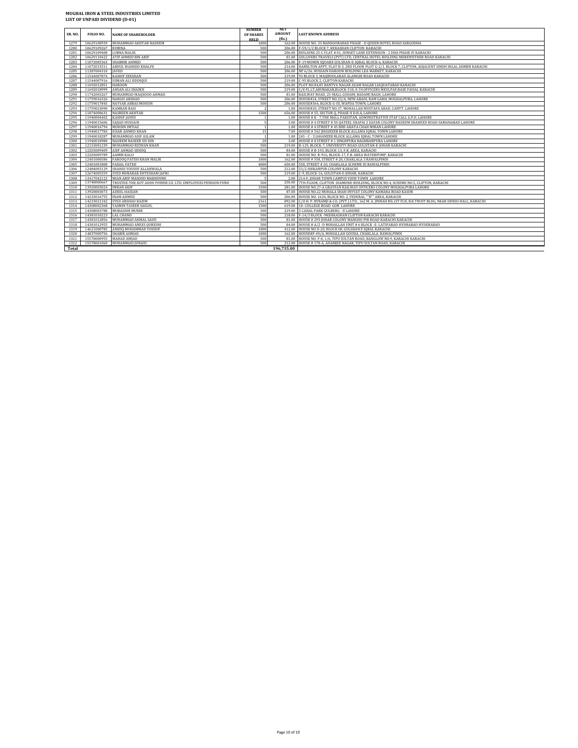**MUGHAL IRON & STEEL INDUSTRIES LIMITED**
**LIST OF UNPAID DIVIDEND (D-01)**

| SR. NO. | FOLIO NO. | NAME OF SHAREHOLDER | NUMBER OF SHARES HELD | NET AMOUNT (Rs.) | LAST KNOWN ADDRESS |
|---|---|---|---|---|---|
| 1279 | 10629108939 | MUHAMMAD AKHTAR NADEEM | 1000 | 162.00 | HOUSE NO: 33 MANSOORABAD PHASE - II QUEEN HOTEL ROAD SARGODHA |
| 1280 | 10629109267 | RUBINA | 500 | 206.00 | F-59/1/2 BLOCK 7, KEKASHAN CLIFTON KARACHI |
| 1281 | 10629109408 | LUBNA MALIK | 500 | 206.00 | BUILDING 25-C FLAT # 01, SUNSET LANE EXTENSION - 2 DHA PHASE IV KARACHI |
| 1282 | 10629110422 | ATIF AHMED BIN ARIF | 500 | 81.00 | GULLIVERS TRAVELS (PVT) LTD, CENTRAL HOTEL BUILDING MEREWETHER ROAD KARACHI |
| 1283 | 11072005363 | SHABBIR AHMED | 500 | 206.00 | F-19 MOMIN SQUARE GULSHAN-E-IQBAL BLOCK-6, KARACHI |
| 1284 | 11072015511 | ABDUL WAHEED KHALFE | 500 | 214.00 | HAMILTON APPT, FLAT B-3, 2ND FLOOR PLOT G-2/1, BLOCK 7, CLIFTON, ADJACENT SINDH HILAL AHMER KARACHI |
| 1285 | 11387004310 | JAVED | 500 | 206.00 | NP 6/26, HUSSAIN HAROON BUILDING LEA MARKET, KARACHI |
| 1286 | 11544007874 | KASHIF ZEESHAN | 500 | 219.00 | 93 BLOCK 3, MAQBOOLABAD ALAMGIR ROAD KARACHI |
| 1287 | 11544007916 | USMAN ALI SIDDIQUI | 500 | 219.00 | C-95 BLOCK 2, CLIFTON KARACHI |
| 1288 | 11692012851 | HAROON | 500 | 206.00 | PLOT NO.84,85 BANTVA NAGAR AZAM NAGAR LIAQUATABAD KARACHI |
| 1289 | 11692018999 | AHSAN ALI SHAIKH | 500 | 219.00 | C/0 FL.LT,ABUBAKAR,BLOCK-518, E-59,OFFICERS MESS,PAF,BASE FAISAL KARACHI |
| 1290 | 11742003267 | MUHAMMAD MAQSOOD AHMAD | 500 | 81.00 | RAILWAY ROAD, 25-MALL GODAM, BADAMI BAGH, LAHORE |
| 1291 | 11759016326 | NARGIS ARSHAD | 500 | 206.00 | HOUSE#24, STREET NO.23/A, NEW ABADI, RAM GARH, MUGHALPURA, LAHORE |
| 1292 | 11759017845 | NAYYAR ABBAS MOHSIN | 500 | 206.00 | HOUSE#364, BLOCK-G-III, WAPDA TOWN, LAHORE |
| 1293 | 11759023090 | KAMRAN RAIS | 2 | 1.00 | HOUSE#20, STREET NO.37, MOHALLAH MUSTAFA ABAD, CANTT. LAHORE |
| 1294 | 11874000631 | NASREEN AKHTAR | 1500 | 656.00 | HOUSE # 55, SECTOR Q, PHASE II D.H.A, LAHORE |
| 1295 | 11940004402 | KASHIF JAVED | 1 | 1.00 | HOUSE # K - 7,THE MALL PAKISTAN, ADMINISTRATIVE STAF CALL G.P.O, LAHORE |
| 1296 | 11940015606 | SAJJAD HUSSAIN | 5 | 3.00 | HOUSE # 4 STREET # 50 QATEEL SHAFAI 2 ZAFAR COLONY NADEEM SHAHEED ROAD SAMANABAD LAHORE |
| 1297 | 11940016794 | MOHSIN IMTIAZ | 1 | 1.00 | HOUSE # 4 STREET # 45 BIBI AHATA CHAH MIRAN LAHORE |
| 1298 | 11940017784 | EISAR AHMED KHAN | 15 | 7.00 | HOUSE # 542 JEHANZEB BLOCK ALLAMA IQBAL TOWN LAHORE |
| 1299 | 11940018287 | MUHAMMAD ASIF ASLAM | 1 | 1.00 | 245 - C - 3 JAHANZEB BLOCK ALLAMA IQBAL TOWN LAHORE |
| 1300 | 11940018980 | NADEEM NASEER UD DIN | 20 | 3.00 | HOUSE # 8 STREET # 1 SINGHPURA BAGHBANPURA LAHORE |
| 1301 | 12153001239 | MUHAMMAD RIZWAN KHAN | 500 | 219.00 | B-129, BLOCK-7, UNIVERSITY ROAD GULISTAN-E-JOHAR KARACHI |
| 1302 | 12203009409 | ASIF AHMAD SIDDIQ | 500 | 84.00 | HOUSE # B-193, BLOCK-13, F.B. AREA, KARACHI |
| 1303 | 12203009789 | AAMIR KALU | 500 | 81.00 | HOUSE NO. R-916, BLOCK-17, F.B. AREA WATERPUMP, KARACHI |
| 1304 | 12401000586 | FAROOQ FATEH KHAN MALIK | 1000 | 162.00 | HOUSE # 558, STREET # 20, CHAKLALA 3 RAWALPINDI |
| 1305 | 12401001808 | FAISAL FATEH | 4000 | 650.00 | 558, STREET # 20, CHAKLALA SCHEME III RAWALPINDI |
| 1306 | 12484003129 | SHAHID YOUSUF ALLAHWALA | 500 | 212.00 | 53/2 SHIKARPUR COLONY KARACHI |
| 1307 | 12674005559 | SYED MUBARAK EHTESHAM JAFRI | 500 | 219.00 | C-9, BLOCK-16, GULISTAN-E-JOHAR, KARACHI |
| 1308 | 13417042123 | MIAN ARIF MASOOD MAKHDUMI | 5 | 2.00 | 214-F, JOHAR TOWN CAMPUS VIEW TOWN LAHORE |
| 1309 | 13748000667 | TRUSTEE-THE KOT ADDU POWER CO. LTD. EMPLOYEES PENSION FUND | 500 | 250.00 | 7TH FLOOR, CLIFTON DIAMOND BUILDING, BLOCK NO.4, SCHEME NO.5, CLIFTON, KARACHI |
| 1310 | 13920003024 | IMRAN AKIF | 1500 | 281.00 | HOUSE NO.27-A GRAYFAN RAILWAY OFFICERS COLONY MUGHALPURA LAHORE |
| 1311 | 13920003073 | ADEEL HASSAN | 500 | 87.00 | HOUSE NO.22 MUHALA SHAH INYYAT COLONY KAMARA ROAD KASUR |
| 1312 | 14233016755 | INAM AHMED | 500 | 206.00 | HOUSE NO. 1634, BLOCK NO. 2, FEDERAL ""B"" AREA, KARACHI |
| 1313 | 14233021342 | SYED ARSHAD KAZIM | 2161 | 892.00 | C/O H. P. BYRAMJI & CO. (PVT.) LTD., 162 M. A. JINNAH RD,1ST FLR, B.K.TRUST BLDG, NEAR DENSO HALL, KARACHI |
| 1314 | 14308002368 | YASMIN TASEER SAIGOL | 1500 | 619.00 | 10- COLLEGE ROAD GOR LAHORE |
| 1315 | 14308003788 | MUBASHIR MUNIR | 500 | 219.00 | 5 CANAL PARK GULBERG - II LAHORE |
| 1316 | 14381010223 | LAL CHAND | 500 | 218.00 | F-14/3 BLOCK -9KEHKASHAN CLIFTON KARACHI KARACHI |
| 1317 | 14381012856 | MUHAMMAD AKMAL SAUD | 500 | 81.00 | HOUSE # 293 JOHAR COLONY MANGHO PIR ROAD KARACHI KARACHI |
| 1318 | 14381012955 | MUHAMMAD ANEES QURESHI | 500 | 84.00 | HOUSE # A/2 -D MOHALLAH UNIT # 6 BLOCK -E- LATIFABAD HYDRABAD HYDERABAD |
| 1319 | 14621000785 | ANEEQ MUHAMMAD YOUSUF | 1000 | 412.00 | HOUSE NO D-20, BLOCK 08, GULSHAN E IQBAL KARACHI |
| 1320 | 14837000756 | SHABIR AHMAD | 1000 | 162.00 | HOUSE#F-49/A, MOHALLAH GOUSIA, CHAKLALA. RAWALPINDI |
| 1321 | 15578000955 | MAHAD AMJAD | 500 | 81.00 | HOUSE NO. F-8, 1/6, TIPU SULTAN ROAD, BANGLOW NO.9, KARACHI KARACHI |
| 1322 | 15578001060 | MUHAMMAD JUNAID | 500 | 212.00 | HOUSE # 178-A, ADAMJEE NAGAR, TIPU SULTAN ROAD, KARACHI |
| **Total** | | | | **196,735.00** | |